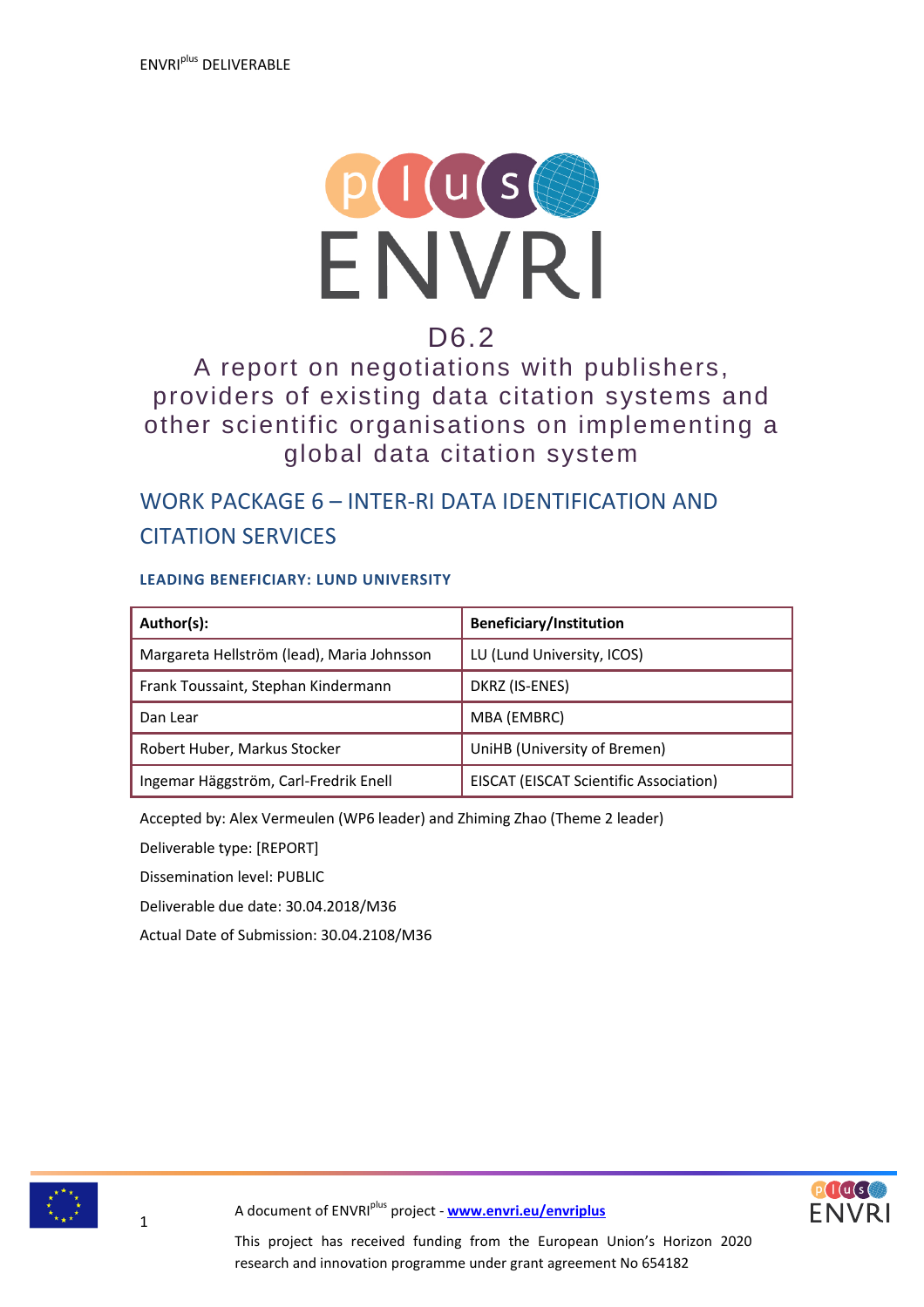ENVRI[plus] DELIVERABLE

# D6.2

# A report on negotiations with publishers, providers of existing data citation systems and other scientific organisations on implementing a global data citation system

## WORK PACKAGE 6 – INTER-RI DATA IDENTIFICATION AND CITATION SERVICES

**LEADING BENEFICIARY: LUND UNIVERSITY**

| Author(s): | Beneficiary/Institution |
|---|---|
| Margareta Hellström (lead), Maria Johnsson | LU (Lund University, ICOS) |
| Frank Toussaint, Stephan Kindermann | DKRZ (IS-ENES) |
| Dan Lear | MBA (EMBRC) |
| Robert Huber, Markus Stocker | UniHB (University of Bremen) |
| Ingemar Häggström, Carl-Fredrik Enell | EISCAT (EISCAT Scientific Association) |

Accepted by: Alex Vermeulen (WP6 leader) and Zhiming Zhao (Theme 2 leader)

Deliverable type: [REPORT]

Dissemination level: PUBLIC

Deliverable due date: 30.04.2018/M36

Actual Date of Submission: 30.04.2108/M36

A document of ENVRI[plus] project - **www.envri.eu/envriplus**

This project has received funding from the European Union's Horizon 2020 research and innovation programme under grant agreement No 654182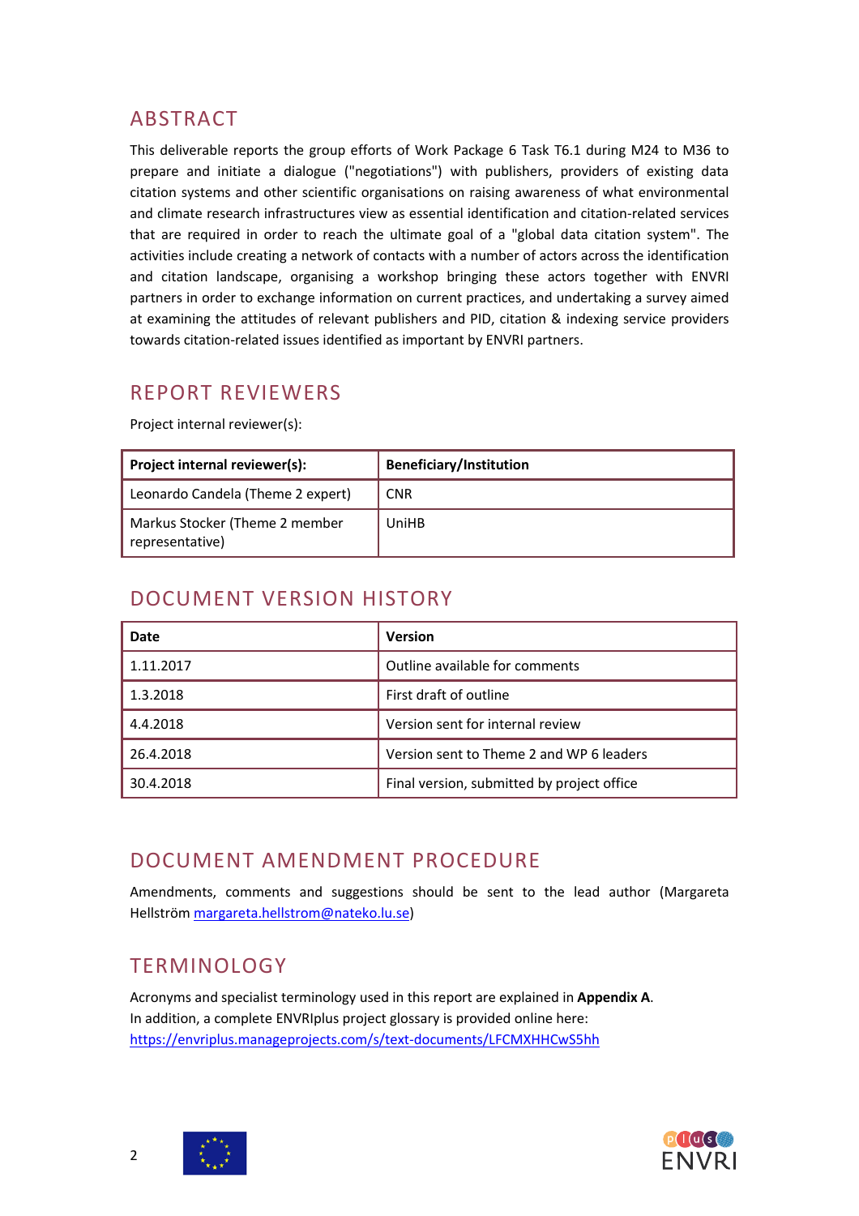## ABSTRACT

This deliverable reports the group efforts of Work Package 6 Task T6.1 during M24 to M36 to prepare and initiate a dialogue ("negotiations") with publishers, providers of existing data citation systems and other scientific organisations on raising awareness of what environmental and climate research infrastructures view as essential identification and citation-related services that are required in order to reach the ultimate goal of a "global data citation system". The activities include creating a network of contacts with a number of actors across the identification and citation landscape, organising a workshop bringing these actors together with ENVRI partners in order to exchange information on current practices, and undertaking a survey aimed at examining the attitudes of relevant publishers and PID, citation & indexing service providers towards citation-related issues identified as important by ENVRI partners.

## REPORT REVIEWERS

Project internal reviewer(s):

| Project internal reviewer(s): | Beneficiary/Institution |
|---|---|
| Leonardo Candela (Theme 2 expert) | CNR |
| Markus Stocker (Theme 2 member representative) | UniHB |

## DOCUMENT VERSION HISTORY

| Date | Version |
|---|---|
| 1.11.2017 | Outline available for comments |
| 1.3.2018 | First draft of outline |
| 4.4.2018 | Version sent for internal review |
| 26.4.2018 | Version sent to Theme 2 and WP 6 leaders |
| 30.4.2018 | Final version, submitted by project office |

## DOCUMENT AMENDMENT PROCEDURE

Amendments, comments and suggestions should be sent to the lead author (Margareta Hellström margareta.hellstrom@nateko.lu.se)

## TERMINOLOGY

Acronyms and specialist terminology used in this report are explained in **Appendix A**.
In addition, a complete ENVRIplus project glossary is provided online here:
https://envriplus.manageprojects.com/s/text-documents/LFCMXHHCwS5hh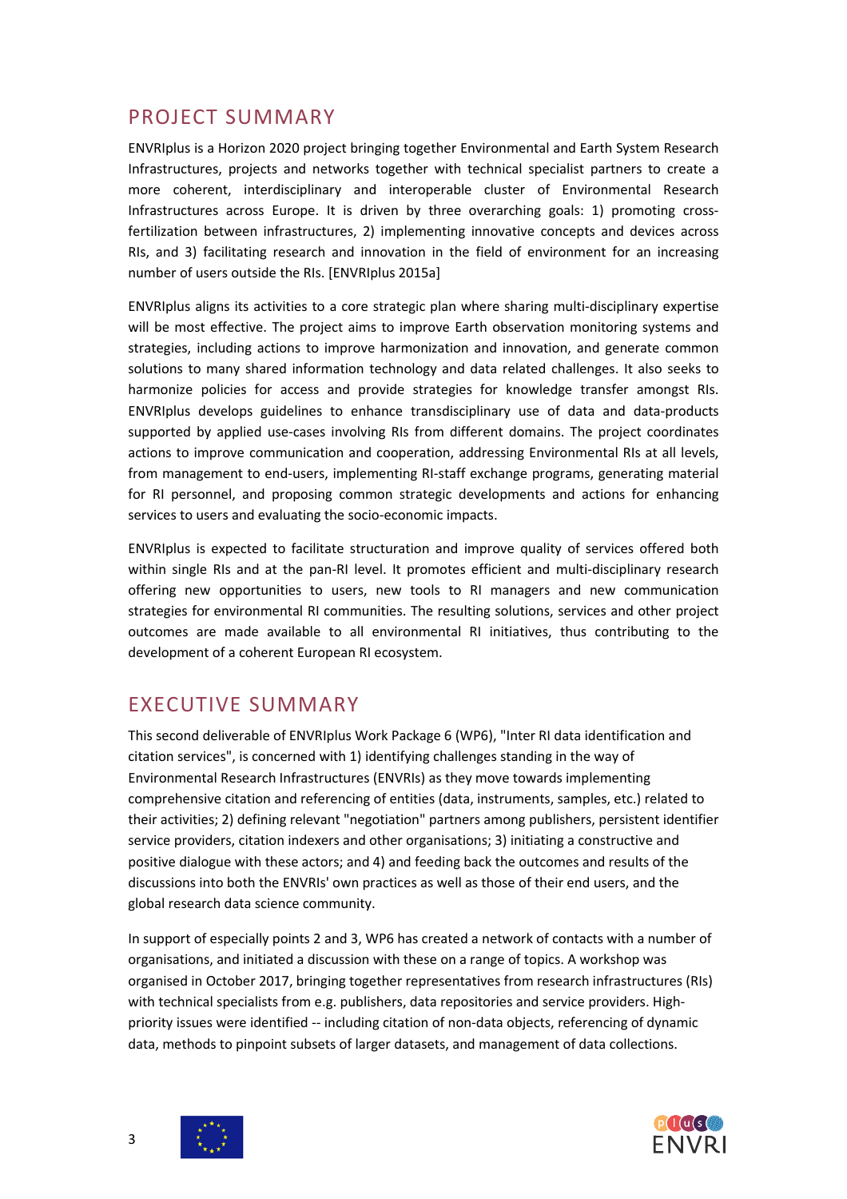## PROJECT SUMMARY

ENVRIplus is a Horizon 2020 project bringing together Environmental and Earth System Research Infrastructures, projects and networks together with technical specialist partners to create a more coherent, interdisciplinary and interoperable cluster of Environmental Research Infrastructures across Europe. It is driven by three overarching goals: 1) promoting cross-fertilization between infrastructures, 2) implementing innovative concepts and devices across RIs, and 3) facilitating research and innovation in the field of environment for an increasing number of users outside the RIs. [ENVRIplus 2015a]

ENVRIplus aligns its activities to a core strategic plan where sharing multi-disciplinary expertise will be most effective. The project aims to improve Earth observation monitoring systems and strategies, including actions to improve harmonization and innovation, and generate common solutions to many shared information technology and data related challenges. It also seeks to harmonize policies for access and provide strategies for knowledge transfer amongst RIs. ENVRIplus develops guidelines to enhance transdisciplinary use of data and data-products supported by applied use-cases involving RIs from different domains. The project coordinates actions to improve communication and cooperation, addressing Environmental RIs at all levels, from management to end-users, implementing RI-staff exchange programs, generating material for RI personnel, and proposing common strategic developments and actions for enhancing services to users and evaluating the socio-economic impacts.

ENVRIplus is expected to facilitate structuration and improve quality of services offered both within single RIs and at the pan-RI level. It promotes efficient and multi-disciplinary research offering new opportunities to users, new tools to RI managers and new communication strategies for environmental RI communities. The resulting solutions, services and other project outcomes are made available to all environmental RI initiatives, thus contributing to the development of a coherent European RI ecosystem.

## EXECUTIVE SUMMARY

This second deliverable of ENVRIplus Work Package 6 (WP6), "Inter RI data identification and citation services", is concerned with 1) identifying challenges standing in the way of Environmental Research Infrastructures (ENVRIs) as they move towards implementing comprehensive citation and referencing of entities (data, instruments, samples, etc.) related to their activities; 2) defining relevant "negotiation" partners among publishers, persistent identifier service providers, citation indexers and other organisations; 3) initiating a constructive and positive dialogue with these actors; and 4) and feeding back the outcomes and results of the discussions into both the ENVRIs' own practices as well as those of their end users, and the global research data science community.

In support of especially points 2 and 3, WP6 has created a network of contacts with a number of organisations, and initiated a discussion with these on a range of topics. A workshop was organised in October 2017, bringing together representatives from research infrastructures (RIs) with technical specialists from e.g. publishers, data repositories and service providers. High-priority issues were identified -- including citation of non-data objects, referencing of dynamic data, methods to pinpoint subsets of larger datasets, and management of data collections.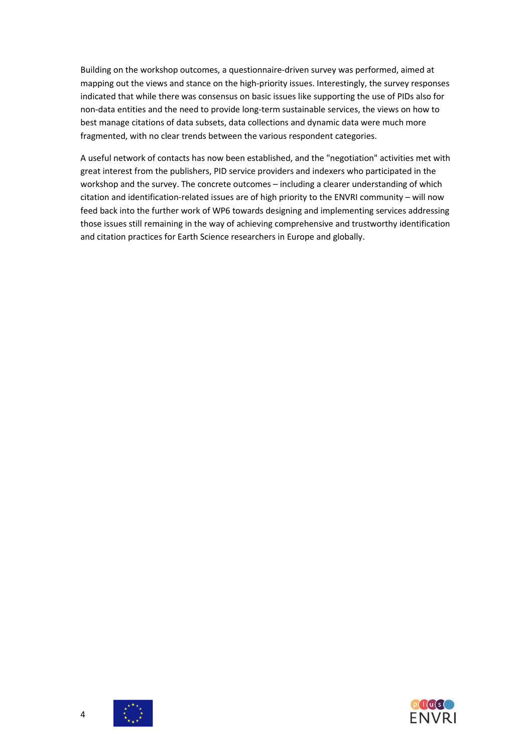Building on the workshop outcomes, a questionnaire-driven survey was performed, aimed at mapping out the views and stance on the high-priority issues. Interestingly, the survey responses indicated that while there was consensus on basic issues like supporting the use of PIDs also for non-data entities and the need to provide long-term sustainable services, the views on how to best manage citations of data subsets, data collections and dynamic data were much more fragmented, with no clear trends between the various respondent categories.

A useful network of contacts has now been established, and the "negotiation" activities met with great interest from the publishers, PID service providers and indexers who participated in the workshop and the survey. The concrete outcomes – including a clearer understanding of which citation and identification-related issues are of high priority to the ENVRI community – will now feed back into the further work of WP6 towards designing and implementing services addressing those issues still remaining in the way of achieving comprehensive and trustworthy identification and citation practices for Earth Science researchers in Europe and globally.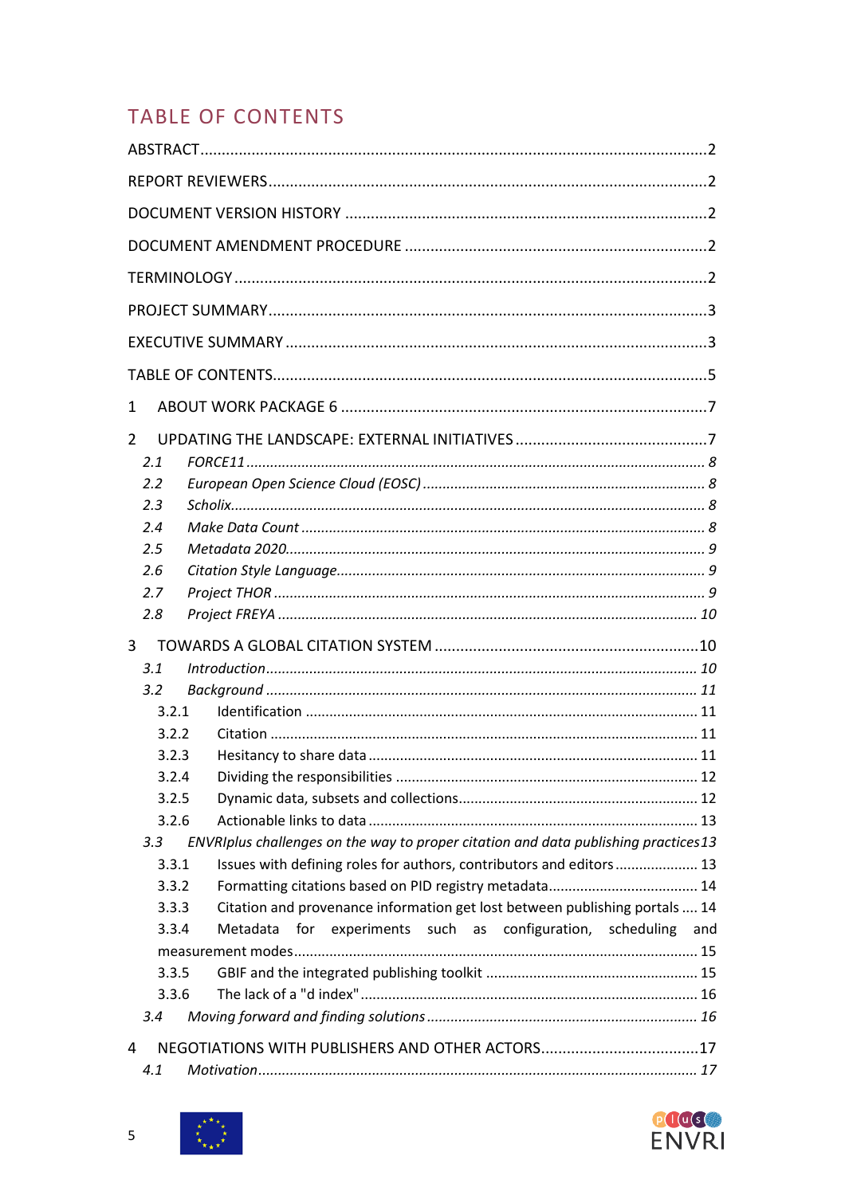## TABLE OF CONTENTS

ABSTRACT ..... 2

REPORT REVIEWERS ..... 2

DOCUMENT VERSION HISTORY ..... 2

DOCUMENT AMENDMENT PROCEDURE ..... 2

TERMINOLOGY ..... 2

PROJECT SUMMARY ..... 3

EXECUTIVE SUMMARY ..... 3

TABLE OF CONTENTS ..... 5

1 ABOUT WORK PACKAGE 6 ..... 7

2 UPDATING THE LANDSCAPE: EXTERNAL INITIATIVES ..... 7

- *2.1 FORCE11* ..... *8*
- *2.2 European Open Science Cloud (EOSC)* ..... *8*
- *2.3 Scholix* ..... *8*
- *2.4 Make Data Count* ..... *8*
- *2.5 Metadata 2020* ..... *9*
- *2.6 Citation Style Language* ..... *9*
- *2.7 Project THOR* ..... *9*
- *2.8 Project FREYA* ..... *10*

3 TOWARDS A GLOBAL CITATION SYSTEM ..... 10

- *3.1 Introduction* ..... *10*
- *3.2 Background* ..... *11*
  - 3.2.1 Identification ..... 11
  - 3.2.2 Citation ..... 11
  - 3.2.3 Hesitancy to share data ..... 11
  - 3.2.4 Dividing the responsibilities ..... 12
  - 3.2.5 Dynamic data, subsets and collections ..... 12
  - 3.2.6 Actionable links to data ..... 13
- *3.3 ENVRIplus challenges on the way to proper citation and data publishing practices* *13*
  - 3.3.1 Issues with defining roles for authors, contributors and editors ..... 13
  - 3.3.2 Formatting citations based on PID registry metadata ..... 14
  - 3.3.3 Citation and provenance information get lost between publishing portals ..... 14
  - 3.3.4 Metadata for experiments such as configuration, scheduling and measurement modes ..... 15
  - 3.3.5 GBIF and the integrated publishing toolkit ..... 15
  - 3.3.6 The lack of a "d index" ..... 16
- *3.4 Moving forward and finding solutions* ..... *16*

4 NEGOTIATIONS WITH PUBLISHERS AND OTHER ACTORS ..... 17

- *4.1 Motivation* ..... *17*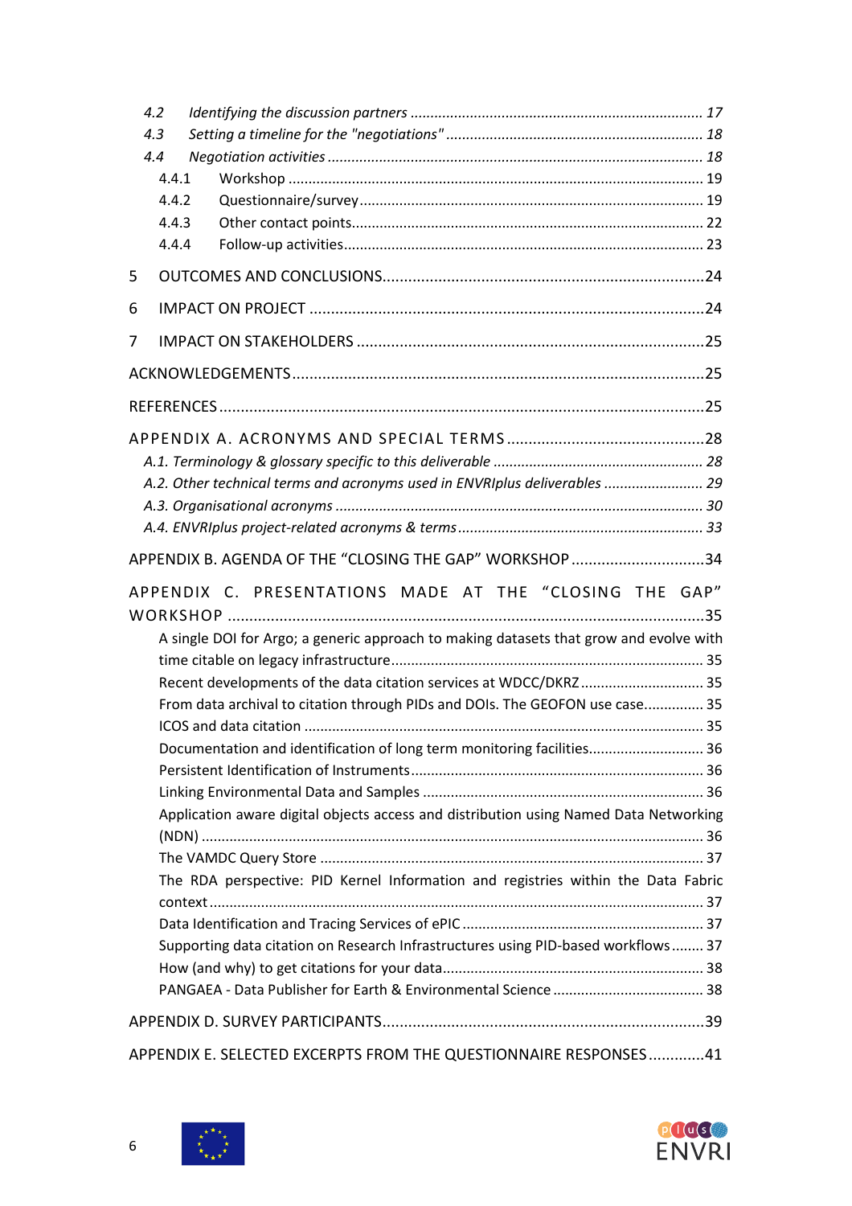- *4.2 Identifying the discussion partners* ........ *17*
- *4.3 Setting a timeline for the "negotiations"* ........ *18*
- *4.4 Negotiation activities* ........ *18*
  - 4.4.1 Workshop ........ 19
  - 4.4.2 Questionnaire/survey ........ 19
  - 4.4.3 Other contact points ........ 22
  - 4.4.4 Follow-up activities ........ 23

5 OUTCOMES AND CONCLUSIONS ........ 24

6 IMPACT ON PROJECT ........ 24

7 IMPACT ON STAKEHOLDERS ........ 25

ACKNOWLEDGEMENTS ........ 25

REFERENCES ........ 25

APPENDIX A. ACRONYMS AND SPECIAL TERMS ........ 28

- *A.1. Terminology & glossary specific to this deliverable* ........ *28*
- *A.2. Other technical terms and acronyms used in ENVRIplus deliverables* ........ *29*
- *A.3. Organisational acronyms* ........ *30*
- *A.4. ENVRIplus project-related acronyms & terms* ........ *33*

APPENDIX B. AGENDA OF THE "CLOSING THE GAP" WORKSHOP ........ 34

APPENDIX C. PRESENTATIONS MADE AT THE "CLOSING THE GAP" WORKSHOP ........ 35

- A single DOI for Argo; a generic approach to making datasets that grow and evolve with time citable on legacy infrastructure ........ 35
- Recent developments of the data citation services at WDCC/DKRZ ........ 35
- From data archival to citation through PIDs and DOIs. The GEOFON use case ........ 35
- ICOS and data citation ........ 35
- Documentation and identification of long term monitoring facilities ........ 36
- Persistent Identification of Instruments ........ 36
- Linking Environmental Data and Samples ........ 36
- Application aware digital objects access and distribution using Named Data Networking (NDN) ........ 36
- The VAMDC Query Store ........ 37
- The RDA perspective: PID Kernel Information and registries within the Data Fabric context ........ 37
- Data Identification and Tracing Services of ePIC ........ 37
- Supporting data citation on Research Infrastructures using PID-based workflows ........ 37
- How (and why) to get citations for your data ........ 38
- PANGAEA - Data Publisher for Earth & Environmental Science ........ 38

APPENDIX D. SURVEY PARTICIPANTS ........ 39

APPENDIX E. SELECTED EXCERPTS FROM THE QUESTIONNAIRE RESPONSES ........ 41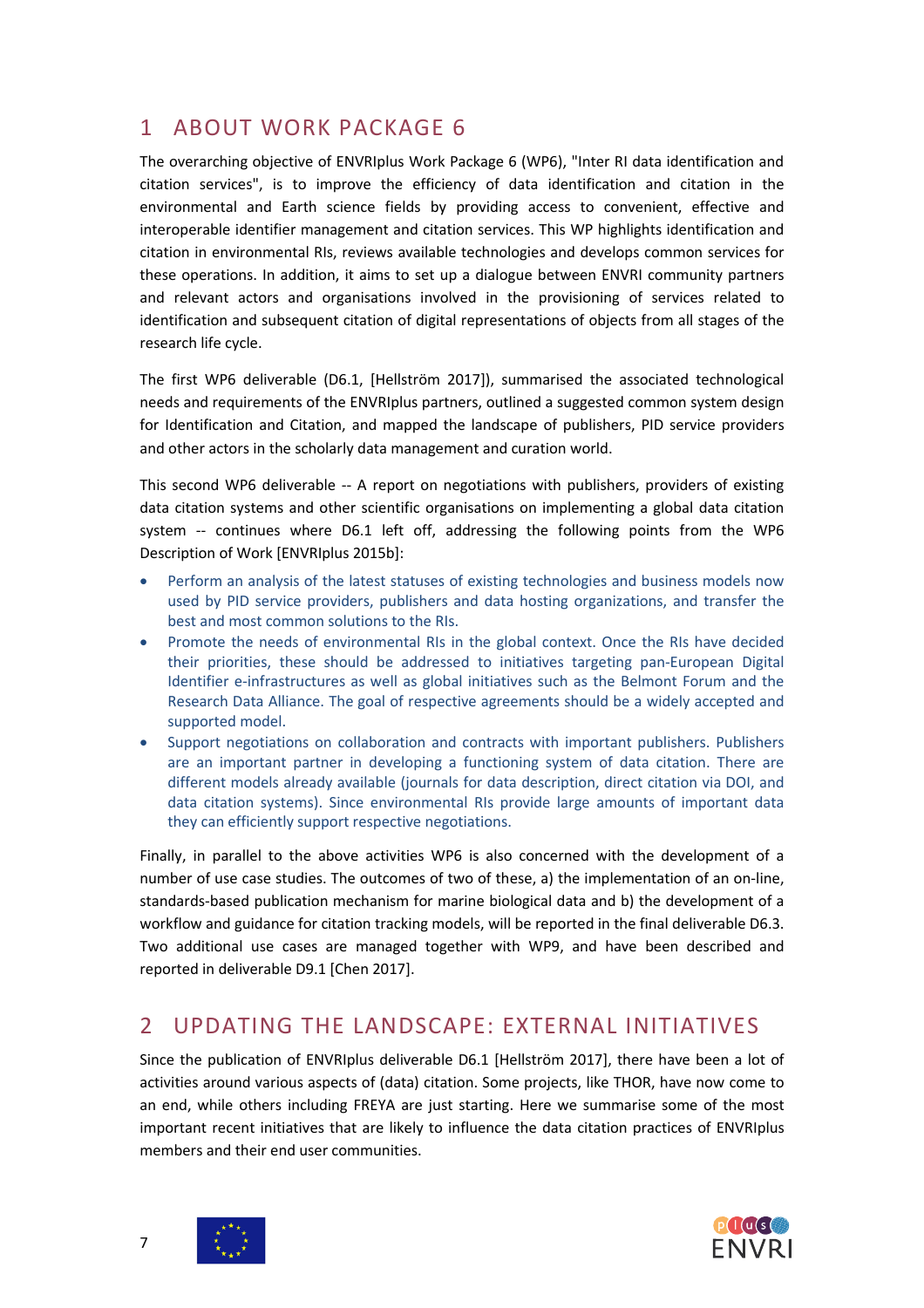# 1 ABOUT WORK PACKAGE 6

The overarching objective of ENVRIplus Work Package 6 (WP6), "Inter RI data identification and citation services", is to improve the efficiency of data identification and citation in the environmental and Earth science fields by providing access to convenient, effective and interoperable identifier management and citation services. This WP highlights identification and citation in environmental RIs, reviews available technologies and develops common services for these operations. In addition, it aims to set up a dialogue between ENVRI community partners and relevant actors and organisations involved in the provisioning of services related to identification and subsequent citation of digital representations of objects from all stages of the research life cycle.

The first WP6 deliverable (D6.1, [Hellström 2017]), summarised the associated technological needs and requirements of the ENVRIplus partners, outlined a suggested common system design for Identification and Citation, and mapped the landscape of publishers, PID service providers and other actors in the scholarly data management and curation world.

This second WP6 deliverable -- A report on negotiations with publishers, providers of existing data citation systems and other scientific organisations on implementing a global data citation system -- continues where D6.1 left off, addressing the following points from the WP6 Description of Work [ENVRIplus 2015b]:

- Perform an analysis of the latest statuses of existing technologies and business models now used by PID service providers, publishers and data hosting organizations, and transfer the best and most common solutions to the RIs.
- Promote the needs of environmental RIs in the global context. Once the RIs have decided their priorities, these should be addressed to initiatives targeting pan-European Digital Identifier e-infrastructures as well as global initiatives such as the Belmont Forum and the Research Data Alliance. The goal of respective agreements should be a widely accepted and supported model.
- Support negotiations on collaboration and contracts with important publishers. Publishers are an important partner in developing a functioning system of data citation. There are different models already available (journals for data description, direct citation via DOI, and data citation systems). Since environmental RIs provide large amounts of important data they can efficiently support respective negotiations.

Finally, in parallel to the above activities WP6 is also concerned with the development of a number of use case studies. The outcomes of two of these, a) the implementation of an on-line, standards-based publication mechanism for marine biological data and b) the development of a workflow and guidance for citation tracking models, will be reported in the final deliverable D6.3. Two additional use cases are managed together with WP9, and have been described and reported in deliverable D9.1 [Chen 2017].

# 2 UPDATING THE LANDSCAPE: EXTERNAL INITIATIVES

Since the publication of ENVRIplus deliverable D6.1 [Hellström 2017], there have been a lot of activities around various aspects of (data) citation. Some projects, like THOR, have now come to an end, while others including FREYA are just starting. Here we summarise some of the most important recent initiatives that are likely to influence the data citation practices of ENVRIplus members and their end user communities.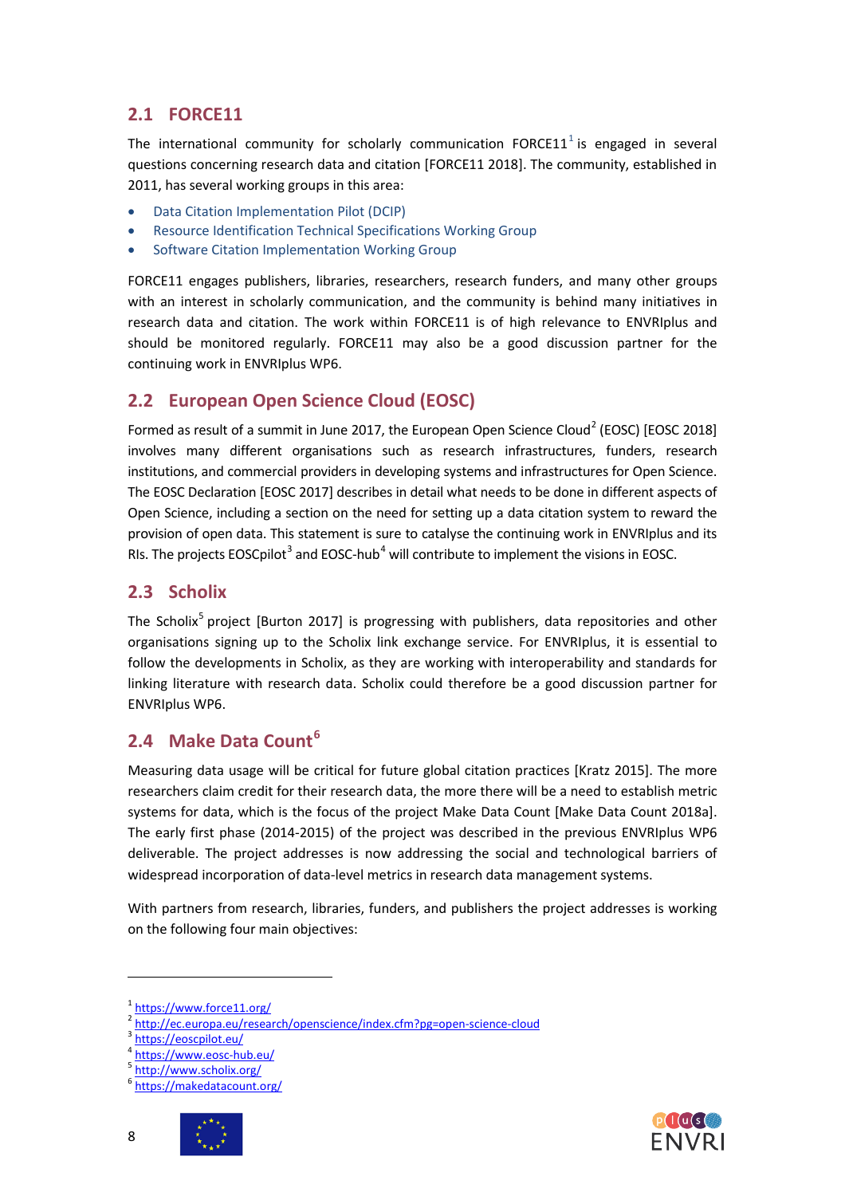## 2.1 FORCE11

The international community for scholarly communication FORCE11[1] is engaged in several questions concerning research data and citation [FORCE11 2018]. The community, established in 2011, has several working groups in this area:

- Data Citation Implementation Pilot (DCIP)
- Resource Identification Technical Specifications Working Group
- Software Citation Implementation Working Group

FORCE11 engages publishers, libraries, researchers, research funders, and many other groups with an interest in scholarly communication, and the community is behind many initiatives in research data and citation. The work within FORCE11 is of high relevance to ENVRIplus and should be monitored regularly. FORCE11 may also be a good discussion partner for the continuing work in ENVRIplus WP6.

## 2.2 European Open Science Cloud (EOSC)

Formed as result of a summit in June 2017, the European Open Science Cloud[2] (EOSC) [EOSC 2018] involves many different organisations such as research infrastructures, funders, research institutions, and commercial providers in developing systems and infrastructures for Open Science. The EOSC Declaration [EOSC 2017] describes in detail what needs to be done in different aspects of Open Science, including a section on the need for setting up a data citation system to reward the provision of open data. This statement is sure to catalyse the continuing work in ENVRIplus and its RIs. The projects EOSCpilot[3] and EOSC-hub[4] will contribute to implement the visions in EOSC.

## 2.3 Scholix

The Scholix[5] project [Burton 2017] is progressing with publishers, data repositories and other organisations signing up to the Scholix link exchange service. For ENVRIplus, it is essential to follow the developments in Scholix, as they are working with interoperability and standards for linking literature with research data. Scholix could therefore be a good discussion partner for ENVRIplus WP6.

## 2.4 Make Data Count[6]

Measuring data usage will be critical for future global citation practices [Kratz 2015]. The more researchers claim credit for their research data, the more there will be a need to establish metric systems for data, which is the focus of the project Make Data Count [Make Data Count 2018a]. The early first phase (2014-2015) of the project was described in the previous ENVRIplus WP6 deliverable. The project addresses is now addressing the social and technological barriers of widespread incorporation of data-level metrics in research data management systems.

With partners from research, libraries, funders, and publishers the project addresses is working on the following four main objectives:

---

[1] https://www.force11.org/
[2] http://ec.europa.eu/research/openscience/index.cfm?pg=open-science-cloud
[3] https://eoscpilot.eu/
[4] https://www.eosc-hub.eu/
[5] http://www.scholix.org/
[6] https://makedatacount.org/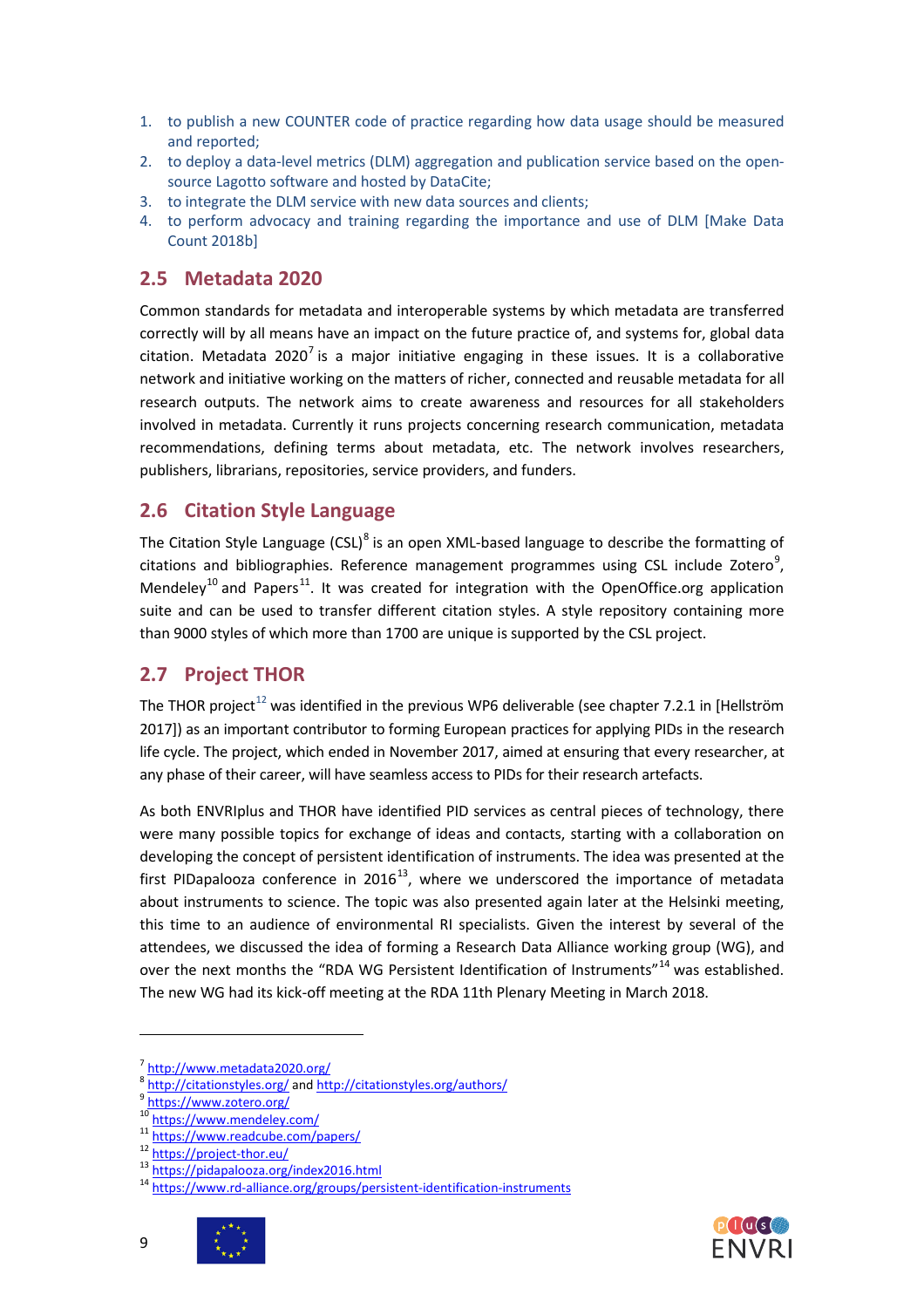1. to publish a new COUNTER code of practice regarding how data usage should be measured and reported;
2. to deploy a data-level metrics (DLM) aggregation and publication service based on the open-source Lagotto software and hosted by DataCite;
3. to integrate the DLM service with new data sources and clients;
4. to perform advocacy and training regarding the importance and use of DLM [Make Data Count 2018b]

## 2.5 Metadata 2020

Common standards for metadata and interoperable systems by which metadata are transferred correctly will by all means have an impact on the future practice of, and systems for, global data citation. Metadata 2020[7] is a major initiative engaging in these issues. It is a collaborative network and initiative working on the matters of richer, connected and reusable metadata for all research outputs. The network aims to create awareness and resources for all stakeholders involved in metadata. Currently it runs projects concerning research communication, metadata recommendations, defining terms about metadata, etc. The network involves researchers, publishers, librarians, repositories, service providers, and funders.

## 2.6 Citation Style Language

The Citation Style Language (CSL)[8] is an open XML-based language to describe the formatting of citations and bibliographies. Reference management programmes using CSL include Zotero[9], Mendeley[10] and Papers[11]. It was created for integration with the OpenOffice.org application suite and can be used to transfer different citation styles. A style repository containing more than 9000 styles of which more than 1700 are unique is supported by the CSL project.

## 2.7 Project THOR

The THOR project[12] was identified in the previous WP6 deliverable (see chapter 7.2.1 in [Hellström 2017]) as an important contributor to forming European practices for applying PIDs in the research life cycle. The project, which ended in November 2017, aimed at ensuring that every researcher, at any phase of their career, will have seamless access to PIDs for their research artefacts.

As both ENVRIplus and THOR have identified PID services as central pieces of technology, there were many possible topics for exchange of ideas and contacts, starting with a collaboration on developing the concept of persistent identification of instruments. The idea was presented at the first PIDapalooza conference in 2016[13], where we underscored the importance of metadata about instruments to science. The topic was also presented again later at the Helsinki meeting, this time to an audience of environmental RI specialists. Given the interest by several of the attendees, we discussed the idea of forming a Research Data Alliance working group (WG), and over the next months the "RDA WG Persistent Identification of Instruments"[14] was established. The new WG had its kick-off meeting at the RDA 11th Plenary Meeting in March 2018.

---

[7] http://www.metadata2020.org/
[8] http://citationstyles.org/ and http://citationstyles.org/authors/
[9] https://www.zotero.org/
[10] https://www.mendeley.com/
[11] https://www.readcube.com/papers/
[12] https://project-thor.eu/
[13] https://pidapalooza.org/index2016.html
[14] https://www.rd-alliance.org/groups/persistent-identification-instruments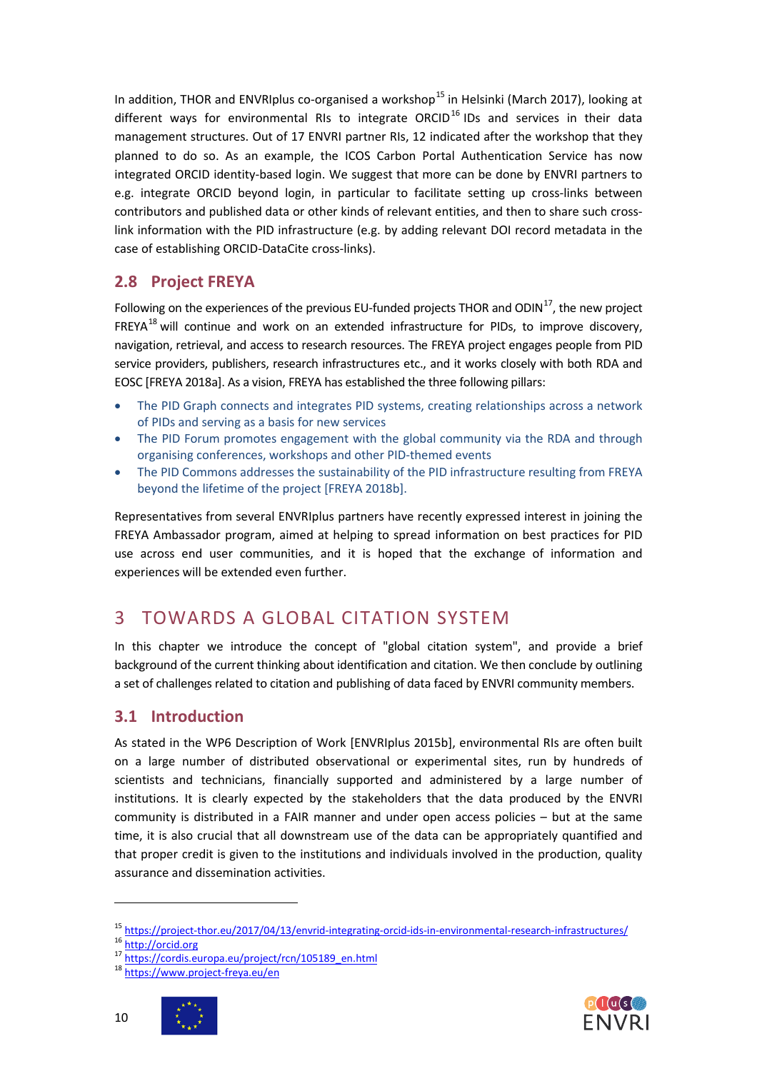In addition, THOR and ENVRIplus co-organised a workshop[15] in Helsinki (March 2017), looking at different ways for environmental RIs to integrate ORCID[16] IDs and services in their data management structures. Out of 17 ENVRI partner RIs, 12 indicated after the workshop that they planned to do so. As an example, the ICOS Carbon Portal Authentication Service has now integrated ORCID identity-based login. We suggest that more can be done by ENVRI partners to e.g. integrate ORCID beyond login, in particular to facilitate setting up cross-links between contributors and published data or other kinds of relevant entities, and then to share such cross-link information with the PID infrastructure (e.g. by adding relevant DOI record metadata in the case of establishing ORCID-DataCite cross-links).

## 2.8 Project FREYA

Following on the experiences of the previous EU-funded projects THOR and ODIN[17], the new project FREYA[18] will continue and work on an extended infrastructure for PIDs, to improve discovery, navigation, retrieval, and access to research resources. The FREYA project engages people from PID service providers, publishers, research infrastructures etc., and it works closely with both RDA and EOSC [FREYA 2018a]. As a vision, FREYA has established the three following pillars:

- The PID Graph connects and integrates PID systems, creating relationships across a network of PIDs and serving as a basis for new services
- The PID Forum promotes engagement with the global community via the RDA and through organising conferences, workshops and other PID-themed events
- The PID Commons addresses the sustainability of the PID infrastructure resulting from FREYA beyond the lifetime of the project [FREYA 2018b].

Representatives from several ENVRIplus partners have recently expressed interest in joining the FREYA Ambassador program, aimed at helping to spread information on best practices for PID use across end user communities, and it is hoped that the exchange of information and experiences will be extended even further.

# 3 TOWARDS A GLOBAL CITATION SYSTEM

In this chapter we introduce the concept of "global citation system", and provide a brief background of the current thinking about identification and citation. We then conclude by outlining a set of challenges related to citation and publishing of data faced by ENVRI community members.

## 3.1 Introduction

As stated in the WP6 Description of Work [ENVRIplus 2015b], environmental RIs are often built on a large number of distributed observational or experimental sites, run by hundreds of scientists and technicians, financially supported and administered by a large number of institutions. It is clearly expected by the stakeholders that the data produced by the ENVRI community is distributed in a FAIR manner and under open access policies – but at the same time, it is also crucial that all downstream use of the data can be appropriately quantified and that proper credit is given to the institutions and individuals involved in the production, quality assurance and dissemination activities.

---

[15] https://project-thor.eu/2017/04/13/envrid-integrating-orcid-ids-in-environmental-research-infrastructures/

[16] http://orcid.org

[17] https://cordis.europa.eu/project/rcn/105189_en.html

[18] https://www.project-freya.eu/en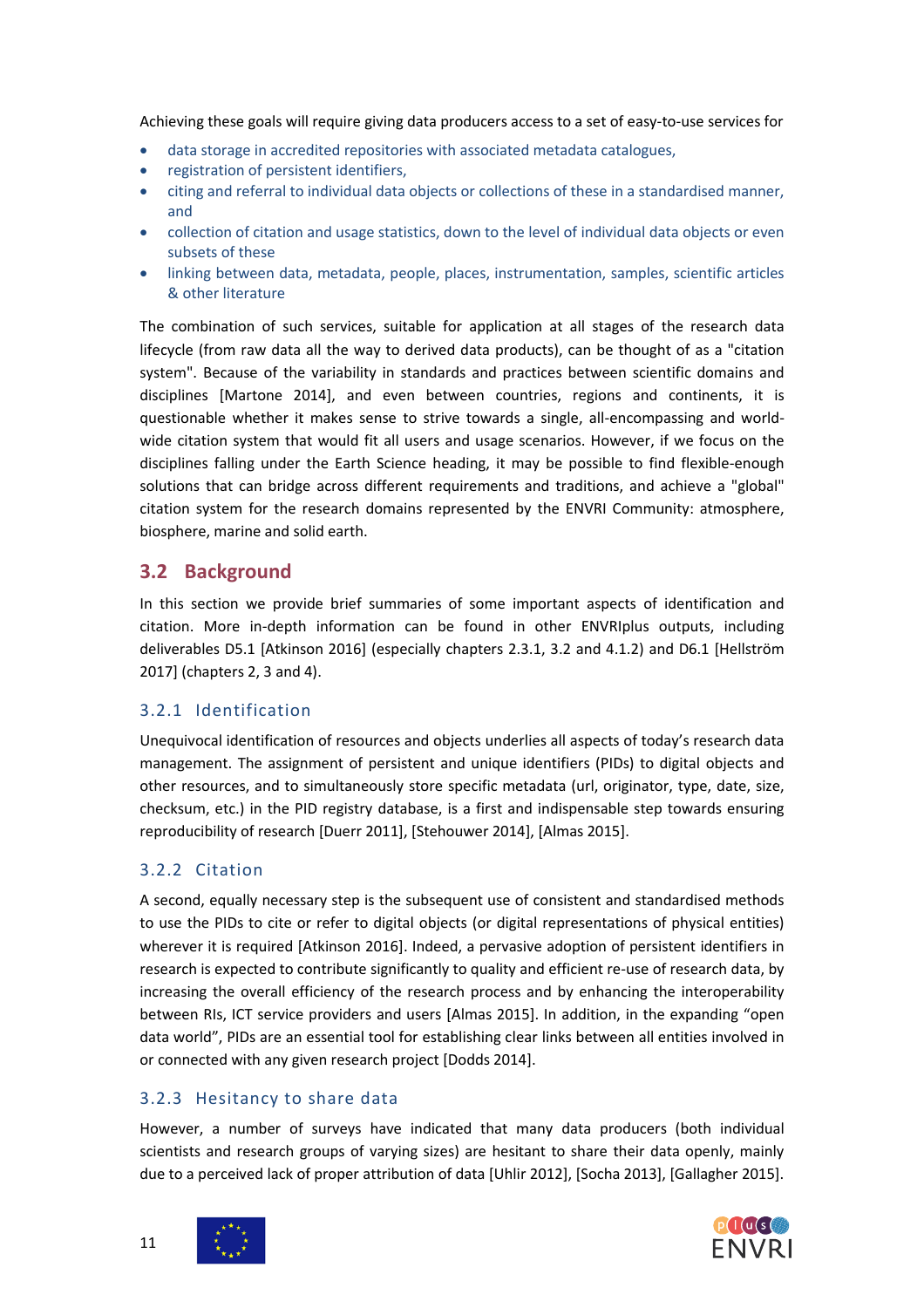Achieving these goals will require giving data producers access to a set of easy-to-use services for

- data storage in accredited repositories with associated metadata catalogues,
- registration of persistent identifiers,
- citing and referral to individual data objects or collections of these in a standardised manner, and
- collection of citation and usage statistics, down to the level of individual data objects or even subsets of these
- linking between data, metadata, people, places, instrumentation, samples, scientific articles & other literature

The combination of such services, suitable for application at all stages of the research data lifecycle (from raw data all the way to derived data products), can be thought of as a "citation system". Because of the variability in standards and practices between scientific domains and disciplines [Martone 2014], and even between countries, regions and continents, it is questionable whether it makes sense to strive towards a single, all-encompassing and world-wide citation system that would fit all users and usage scenarios. However, if we focus on the disciplines falling under the Earth Science heading, it may be possible to find flexible-enough solutions that can bridge across different requirements and traditions, and achieve a "global" citation system for the research domains represented by the ENVRI Community: atmosphere, biosphere, marine and solid earth.

## 3.2 Background

In this section we provide brief summaries of some important aspects of identification and citation. More in-depth information can be found in other ENVRIplus outputs, including deliverables D5.1 [Atkinson 2016] (especially chapters 2.3.1, 3.2 and 4.1.2) and D6.1 [Hellström 2017] (chapters 2, 3 and 4).

### 3.2.1 Identification

Unequivocal identification of resources and objects underlies all aspects of today's research data management. The assignment of persistent and unique identifiers (PIDs) to digital objects and other resources, and to simultaneously store specific metadata (url, originator, type, date, size, checksum, etc.) in the PID registry database, is a first and indispensable step towards ensuring reproducibility of research [Duerr 2011], [Stehouwer 2014], [Almas 2015].

### 3.2.2 Citation

A second, equally necessary step is the subsequent use of consistent and standardised methods to use the PIDs to cite or refer to digital objects (or digital representations of physical entities) wherever it is required [Atkinson 2016]. Indeed, a pervasive adoption of persistent identifiers in research is expected to contribute significantly to quality and efficient re-use of research data, by increasing the overall efficiency of the research process and by enhancing the interoperability between RIs, ICT service providers and users [Almas 2015]. In addition, in the expanding "open data world", PIDs are an essential tool for establishing clear links between all entities involved in or connected with any given research project [Dodds 2014].

### 3.2.3 Hesitancy to share data

However, a number of surveys have indicated that many data producers (both individual scientists and research groups of varying sizes) are hesitant to share their data openly, mainly due to a perceived lack of proper attribution of data [Uhlir 2012], [Socha 2013], [Gallagher 2015].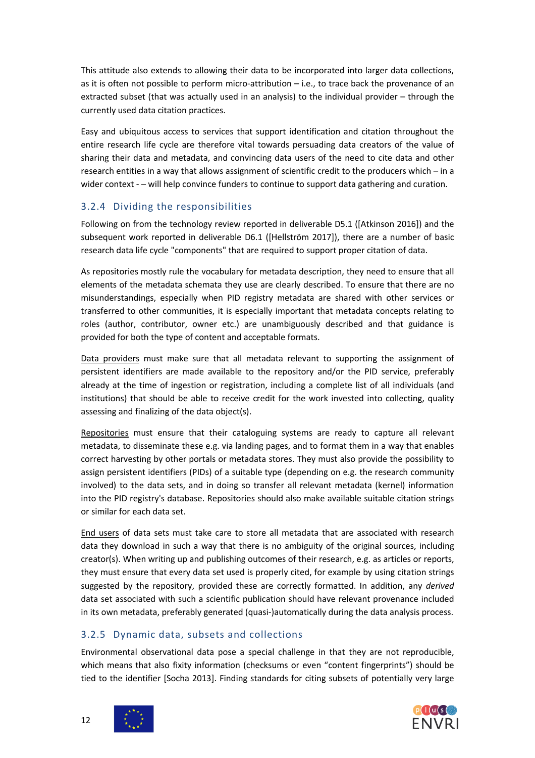This attitude also extends to allowing their data to be incorporated into larger data collections, as it is often not possible to perform micro-attribution – i.e., to trace back the provenance of an extracted subset (that was actually used in an analysis) to the individual provider – through the currently used data citation practices.

Easy and ubiquitous access to services that support identification and citation throughout the entire research life cycle are therefore vital towards persuading data creators of the value of sharing their data and metadata, and convincing data users of the need to cite data and other research entities in a way that allows assignment of scientific credit to the producers which – in a wider context - – will help convince funders to continue to support data gathering and curation.

### 3.2.4 Dividing the responsibilities

Following on from the technology review reported in deliverable D5.1 ([Atkinson 2016]) and the subsequent work reported in deliverable D6.1 ([Hellström 2017]), there are a number of basic research data life cycle "components" that are required to support proper citation of data.

As repositories mostly rule the vocabulary for metadata description, they need to ensure that all elements of the metadata schemata they use are clearly described. To ensure that there are no misunderstandings, especially when PID registry metadata are shared with other services or transferred to other communities, it is especially important that metadata concepts relating to roles (author, contributor, owner etc.) are unambiguously described and that guidance is provided for both the type of content and acceptable formats.

<u>Data providers</u> must make sure that all metadata relevant to supporting the assignment of persistent identifiers are made available to the repository and/or the PID service, preferably already at the time of ingestion or registration, including a complete list of all individuals (and institutions) that should be able to receive credit for the work invested into collecting, quality assessing and finalizing of the data object(s).

<u>Repositories</u> must ensure that their cataloguing systems are ready to capture all relevant metadata, to disseminate these e.g. via landing pages, and to format them in a way that enables correct harvesting by other portals or metadata stores. They must also provide the possibility to assign persistent identifiers (PIDs) of a suitable type (depending on e.g. the research community involved) to the data sets, and in doing so transfer all relevant metadata (kernel) information into the PID registry's database. Repositories should also make available suitable citation strings or similar for each data set.

<u>End users</u> of data sets must take care to store all metadata that are associated with research data they download in such a way that there is no ambiguity of the original sources, including creator(s). When writing up and publishing outcomes of their research, e.g. as articles or reports, they must ensure that every data set used is properly cited, for example by using citation strings suggested by the repository, provided these are correctly formatted. In addition, any *derived* data set associated with such a scientific publication should have relevant provenance included in its own metadata, preferably generated (quasi-)automatically during the data analysis process.

### 3.2.5 Dynamic data, subsets and collections

Environmental observational data pose a special challenge in that they are not reproducible, which means that also fixity information (checksums or even "content fingerprints") should be tied to the identifier [Socha 2013]. Finding standards for citing subsets of potentially very large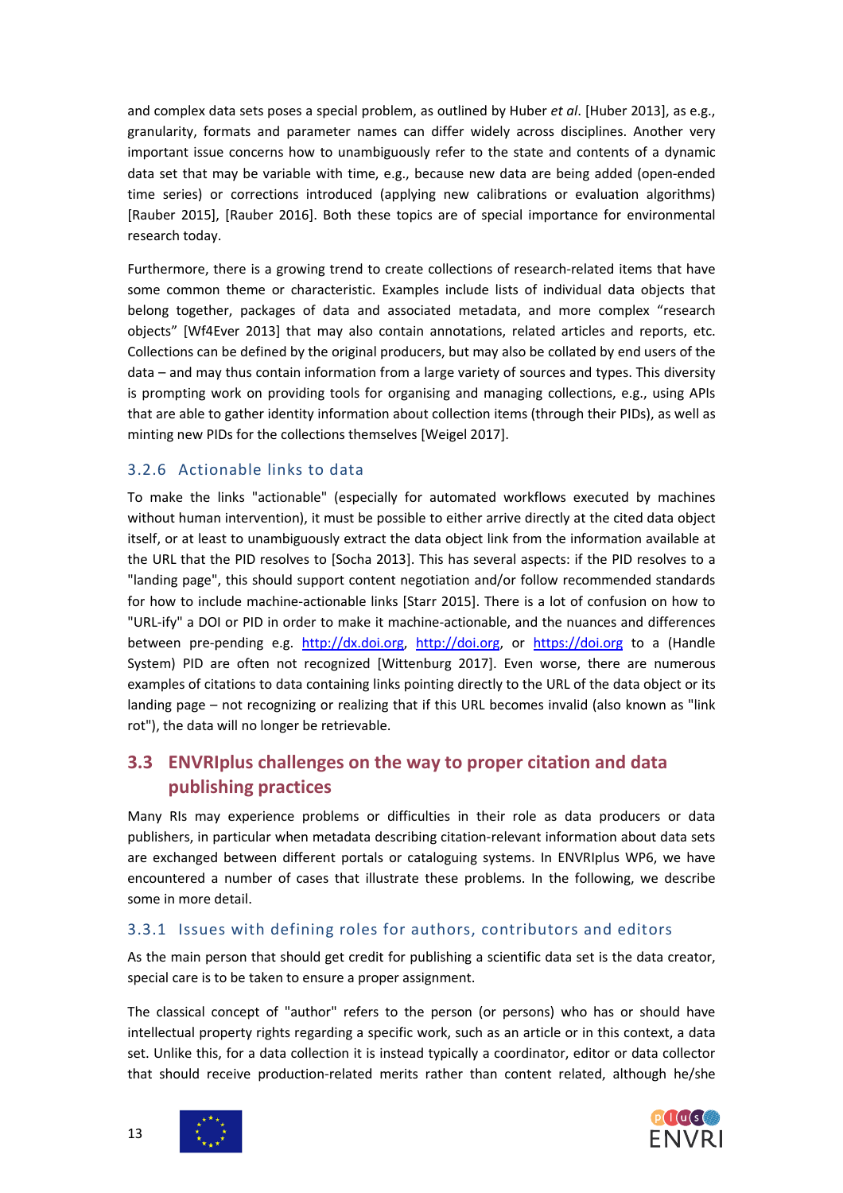and complex data sets poses a special problem, as outlined by Huber *et al*. [Huber 2013], as e.g., granularity, formats and parameter names can differ widely across disciplines. Another very important issue concerns how to unambiguously refer to the state and contents of a dynamic data set that may be variable with time, e.g., because new data are being added (open-ended time series) or corrections introduced (applying new calibrations or evaluation algorithms) [Rauber 2015], [Rauber 2016]. Both these topics are of special importance for environmental research today.

Furthermore, there is a growing trend to create collections of research-related items that have some common theme or characteristic. Examples include lists of individual data objects that belong together, packages of data and associated metadata, and more complex "research objects" [Wf4Ever 2013] that may also contain annotations, related articles and reports, etc. Collections can be defined by the original producers, but may also be collated by end users of the data – and may thus contain information from a large variety of sources and types. This diversity is prompting work on providing tools for organising and managing collections, e.g., using APIs that are able to gather identity information about collection items (through their PIDs), as well as minting new PIDs for the collections themselves [Weigel 2017].

### 3.2.6 Actionable links to data

To make the links "actionable" (especially for automated workflows executed by machines without human intervention), it must be possible to either arrive directly at the cited data object itself, or at least to unambiguously extract the data object link from the information available at the URL that the PID resolves to [Socha 2013]. This has several aspects: if the PID resolves to a "landing page", this should support content negotiation and/or follow recommended standards for how to include machine-actionable links [Starr 2015]. There is a lot of confusion on how to "URL-ify" a DOI or PID in order to make it machine-actionable, and the nuances and differences between pre-pending e.g. http://dx.doi.org, http://doi.org, or https://doi.org to a (Handle System) PID are often not recognized [Wittenburg 2017]. Even worse, there are numerous examples of citations to data containing links pointing directly to the URL of the data object or its landing page – not recognizing or realizing that if this URL becomes invalid (also known as "link rot"), the data will no longer be retrievable.

## 3.3 ENVRIplus challenges on the way to proper citation and data publishing practices

Many RIs may experience problems or difficulties in their role as data producers or data publishers, in particular when metadata describing citation-relevant information about data sets are exchanged between different portals or cataloguing systems. In ENVRIplus WP6, we have encountered a number of cases that illustrate these problems. In the following, we describe some in more detail.

### 3.3.1 Issues with defining roles for authors, contributors and editors

As the main person that should get credit for publishing a scientific data set is the data creator, special care is to be taken to ensure a proper assignment.

The classical concept of "author" refers to the person (or persons) who has or should have intellectual property rights regarding a specific work, such as an article or in this context, a data set. Unlike this, for a data collection it is instead typically a coordinator, editor or data collector that should receive production-related merits rather than content related, although he/she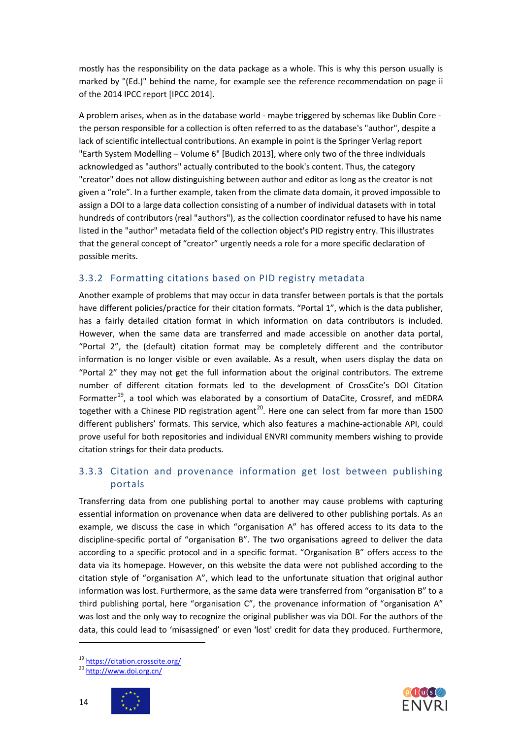mostly has the responsibility on the data package as a whole. This is why this person usually is marked by "(Ed.)" behind the name, for example see the reference recommendation on page ii of the 2014 IPCC report [IPCC 2014].

A problem arises, when as in the database world - maybe triggered by schemas like Dublin Core - the person responsible for a collection is often referred to as the database's "author", despite a lack of scientific intellectual contributions. An example in point is the Springer Verlag report "Earth System Modelling – Volume 6" [Budich 2013], where only two of the three individuals acknowledged as "authors" actually contributed to the book's content. Thus, the category "creator" does not allow distinguishing between author and editor as long as the creator is not given a "role". In a further example, taken from the climate data domain, it proved impossible to assign a DOI to a large data collection consisting of a number of individual datasets with in total hundreds of contributors (real "authors"), as the collection coordinator refused to have his name listed in the "author" metadata field of the collection object's PID registry entry. This illustrates that the general concept of "creator" urgently needs a role for a more specific declaration of possible merits.

### 3.3.2 Formatting citations based on PID registry metadata

Another example of problems that may occur in data transfer between portals is that the portals have different policies/practice for their citation formats. "Portal 1", which is the data publisher, has a fairly detailed citation format in which information on data contributors is included. However, when the same data are transferred and made accessible on another data portal, "Portal 2", the (default) citation format may be completely different and the contributor information is no longer visible or even available. As a result, when users display the data on "Portal 2" they may not get the full information about the original contributors. The extreme number of different citation formats led to the development of CrossCite's DOI Citation Formatter[19], a tool which was elaborated by a consortium of DataCite, Crossref, and mEDRA together with a Chinese PID registration agent[20]. Here one can select from far more than 1500 different publishers' formats. This service, which also features a machine-actionable API, could prove useful for both repositories and individual ENVRI community members wishing to provide citation strings for their data products.

### 3.3.3 Citation and provenance information get lost between publishing portals

Transferring data from one publishing portal to another may cause problems with capturing essential information on provenance when data are delivered to other publishing portals. As an example, we discuss the case in which "organisation A" has offered access to its data to the discipline-specific portal of "organisation B". The two organisations agreed to deliver the data according to a specific protocol and in a specific format. "Organisation B" offers access to the data via its homepage. However, on this website the data were not published according to the citation style of "organisation A", which lead to the unfortunate situation that original author information was lost. Furthermore, as the same data were transferred from "organisation B" to a third publishing portal, here "organisation C", the provenance information of "organisation A" was lost and the only way to recognize the original publisher was via DOI. For the authors of the data, this could lead to 'misassigned' or even 'lost' credit for data they produced. Furthermore,

---

[19] https://citation.crosscite.org/

[20] http://www.doi.org.cn/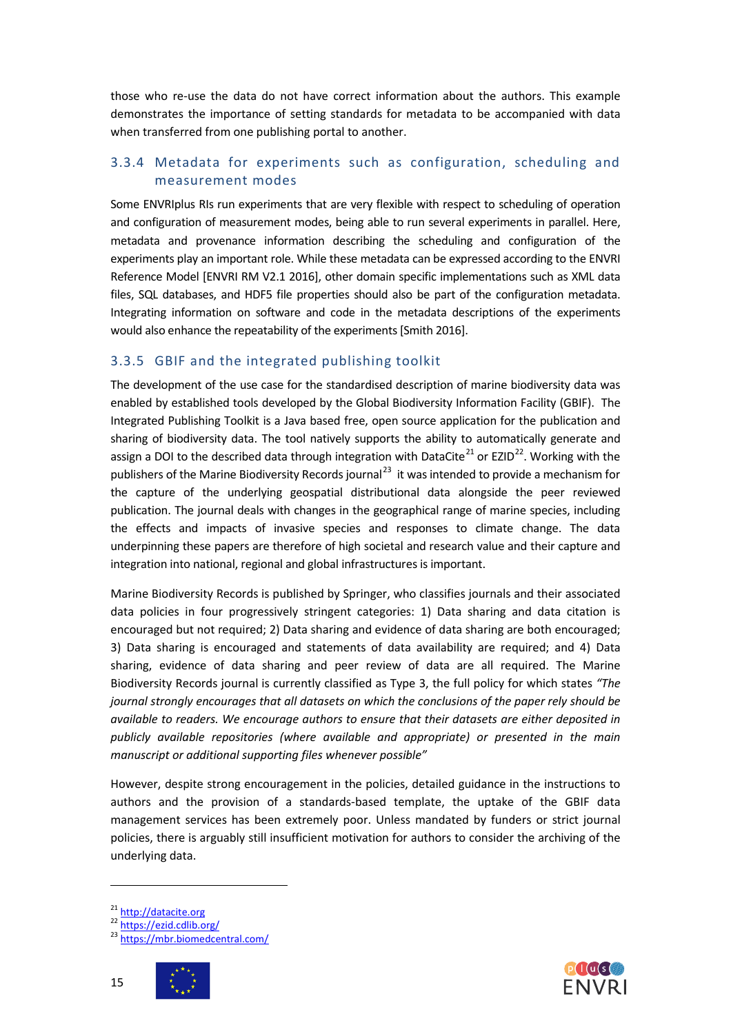those who re-use the data do not have correct information about the authors. This example demonstrates the importance of setting standards for metadata to be accompanied with data when transferred from one publishing portal to another.

### 3.3.4 Metadata for experiments such as configuration, scheduling and measurement modes

Some ENVRIplus RIs run experiments that are very flexible with respect to scheduling of operation and configuration of measurement modes, being able to run several experiments in parallel. Here, metadata and provenance information describing the scheduling and configuration of the experiments play an important role. While these metadata can be expressed according to the ENVRI Reference Model [ENVRI RM V2.1 2016], other domain specific implementations such as XML data files, SQL databases, and HDF5 file properties should also be part of the configuration metadata. Integrating information on software and code in the metadata descriptions of the experiments would also enhance the repeatability of the experiments [Smith 2016].

### 3.3.5 GBIF and the integrated publishing toolkit

The development of the use case for the standardised description of marine biodiversity data was enabled by established tools developed by the Global Biodiversity Information Facility (GBIF). The Integrated Publishing Toolkit is a Java based free, open source application for the publication and sharing of biodiversity data. The tool natively supports the ability to automatically generate and assign a DOI to the described data through integration with DataCite[21] or EZID[22]. Working with the publishers of the Marine Biodiversity Records journal[23] it was intended to provide a mechanism for the capture of the underlying geospatial distributional data alongside the peer reviewed publication. The journal deals with changes in the geographical range of marine species, including the effects and impacts of invasive species and responses to climate change. The data underpinning these papers are therefore of high societal and research value and their capture and integration into national, regional and global infrastructures is important.

Marine Biodiversity Records is published by Springer, who classifies journals and their associated data policies in four progressively stringent categories: 1) Data sharing and data citation is encouraged but not required; 2) Data sharing and evidence of data sharing are both encouraged; 3) Data sharing is encouraged and statements of data availability are required; and 4) Data sharing, evidence of data sharing and peer review of data are all required. The Marine Biodiversity Records journal is currently classified as Type 3, the full policy for which states *"The journal strongly encourages that all datasets on which the conclusions of the paper rely should be available to readers. We encourage authors to ensure that their datasets are either deposited in publicly available repositories (where available and appropriate) or presented in the main manuscript or additional supporting files whenever possible"*

However, despite strong encouragement in the policies, detailed guidance in the instructions to authors and the provision of a standards-based template, the uptake of the GBIF data management services has been extremely poor. Unless mandated by funders or strict journal policies, there is arguably still insufficient motivation for authors to consider the archiving of the underlying data.

---

[21] http://datacite.org
[22] https://ezid.cdlib.org/
[23] https://mbr.biomedcentral.com/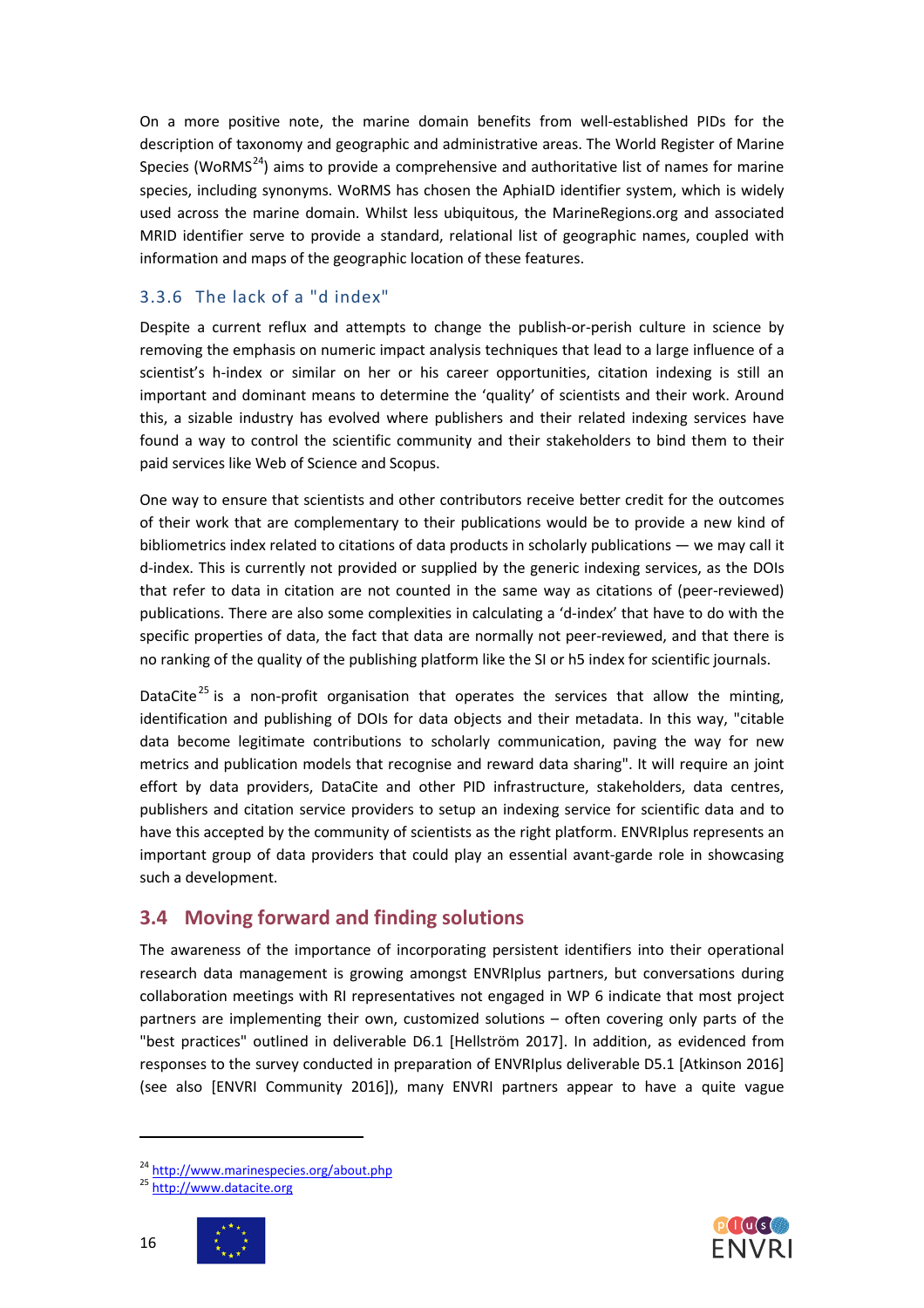On a more positive note, the marine domain benefits from well-established PIDs for the description of taxonomy and geographic and administrative areas. The World Register of Marine Species (WoRMS[24]) aims to provide a comprehensive and authoritative list of names for marine species, including synonyms. WoRMS has chosen the AphiaID identifier system, which is widely used across the marine domain. Whilst less ubiquitous, the MarineRegions.org and associated MRID identifier serve to provide a standard, relational list of geographic names, coupled with information and maps of the geographic location of these features.

### 3.3.6 The lack of a "d index"

Despite a current reflux and attempts to change the publish-or-perish culture in science by removing the emphasis on numeric impact analysis techniques that lead to a large influence of a scientist's h-index or similar on her or his career opportunities, citation indexing is still an important and dominant means to determine the 'quality' of scientists and their work. Around this, a sizable industry has evolved where publishers and their related indexing services have found a way to control the scientific community and their stakeholders to bind them to their paid services like Web of Science and Scopus.

One way to ensure that scientists and other contributors receive better credit for the outcomes of their work that are complementary to their publications would be to provide a new kind of bibliometrics index related to citations of data products in scholarly publications — we may call it d-index. This is currently not provided or supplied by the generic indexing services, as the DOIs that refer to data in citation are not counted in the same way as citations of (peer-reviewed) publications. There are also some complexities in calculating a 'd-index' that have to do with the specific properties of data, the fact that data are normally not peer-reviewed, and that there is no ranking of the quality of the publishing platform like the SI or h5 index for scientific journals.

DataCite[25] is a non-profit organisation that operates the services that allow the minting, identification and publishing of DOIs for data objects and their metadata. In this way, "citable data become legitimate contributions to scholarly communication, paving the way for new metrics and publication models that recognise and reward data sharing". It will require an joint effort by data providers, DataCite and other PID infrastructure, stakeholders, data centres, publishers and citation service providers to setup an indexing service for scientific data and to have this accepted by the community of scientists as the right platform. ENVRIplus represents an important group of data providers that could play an essential avant-garde role in showcasing such a development.

## 3.4 Moving forward and finding solutions

The awareness of the importance of incorporating persistent identifiers into their operational research data management is growing amongst ENVRIplus partners, but conversations during collaboration meetings with RI representatives not engaged in WP 6 indicate that most project partners are implementing their own, customized solutions – often covering only parts of the "best practices" outlined in deliverable D6.1 [Hellström 2017]. In addition, as evidenced from responses to the survey conducted in preparation of ENVRIplus deliverable D5.1 [Atkinson 2016] (see also [ENVRI Community 2016]), many ENVRI partners appear to have a quite vague

[24] http://www.marinespecies.org/about.php
[25] http://www.datacite.org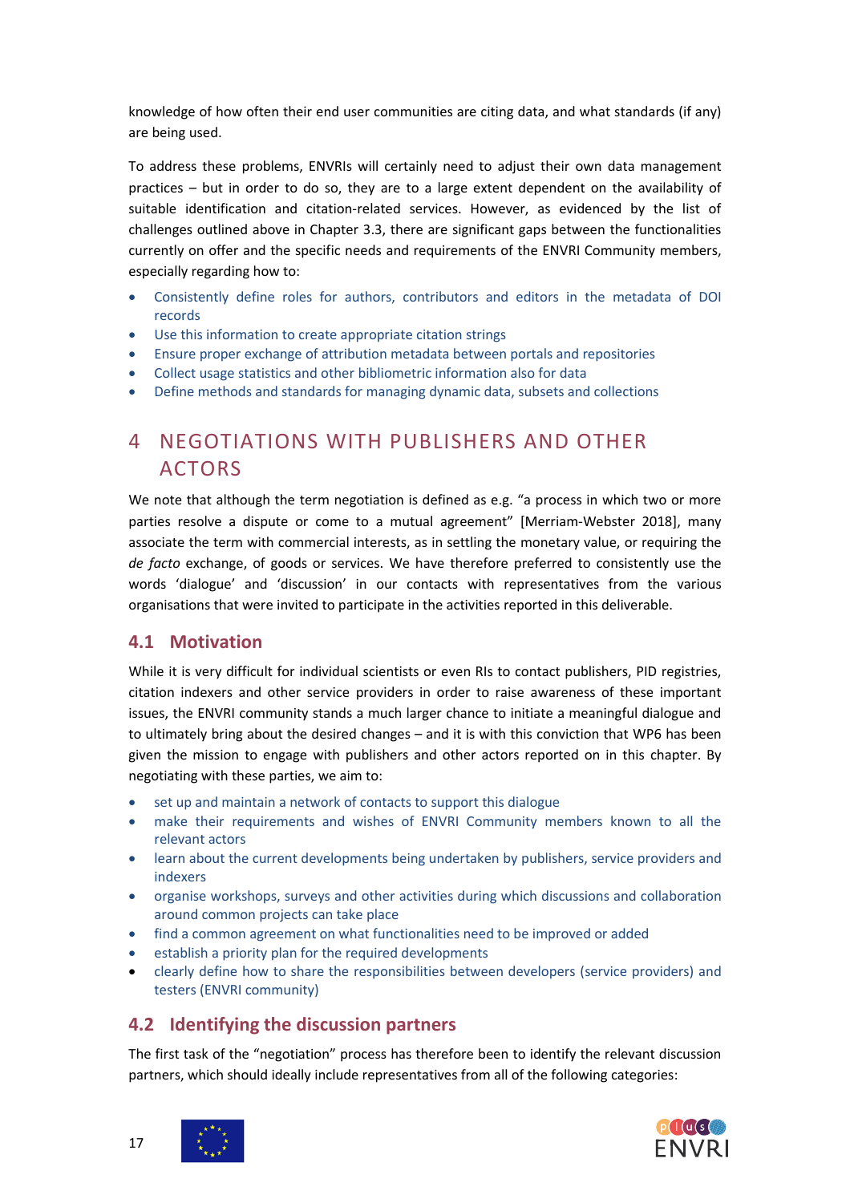knowledge of how often their end user communities are citing data, and what standards (if any) are being used.

To address these problems, ENVRIs will certainly need to adjust their own data management practices – but in order to do so, they are to a large extent dependent on the availability of suitable identification and citation-related services. However, as evidenced by the list of challenges outlined above in Chapter 3.3, there are significant gaps between the functionalities currently on offer and the specific needs and requirements of the ENVRI Community members, especially regarding how to:

- Consistently define roles for authors, contributors and editors in the metadata of DOI records
- Use this information to create appropriate citation strings
- Ensure proper exchange of attribution metadata between portals and repositories
- Collect usage statistics and other bibliometric information also for data
- Define methods and standards for managing dynamic data, subsets and collections

# 4 NEGOTIATIONS WITH PUBLISHERS AND OTHER ACTORS

We note that although the term negotiation is defined as e.g. “a process in which two or more parties resolve a dispute or come to a mutual agreement” [Merriam-Webster 2018], many associate the term with commercial interests, as in settling the monetary value, or requiring the *de facto* exchange, of goods or services. We have therefore preferred to consistently use the words ‘dialogue’ and ‘discussion’ in our contacts with representatives from the various organisations that were invited to participate in the activities reported in this deliverable.

## 4.1 Motivation

While it is very difficult for individual scientists or even RIs to contact publishers, PID registries, citation indexers and other service providers in order to raise awareness of these important issues, the ENVRI community stands a much larger chance to initiate a meaningful dialogue and to ultimately bring about the desired changes – and it is with this conviction that WP6 has been given the mission to engage with publishers and other actors reported on in this chapter. By negotiating with these parties, we aim to:

- set up and maintain a network of contacts to support this dialogue
- make their requirements and wishes of ENVRI Community members known to all the relevant actors
- learn about the current developments being undertaken by publishers, service providers and indexers
- organise workshops, surveys and other activities during which discussions and collaboration around common projects can take place
- find a common agreement on what functionalities need to be improved or added
- establish a priority plan for the required developments
- clearly define how to share the responsibilities between developers (service providers) and testers (ENVRI community)

## 4.2 Identifying the discussion partners

The first task of the “negotiation” process has therefore been to identify the relevant discussion partners, which should ideally include representatives from all of the following categories: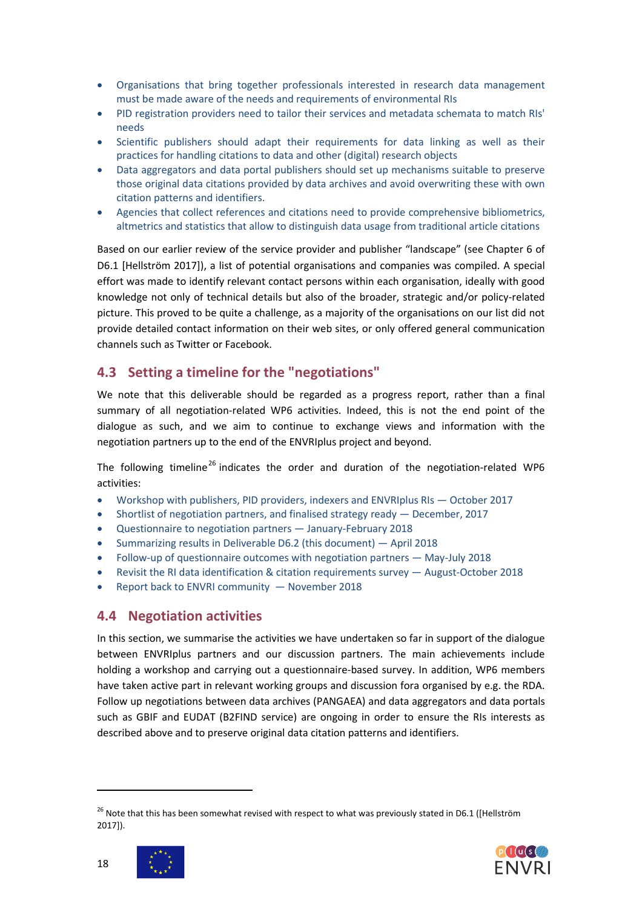- Organisations that bring together professionals interested in research data management must be made aware of the needs and requirements of environmental RIs
- PID registration providers need to tailor their services and metadata schemata to match RIs' needs
- Scientific publishers should adapt their requirements for data linking as well as their practices for handling citations to data and other (digital) research objects
- Data aggregators and data portal publishers should set up mechanisms suitable to preserve those original data citations provided by data archives and avoid overwriting these with own citation patterns and identifiers.
- Agencies that collect references and citations need to provide comprehensive bibliometrics, altmetrics and statistics that allow to distinguish data usage from traditional article citations

Based on our earlier review of the service provider and publisher "landscape" (see Chapter 6 of D6.1 [Hellström 2017]), a list of potential organisations and companies was compiled. A special effort was made to identify relevant contact persons within each organisation, ideally with good knowledge not only of technical details but also of the broader, strategic and/or policy-related picture. This proved to be quite a challenge, as a majority of the organisations on our list did not provide detailed contact information on their web sites, or only offered general communication channels such as Twitter or Facebook.

## 4.3 Setting a timeline for the "negotiations"

We note that this deliverable should be regarded as a progress report, rather than a final summary of all negotiation-related WP6 activities. Indeed, this is not the end point of the dialogue as such, and we aim to continue to exchange views and information with the negotiation partners up to the end of the ENVRIplus project and beyond.

The following timeline[26] indicates the order and duration of the negotiation-related WP6 activities:

- Workshop with publishers, PID providers, indexers and ENVRIplus RIs — October 2017
- Shortlist of negotiation partners, and finalised strategy ready — December, 2017
- Questionnaire to negotiation partners — January-February 2018
- Summarizing results in Deliverable D6.2 (this document) — April 2018
- Follow-up of questionnaire outcomes with negotiation partners — May-July 2018
- Revisit the RI data identification & citation requirements survey — August-October 2018
- Report back to ENVRI community — November 2018

## 4.4 Negotiation activities

In this section, we summarise the activities we have undertaken so far in support of the dialogue between ENVRIplus partners and our discussion partners. The main achievements include holding a workshop and carrying out a questionnaire-based survey. In addition, WP6 members have taken active part in relevant working groups and discussion fora organised by e.g. the RDA. Follow up negotiations between data archives (PANGAEA) and data aggregators and data portals such as GBIF and EUDAT (B2FIND service) are ongoing in order to ensure the RIs interests as described above and to preserve original data citation patterns and identifiers.

[26] Note that this has been somewhat revised with respect to what was previously stated in D6.1 ([Hellström 2017]).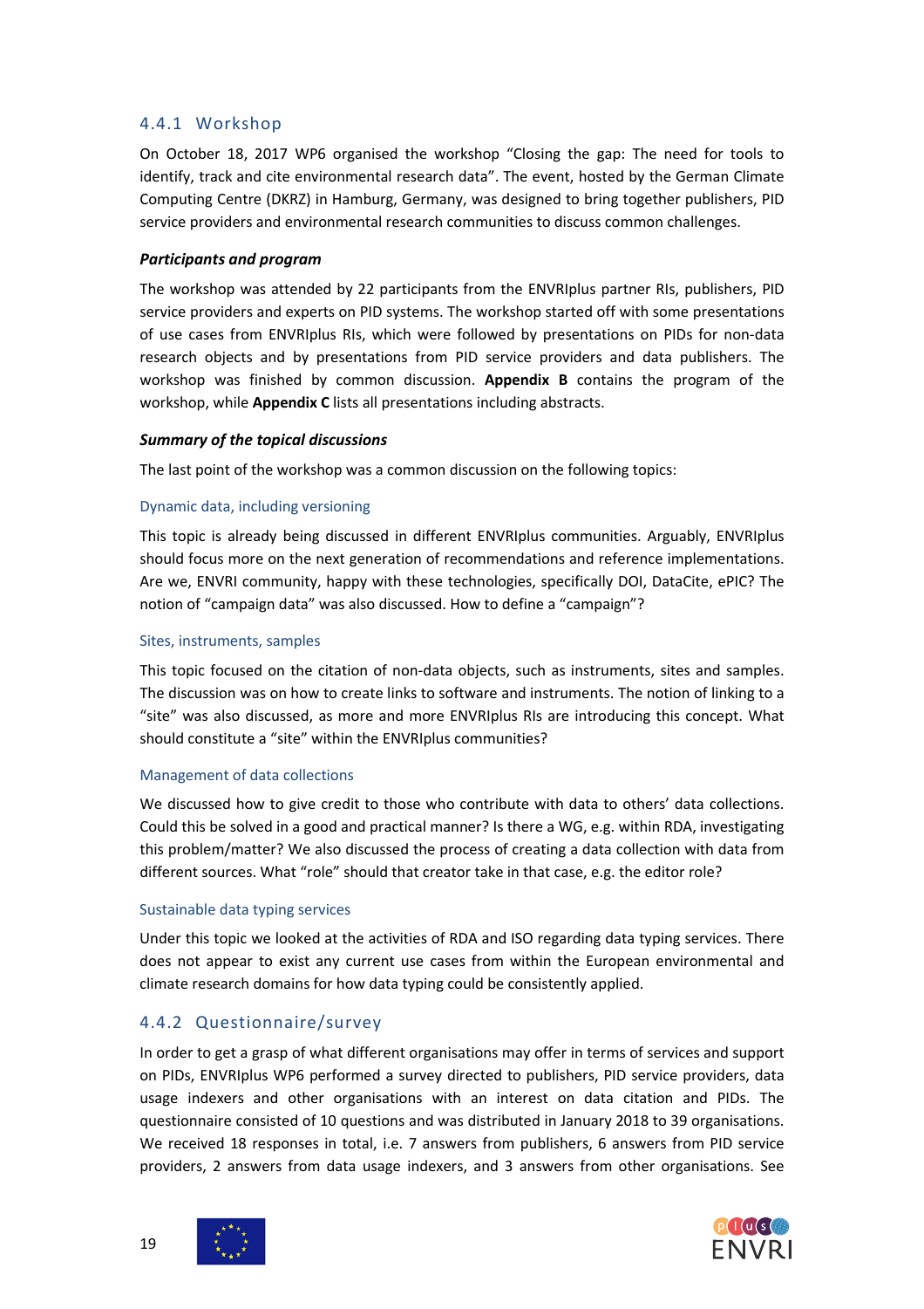### 4.4.1 Workshop

On October 18, 2017 WP6 organised the workshop "Closing the gap: The need for tools to identify, track and cite environmental research data". The event, hosted by the German Climate Computing Centre (DKRZ) in Hamburg, Germany, was designed to bring together publishers, PID service providers and environmental research communities to discuss common challenges.

***Participants and program***

The workshop was attended by 22 participants from the ENVRIplus partner RIs, publishers, PID service providers and experts on PID systems. The workshop started off with some presentations of use cases from ENVRIplus RIs, which were followed by presentations on PIDs for non-data research objects and by presentations from PID service providers and data publishers. The workshop was finished by common discussion. **Appendix B** contains the program of the workshop, while **Appendix C** lists all presentations including abstracts.

***Summary of the topical discussions***

The last point of the workshop was a common discussion on the following topics:

#### Dynamic data, including versioning

This topic is already being discussed in different ENVRIplus communities. Arguably, ENVRIplus should focus more on the next generation of recommendations and reference implementations. Are we, ENVRI community, happy with these technologies, specifically DOI, DataCite, ePIC? The notion of "campaign data" was also discussed. How to define a "campaign"?

#### Sites, instruments, samples

This topic focused on the citation of non-data objects, such as instruments, sites and samples. The discussion was on how to create links to software and instruments. The notion of linking to a "site" was also discussed, as more and more ENVRIplus RIs are introducing this concept. What should constitute a "site" within the ENVRIplus communities?

#### Management of data collections

We discussed how to give credit to those who contribute with data to others' data collections. Could this be solved in a good and practical manner? Is there a WG, e.g. within RDA, investigating this problem/matter? We also discussed the process of creating a data collection with data from different sources. What "role" should that creator take in that case, e.g. the editor role?

#### Sustainable data typing services

Under this topic we looked at the activities of RDA and ISO regarding data typing services. There does not appear to exist any current use cases from within the European environmental and climate research domains for how data typing could be consistently applied.

### 4.4.2 Questionnaire/survey

In order to get a grasp of what different organisations may offer in terms of services and support on PIDs, ENVRIplus WP6 performed a survey directed to publishers, PID service providers, data usage indexers and other organisations with an interest on data citation and PIDs. The questionnaire consisted of 10 questions and was distributed in January 2018 to 39 organisations. We received 18 responses in total, i.e. 7 answers from publishers, 6 answers from PID service providers, 2 answers from data usage indexers, and 3 answers from other organisations. See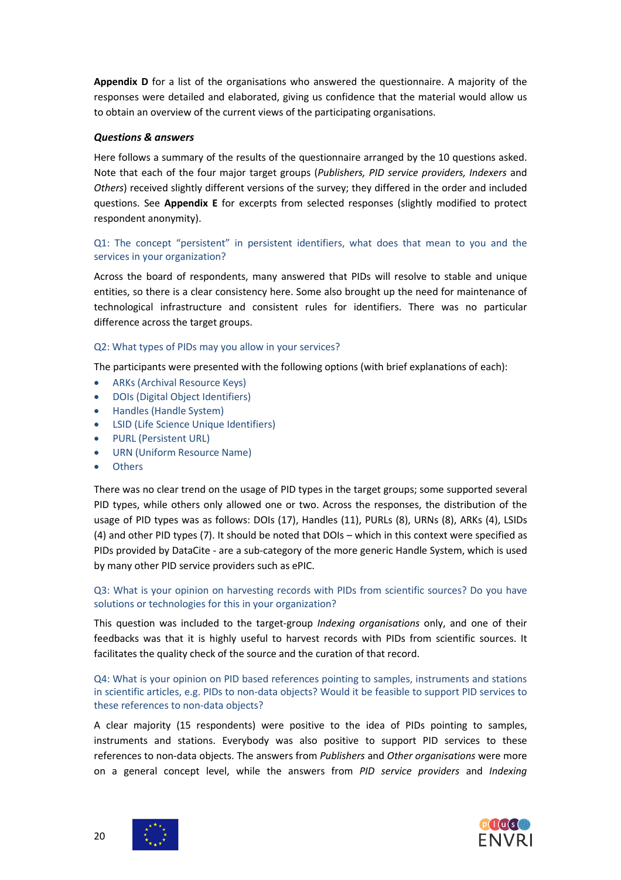**Appendix D** for a list of the organisations who answered the questionnaire. A majority of the responses were detailed and elaborated, giving us confidence that the material would allow us to obtain an overview of the current views of the participating organisations.

***Questions & answers***

Here follows a summary of the results of the questionnaire arranged by the 10 questions asked. Note that each of the four major target groups (*Publishers, PID service providers, Indexers* and *Others*) received slightly different versions of the survey; they differed in the order and included questions. See **Appendix E** for excerpts from selected responses (slightly modified to protect respondent anonymity).

#### Q1: The concept "persistent" in persistent identifiers, what does that mean to you and the services in your organization?

Across the board of respondents, many answered that PIDs will resolve to stable and unique entities, so there is a clear consistency here. Some also brought up the need for maintenance of technological infrastructure and consistent rules for identifiers. There was no particular difference across the target groups.

#### Q2: What types of PIDs may you allow in your services?

The participants were presented with the following options (with brief explanations of each):

- ARKs (Archival Resource Keys)
- DOIs (Digital Object Identifiers)
- Handles (Handle System)
- LSID (Life Science Unique Identifiers)
- PURL (Persistent URL)
- URN (Uniform Resource Name)
- Others

There was no clear trend on the usage of PID types in the target groups; some supported several PID types, while others only allowed one or two. Across the responses, the distribution of the usage of PID types was as follows: DOIs (17), Handles (11), PURLs (8), URNs (8), ARKs (4), LSIDs (4) and other PID types (7). It should be noted that DOIs – which in this context were specified as PIDs provided by DataCite - are a sub-category of the more generic Handle System, which is used by many other PID service providers such as ePIC.

#### Q3: What is your opinion on harvesting records with PIDs from scientific sources? Do you have solutions or technologies for this in your organization?

This question was included to the target-group *Indexing organisations* only, and one of their feedbacks was that it is highly useful to harvest records with PIDs from scientific sources. It facilitates the quality check of the source and the curation of that record.

#### Q4: What is your opinion on PID based references pointing to samples, instruments and stations in scientific articles, e.g. PIDs to non-data objects? Would it be feasible to support PID services to these references to non-data objects?

A clear majority (15 respondents) were positive to the idea of PIDs pointing to samples, instruments and stations. Everybody was also positive to support PID services to these references to non-data objects. The answers from *Publishers* and *Other organisations* were more on a general concept level, while the answers from *PID service providers* and *Indexing*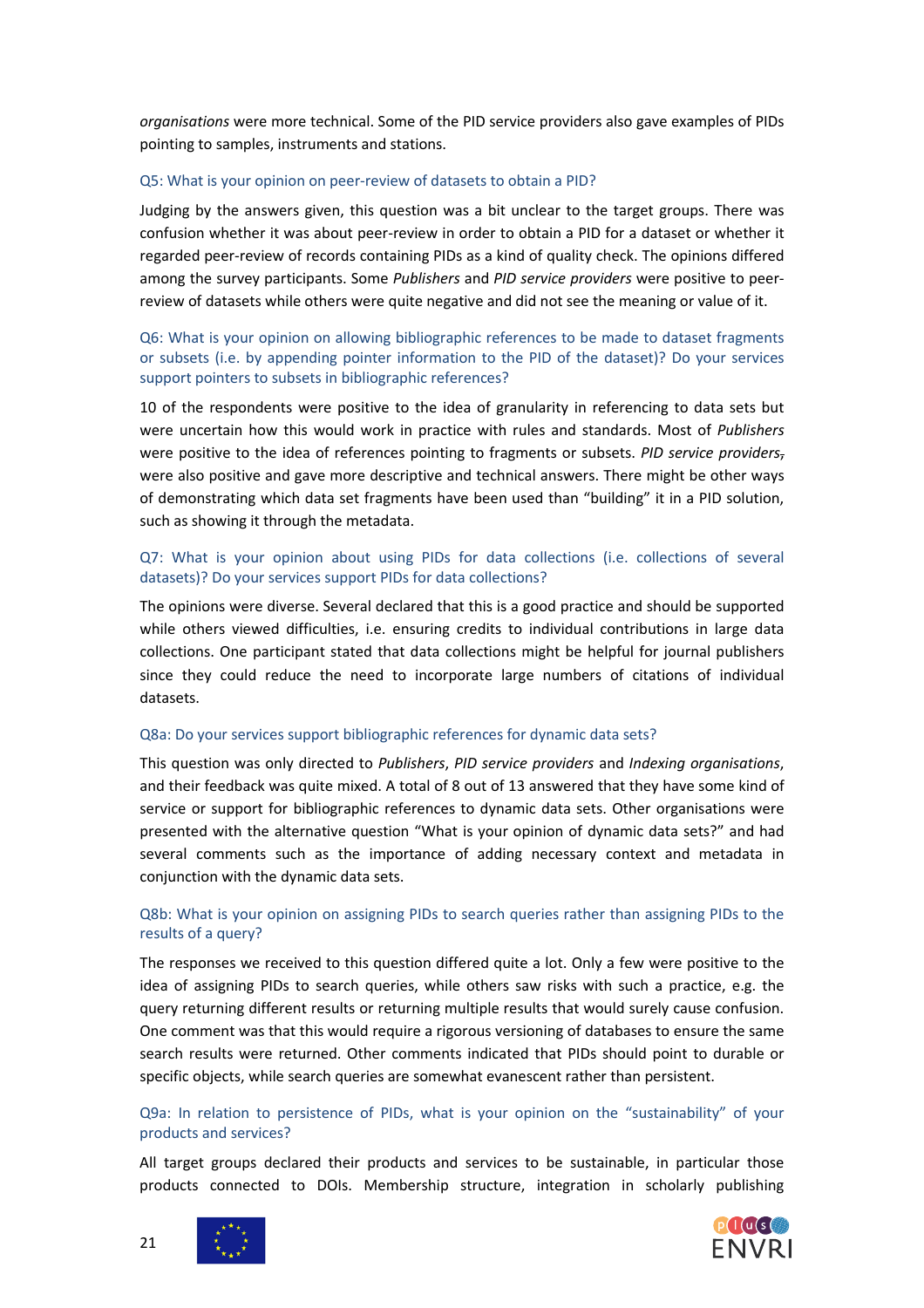*organisations* were more technical. Some of the PID service providers also gave examples of PIDs pointing to samples, instruments and stations.

### Q5: What is your opinion on peer-review of datasets to obtain a PID?

Judging by the answers given, this question was a bit unclear to the target groups. There was confusion whether it was about peer-review in order to obtain a PID for a dataset or whether it regarded peer-review of records containing PIDs as a kind of quality check. The opinions differed among the survey participants. Some *Publishers* and *PID service providers* were positive to peer-review of datasets while others were quite negative and did not see the meaning or value of it.

### Q6: What is your opinion on allowing bibliographic references to be made to dataset fragments or subsets (i.e. by appending pointer information to the PID of the dataset)? Do your services support pointers to subsets in bibliographic references?

10 of the respondents were positive to the idea of granularity in referencing to data sets but were uncertain how this would work in practice with rules and standards. Most of *Publishers* were positive to the idea of references pointing to fragments or subsets. *PID service providers,* were also positive and gave more descriptive and technical answers. There might be other ways of demonstrating which data set fragments have been used than "building" it in a PID solution, such as showing it through the metadata.

### Q7: What is your opinion about using PIDs for data collections (i.e. collections of several datasets)? Do your services support PIDs for data collections?

The opinions were diverse. Several declared that this is a good practice and should be supported while others viewed difficulties, i.e. ensuring credits to individual contributions in large data collections. One participant stated that data collections might be helpful for journal publishers since they could reduce the need to incorporate large numbers of citations of individual datasets.

### Q8a: Do your services support bibliographic references for dynamic data sets?

This question was only directed to *Publishers*, *PID service providers* and *Indexing organisations*, and their feedback was quite mixed. A total of 8 out of 13 answered that they have some kind of service or support for bibliographic references to dynamic data sets. Other organisations were presented with the alternative question "What is your opinion of dynamic data sets?" and had several comments such as the importance of adding necessary context and metadata in conjunction with the dynamic data sets.

### Q8b: What is your opinion on assigning PIDs to search queries rather than assigning PIDs to the results of a query?

The responses we received to this question differed quite a lot. Only a few were positive to the idea of assigning PIDs to search queries, while others saw risks with such a practice, e.g. the query returning different results or returning multiple results that would surely cause confusion. One comment was that this would require a rigorous versioning of databases to ensure the same search results were returned. Other comments indicated that PIDs should point to durable or specific objects, while search queries are somewhat evanescent rather than persistent.

### Q9a: In relation to persistence of PIDs, what is your opinion on the "sustainability" of your products and services?

All target groups declared their products and services to be sustainable, in particular those products connected to DOIs. Membership structure, integration in scholarly publishing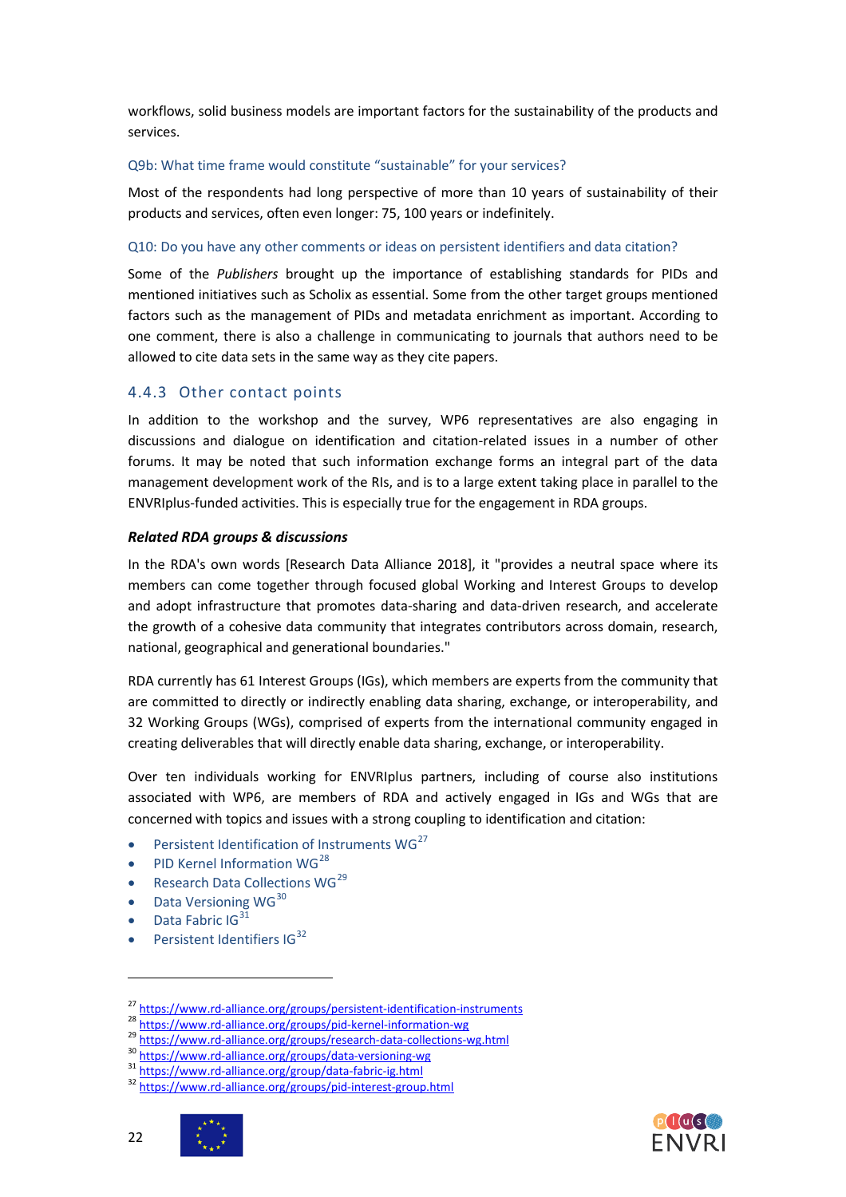workflows, solid business models are important factors for the sustainability of the products and services.

Q9b: What time frame would constitute "sustainable" for your services?

Most of the respondents had long perspective of more than 10 years of sustainability of their products and services, often even longer: 75, 100 years or indefinitely.

Q10: Do you have any other comments or ideas on persistent identifiers and data citation?

Some of the *Publishers* brought up the importance of establishing standards for PIDs and mentioned initiatives such as Scholix as essential. Some from the other target groups mentioned factors such as the management of PIDs and metadata enrichment as important. According to one comment, there is also a challenge in communicating to journals that authors need to be allowed to cite data sets in the same way as they cite papers.

### 4.4.3 Other contact points

In addition to the workshop and the survey, WP6 representatives are also engaging in discussions and dialogue on identification and citation-related issues in a number of other forums. It may be noted that such information exchange forms an integral part of the data management development work of the RIs, and is to a large extent taking place in parallel to the ENVRIplus-funded activities. This is especially true for the engagement in RDA groups.

***Related RDA groups & discussions***

In the RDA's own words [Research Data Alliance 2018], it "provides a neutral space where its members can come together through focused global Working and Interest Groups to develop and adopt infrastructure that promotes data-sharing and data-driven research, and accelerate the growth of a cohesive data community that integrates contributors across domain, research, national, geographical and generational boundaries."

RDA currently has 61 Interest Groups (IGs), which members are experts from the community that are committed to directly or indirectly enabling data sharing, exchange, or interoperability, and 32 Working Groups (WGs), comprised of experts from the international community engaged in creating deliverables that will directly enable data sharing, exchange, or interoperability.

Over ten individuals working for ENVRIplus partners, including of course also institutions associated with WP6, are members of RDA and actively engaged in IGs and WGs that are concerned with topics and issues with a strong coupling to identification and citation:

- Persistent Identification of Instruments WG[27]
- PID Kernel Information WG[28]
- Research Data Collections WG[29]
- Data Versioning WG[30]
- Data Fabric IG[31]
- Persistent Identifiers IG[32]

---

[27] https://www.rd-alliance.org/groups/persistent-identification-instruments
[28] https://www.rd-alliance.org/groups/pid-kernel-information-wg
[29] https://www.rd-alliance.org/groups/research-data-collections-wg.html
[30] https://www.rd-alliance.org/groups/data-versioning-wg
[31] https://www.rd-alliance.org/group/data-fabric-ig.html
[32] https://www.rd-alliance.org/groups/pid-interest-group.html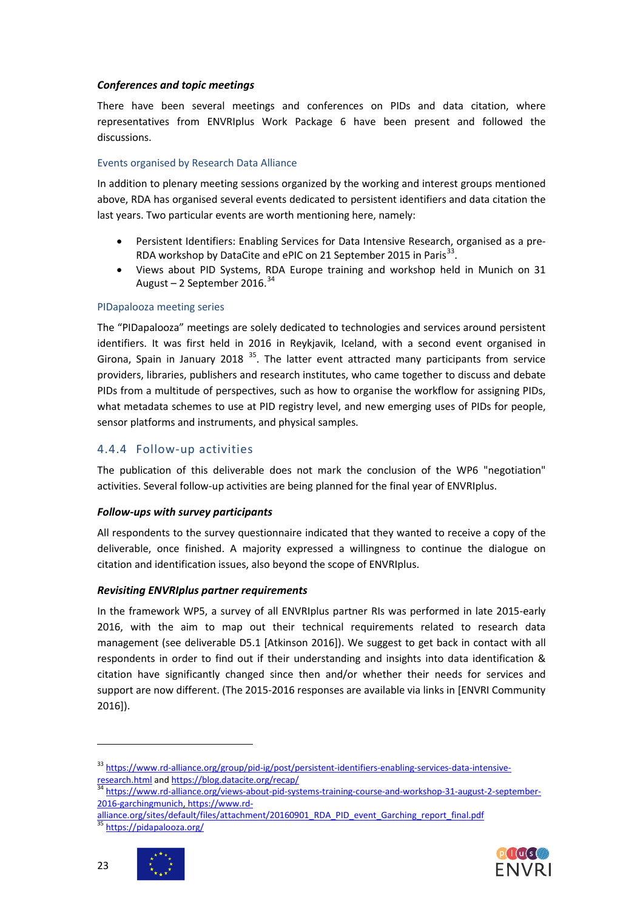***Conferences and topic meetings***

There have been several meetings and conferences on PIDs and data citation, where representatives from ENVRIplus Work Package 6 have been present and followed the discussions.

#### Events organised by Research Data Alliance

In addition to plenary meeting sessions organized by the working and interest groups mentioned above, RDA has organised several events dedicated to persistent identifiers and data citation the last years. Two particular events are worth mentioning here, namely:

- Persistent Identifiers: Enabling Services for Data Intensive Research, organised as a pre-RDA workshop by DataCite and ePIC on 21 September 2015 in Paris[33].
- Views about PID Systems, RDA Europe training and workshop held in Munich on 31 August – 2 September 2016.[34]

#### PIDapalooza meeting series

The "PIDapalooza" meetings are solely dedicated to technologies and services around persistent identifiers. It was first held in 2016 in Reykjavik, Iceland, with a second event organised in Girona, Spain in January 2018 [35]. The latter event attracted many participants from service providers, libraries, publishers and research institutes, who came together to discuss and debate PIDs from a multitude of perspectives, such as how to organise the workflow for assigning PIDs, what metadata schemes to use at PID registry level, and new emerging uses of PIDs for people, sensor platforms and instruments, and physical samples.

### 4.4.4 Follow-up activities

The publication of this deliverable does not mark the conclusion of the WP6 "negotiation" activities. Several follow-up activities are being planned for the final year of ENVRIplus.

***Follow-ups with survey participants***

All respondents to the survey questionnaire indicated that they wanted to receive a copy of the deliverable, once finished. A majority expressed a willingness to continue the dialogue on citation and identification issues, also beyond the scope of ENVRIplus.

***Revisiting ENVRIplus partner requirements***

In the framework WP5, a survey of all ENVRIplus partner RIs was performed in late 2015-early 2016, with the aim to map out their technical requirements related to research data management (see deliverable D5.1 [Atkinson 2016]). We suggest to get back in contact with all respondents in order to find out if their understanding and insights into data identification & citation have significantly changed since then and/or whether their needs for services and support are now different. (The 2015-2016 responses are available via links in [ENVRI Community 2016]).

---

[33] https://www.rd-alliance.org/group/pid-ig/post/persistent-identifiers-enabling-services-data-intensive-research.html and https://blog.datacite.org/recap/

[34] https://www.rd-alliance.org/views-about-pid-systems-training-course-and-workshop-31-august-2-september-2016-garchingmunich, https://www.rd-alliance.org/sites/default/files/attachment/20160901_RDA_PID_event_Garching_report_final.pdf

[35] https://pidapalooza.org/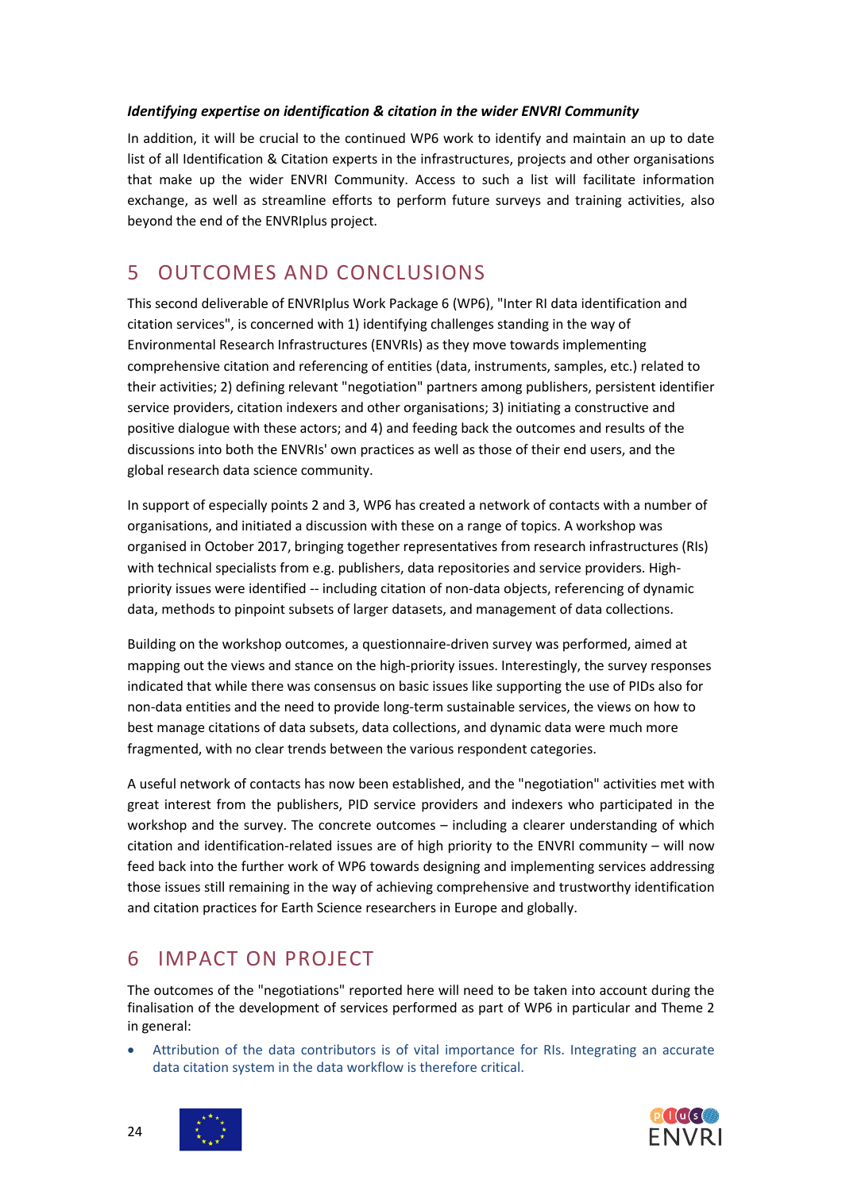***Identifying expertise on identification & citation in the wider ENVRI Community***

In addition, it will be crucial to the continued WP6 work to identify and maintain an up to date list of all Identification & Citation experts in the infrastructures, projects and other organisations that make up the wider ENVRI Community. Access to such a list will facilitate information exchange, as well as streamline efforts to perform future surveys and training activities, also beyond the end of the ENVRIplus project.

# 5 OUTCOMES AND CONCLUSIONS

This second deliverable of ENVRIplus Work Package 6 (WP6), "Inter RI data identification and citation services", is concerned with 1) identifying challenges standing in the way of Environmental Research Infrastructures (ENVRIs) as they move towards implementing comprehensive citation and referencing of entities (data, instruments, samples, etc.) related to their activities; 2) defining relevant "negotiation" partners among publishers, persistent identifier service providers, citation indexers and other organisations; 3) initiating a constructive and positive dialogue with these actors; and 4) and feeding back the outcomes and results of the discussions into both the ENVRIs' own practices as well as those of their end users, and the global research data science community.

In support of especially points 2 and 3, WP6 has created a network of contacts with a number of organisations, and initiated a discussion with these on a range of topics. A workshop was organised in October 2017, bringing together representatives from research infrastructures (RIs) with technical specialists from e.g. publishers, data repositories and service providers. High-priority issues were identified -- including citation of non-data objects, referencing of dynamic data, methods to pinpoint subsets of larger datasets, and management of data collections.

Building on the workshop outcomes, a questionnaire-driven survey was performed, aimed at mapping out the views and stance on the high-priority issues. Interestingly, the survey responses indicated that while there was consensus on basic issues like supporting the use of PIDs also for non-data entities and the need to provide long-term sustainable services, the views on how to best manage citations of data subsets, data collections, and dynamic data were much more fragmented, with no clear trends between the various respondent categories.

A useful network of contacts has now been established, and the "negotiation" activities met with great interest from the publishers, PID service providers and indexers who participated in the workshop and the survey. The concrete outcomes – including a clearer understanding of which citation and identification-related issues are of high priority to the ENVRI community – will now feed back into the further work of WP6 towards designing and implementing services addressing those issues still remaining in the way of achieving comprehensive and trustworthy identification and citation practices for Earth Science researchers in Europe and globally.

# 6 IMPACT ON PROJECT

The outcomes of the "negotiations" reported here will need to be taken into account during the finalisation of the development of services performed as part of WP6 in particular and Theme 2 in general:

- Attribution of the data contributors is of vital importance for RIs. Integrating an accurate data citation system in the data workflow is therefore critical.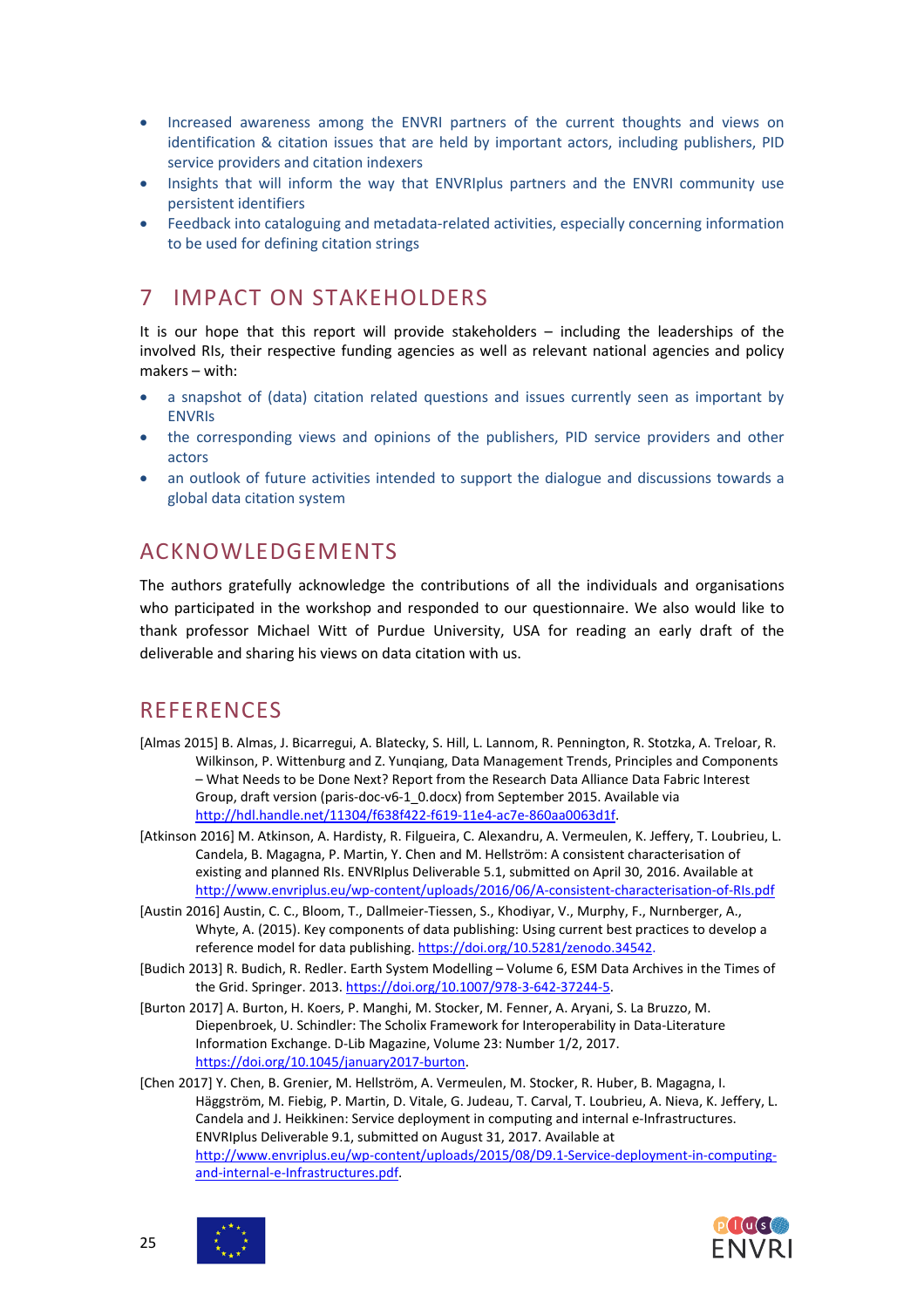- Increased awareness among the ENVRI partners of the current thoughts and views on identification & citation issues that are held by important actors, including publishers, PID service providers and citation indexers
- Insights that will inform the way that ENVRIplus partners and the ENVRI community use persistent identifiers
- Feedback into cataloguing and metadata-related activities, especially concerning information to be used for defining citation strings

# 7 IMPACT ON STAKEHOLDERS

It is our hope that this report will provide stakeholders – including the leaderships of the involved RIs, their respective funding agencies as well as relevant national agencies and policy makers – with:

- a snapshot of (data) citation related questions and issues currently seen as important by ENVRIs
- the corresponding views and opinions of the publishers, PID service providers and other actors
- an outlook of future activities intended to support the dialogue and discussions towards a global data citation system

# ACKNOWLEDGEMENTS

The authors gratefully acknowledge the contributions of all the individuals and organisations who participated in the workshop and responded to our questionnaire. We also would like to thank professor Michael Witt of Purdue University, USA for reading an early draft of the deliverable and sharing his views on data citation with us.

# REFERENCES

[Almas 2015] B. Almas, J. Bicarregui, A. Blatecky, S. Hill, L. Lannom, R. Pennington, R. Stotzka, A. Treloar, R. Wilkinson, P. Wittenburg and Z. Yunqiang, Data Management Trends, Principles and Components – What Needs to be Done Next? Report from the Research Data Alliance Data Fabric Interest Group, draft version (paris-doc-v6-1_0.docx) from September 2015. Available via http://hdl.handle.net/11304/f638f422-f619-11e4-ac7e-860aa0063d1f.

[Atkinson 2016] M. Atkinson, A. Hardisty, R. Filgueira, C. Alexandru, A. Vermeulen, K. Jeffery, T. Loubrieu, L. Candela, B. Magagna, P. Martin, Y. Chen and M. Hellström: A consistent characterisation of existing and planned RIs. ENVRIplus Deliverable 5.1, submitted on April 30, 2016. Available at http://www.envriplus.eu/wp-content/uploads/2016/06/A-consistent-characterisation-of-RIs.pdf

[Austin 2016] Austin, C. C., Bloom, T., Dallmeier-Tiessen, S., Khodiyar, V., Murphy, F., Nurnberger, A., Whyte, A. (2015). Key components of data publishing: Using current best practices to develop a reference model for data publishing. https://doi.org/10.5281/zenodo.34542.

[Budich 2013] R. Budich, R. Redler. Earth System Modelling – Volume 6, ESM Data Archives in the Times of the Grid. Springer. 2013. https://doi.org/10.1007/978-3-642-37244-5.

[Burton 2017] A. Burton, H. Koers, P. Manghi, M. Stocker, M. Fenner, A. Aryani, S. La Bruzzo, M. Diepenbroek, U. Schindler: The Scholix Framework for Interoperability in Data-Literature Information Exchange. D-Lib Magazine, Volume 23: Number 1/2, 2017. https://doi.org/10.1045/january2017-burton.

[Chen 2017] Y. Chen, B. Grenier, M. Hellström, A. Vermeulen, M. Stocker, R. Huber, B. Magagna, I. Häggström, M. Fiebig, P. Martin, D. Vitale, G. Judeau, T. Carval, T. Loubrieu, A. Nieva, K. Jeffery, L. Candela and J. Heikkinen: Service deployment in computing and internal e-Infrastructures. ENVRIplus Deliverable 9.1, submitted on August 31, 2017. Available at http://www.envriplus.eu/wp-content/uploads/2015/08/D9.1-Service-deployment-in-computing-and-internal-e-Infrastructures.pdf.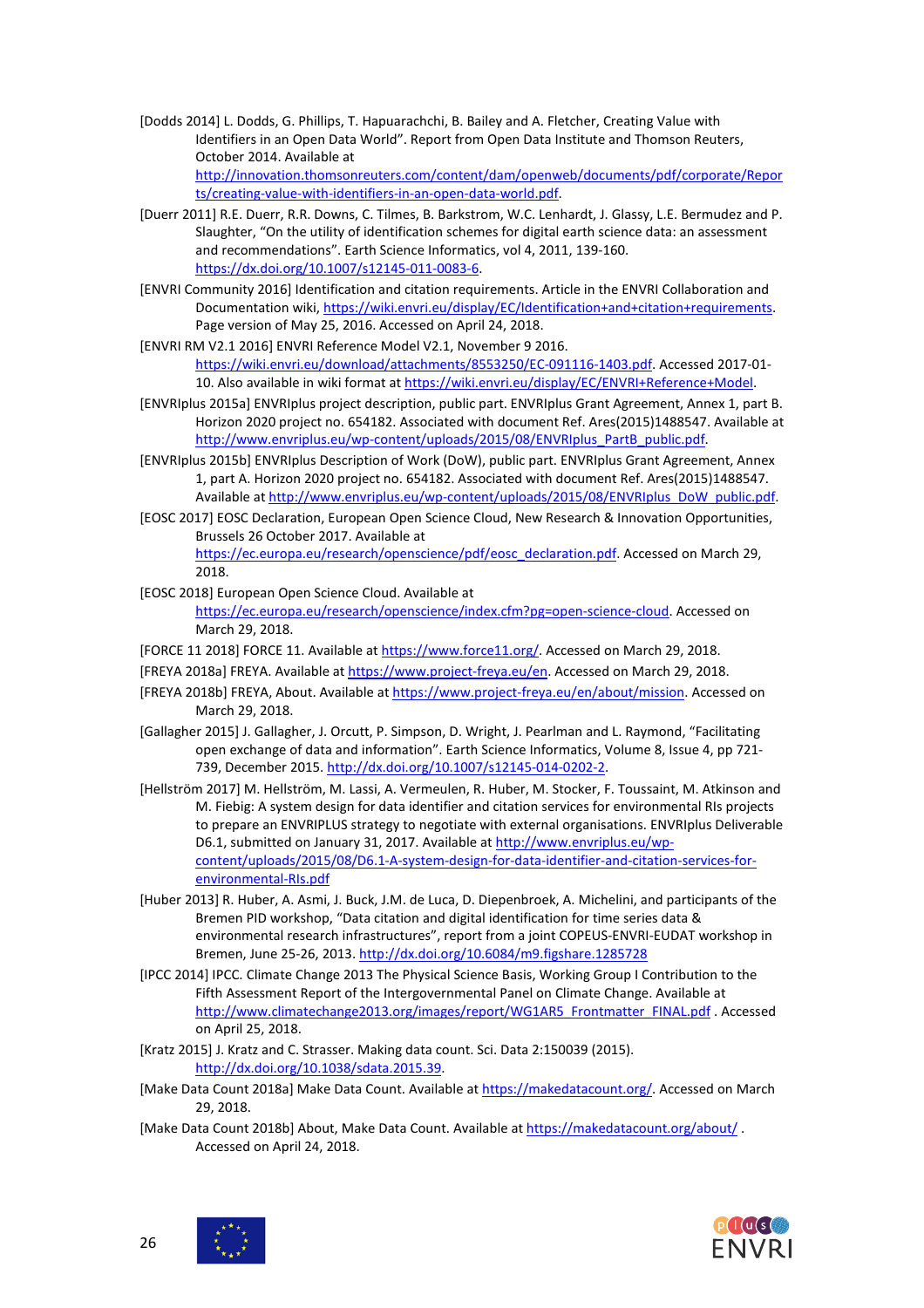[Dodds 2014] L. Dodds, G. Phillips, T. Hapuarachchi, B. Bailey and A. Fletcher, Creating Value with Identifiers in an Open Data World". Report from Open Data Institute and Thomson Reuters, October 2014. Available at http://innovation.thomsonreuters.com/content/dam/openweb/documents/pdf/corporate/Reports/creating-value-with-identifiers-in-an-open-data-world.pdf.

[Duerr 2011] R.E. Duerr, R.R. Downs, C. Tilmes, B. Barkstrom, W.C. Lenhardt, J. Glassy, L.E. Bermudez and P. Slaughter, "On the utility of identification schemes for digital earth science data: an assessment and recommendations". Earth Science Informatics, vol 4, 2011, 139-160. https://dx.doi.org/10.1007/s12145-011-0083-6.

[ENVRI Community 2016] Identification and citation requirements. Article in the ENVRI Collaboration and Documentation wiki, https://wiki.envri.eu/display/EC/Identification+and+citation+requirements. Page version of May 25, 2016. Accessed on April 24, 2018.

[ENVRI RM V2.1 2016] ENVRI Reference Model V2.1, November 9 2016. https://wiki.envri.eu/download/attachments/8553250/EC-091116-1403.pdf. Accessed 2017-01-10. Also available in wiki format at https://wiki.envri.eu/display/EC/ENVRI+Reference+Model.

[ENVRIplus 2015a] ENVRIplus project description, public part. ENVRIplus Grant Agreement, Annex 1, part B. Horizon 2020 project no. 654182. Associated with document Ref. Ares(2015)1488547. Available at http://www.envriplus.eu/wp-content/uploads/2015/08/ENVRIplus_PartB_public.pdf.

[ENVRIplus 2015b] ENVRIplus Description of Work (DoW), public part. ENVRIplus Grant Agreement, Annex 1, part A. Horizon 2020 project no. 654182. Associated with document Ref. Ares(2015)1488547. Available at http://www.envriplus.eu/wp-content/uploads/2015/08/ENVRIplus_DoW_public.pdf.

[EOSC 2017] EOSC Declaration, European Open Science Cloud, New Research & Innovation Opportunities, Brussels 26 October 2017. Available at https://ec.europa.eu/research/openscience/pdf/eosc_declaration.pdf. Accessed on March 29, 2018.

[EOSC 2018] European Open Science Cloud. Available at https://ec.europa.eu/research/openscience/index.cfm?pg=open-science-cloud. Accessed on March 29, 2018.

[FORCE 11 2018] FORCE 11. Available at https://www.force11.org/. Accessed on March 29, 2018.

[FREYA 2018a] FREYA. Available at https://www.project-freya.eu/en. Accessed on March 29, 2018.

[FREYA 2018b] FREYA, About. Available at https://www.project-freya.eu/en/about/mission. Accessed on March 29, 2018.

[Gallagher 2015] J. Gallagher, J. Orcutt, P. Simpson, D. Wright, J. Pearlman and L. Raymond, "Facilitating open exchange of data and information". Earth Science Informatics, Volume 8, Issue 4, pp 721-739, December 2015. http://dx.doi.org/10.1007/s12145-014-0202-2.

[Hellström 2017] M. Hellström, M. Lassi, A. Vermeulen, R. Huber, M. Stocker, F. Toussaint, M. Atkinson and M. Fiebig: A system design for data identifier and citation services for environmental RIs projects to prepare an ENVRIPLUS strategy to negotiate with external organisations. ENVRIplus Deliverable D6.1, submitted on January 31, 2017. Available at http://www.envriplus.eu/wp-content/uploads/2015/08/D6.1-A-system-design-for-data-identifier-and-citation-services-for-environmental-RIs.pdf

[Huber 2013] R. Huber, A. Asmi, J. Buck, J.M. de Luca, D. Diepenbroek, A. Michelini, and participants of the Bremen PID workshop, "Data citation and digital identification for time series data & environmental research infrastructures", report from a joint COPEUS-ENVRI-EUDAT workshop in Bremen, June 25-26, 2013. http://dx.doi.org/10.6084/m9.figshare.1285728

[IPCC 2014] IPCC. Climate Change 2013 The Physical Science Basis, Working Group I Contribution to the Fifth Assessment Report of the Intergovernmental Panel on Climate Change. Available at http://www.climatechange2013.org/images/report/WG1AR5_Frontmatter_FINAL.pdf . Accessed on April 25, 2018.

[Kratz 2015] J. Kratz and C. Strasser. Making data count. Sci. Data 2:150039 (2015). http://dx.doi.org/10.1038/sdata.2015.39.

[Make Data Count 2018a] Make Data Count. Available at https://makedatacount.org/. Accessed on March 29, 2018.

[Make Data Count 2018b] About, Make Data Count. Available at https://makedatacount.org/about/ . Accessed on April 24, 2018.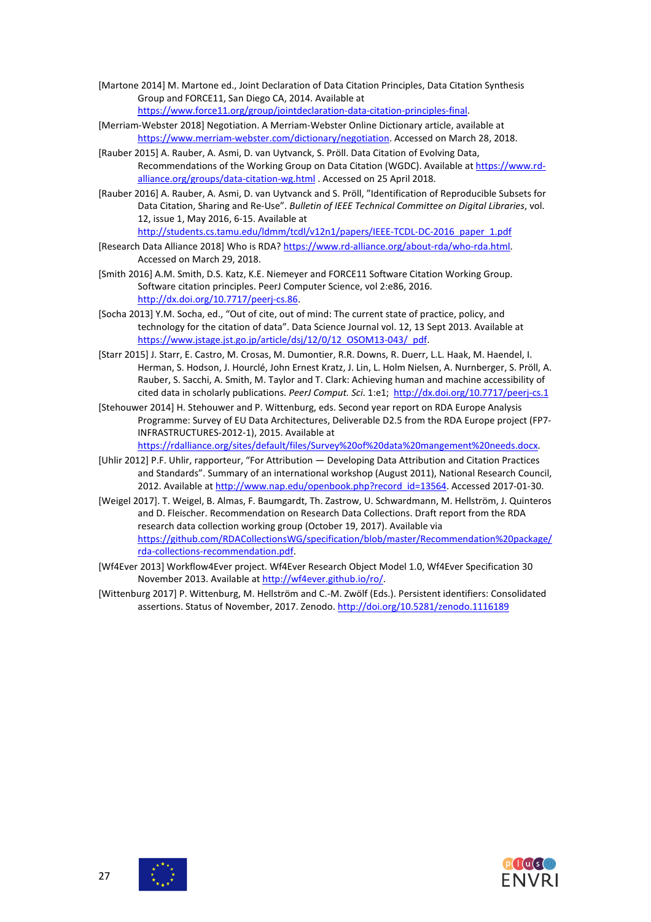[Martone 2014] M. Martone ed., Joint Declaration of Data Citation Principles, Data Citation Synthesis Group and FORCE11, San Diego CA, 2014. Available at https://www.force11.org/group/jointdeclaration-data-citation-principles-final.

[Merriam-Webster 2018] Negotiation. A Merriam-Webster Online Dictionary article, available at https://www.merriam-webster.com/dictionary/negotiation. Accessed on March 28, 2018.

[Rauber 2015] A. Rauber, A. Asmi, D. van Uytvanck, S. Pröll. Data Citation of Evolving Data, Recommendations of the Working Group on Data Citation (WGDC). Available at https://www.rd-alliance.org/groups/data-citation-wg.html . Accessed on 25 April 2018.

[Rauber 2016] A. Rauber, A. Asmi, D. van Uytvanck and S. Pröll, "Identification of Reproducible Subsets for Data Citation, Sharing and Re-Use". *Bulletin of IEEE Technical Committee on Digital Libraries*, vol. 12, issue 1, May 2016, 6-15. Available at http://students.cs.tamu.edu/ldmm/tcdl/v12n1/papers/IEEE-TCDL-DC-2016_paper_1.pdf

[Research Data Alliance 2018] Who is RDA? https://www.rd-alliance.org/about-rda/who-rda.html. Accessed on March 29, 2018.

[Smith 2016] A.M. Smith, D.S. Katz, K.E. Niemeyer and FORCE11 Software Citation Working Group. Software citation principles. PeerJ Computer Science, vol 2:e86, 2016. http://dx.doi.org/10.7717/peerj-cs.86.

[Socha 2013] Y.M. Socha, ed., "Out of cite, out of mind: The current state of practice, policy, and technology for the citation of data". Data Science Journal vol. 12, 13 Sept 2013. Available at https://www.jstage.jst.go.jp/article/dsj/12/0/12_OSOM13-043/_pdf.

[Starr 2015] J. Starr, E. Castro, M. Crosas, M. Dumontier, R.R. Downs, R. Duerr, L.L. Haak, M. Haendel, I. Herman, S. Hodson, J. Hourclé, John Ernest Kratz, J. Lin, L. Holm Nielsen, A. Nurnberger, S. Pröll, A. Rauber, S. Sacchi, A. Smith, M. Taylor and T. Clark: Achieving human and machine accessibility of cited data in scholarly publications. *PeerJ Comput. Sci*. 1:e1; http://dx.doi.org/10.7717/peerj-cs.1

[Stehouwer 2014] H. Stehouwer and P. Wittenburg, eds. Second year report on RDA Europe Analysis Programme: Survey of EU Data Architectures, Deliverable D2.5 from the RDA Europe project (FP7-INFRASTRUCTURES-2012-1), 2015. Available at https://rdalliance.org/sites/default/files/Survey%20of%20data%20mangement%20needs.docx.

[Uhlir 2012] P.F. Uhlir, rapporteur, "For Attribution — Developing Data Attribution and Citation Practices and Standards". Summary of an international workshop (August 2011), National Research Council, 2012. Available at http://www.nap.edu/openbook.php?record_id=13564. Accessed 2017-01-30.

[Weigel 2017]. T. Weigel, B. Almas, F. Baumgardt, Th. Zastrow, U. Schwardmann, M. Hellström, J. Quinteros and D. Fleischer. Recommendation on Research Data Collections. Draft report from the RDA research data collection working group (October 19, 2017). Available via https://github.com/RDACollectionsWG/specification/blob/master/Recommendation%20package/rda-collections-recommendation.pdf.

[Wf4Ever 2013] Workflow4Ever project. Wf4Ever Research Object Model 1.0, Wf4Ever Specification 30 November 2013. Available at http://wf4ever.github.io/ro/.

[Wittenburg 2017] P. Wittenburg, M. Hellström and C.-M. Zwölf (Eds.). Persistent identifiers: Consolidated assertions. Status of November, 2017. Zenodo. http://doi.org/10.5281/zenodo.1116189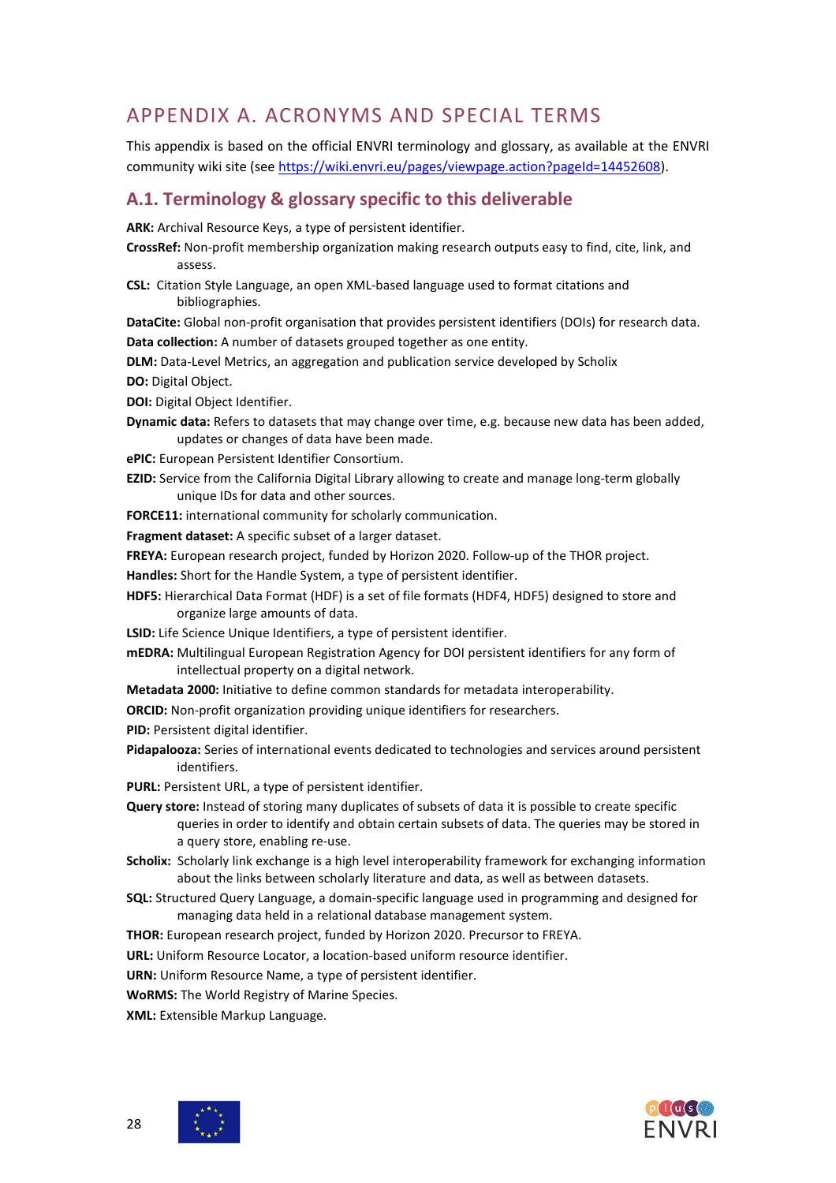# APPENDIX A. ACRONYMS AND SPECIAL TERMS

This appendix is based on the official ENVRI terminology and glossary, as available at the ENVRI community wiki site (see https://wiki.envri.eu/pages/viewpage.action?pageId=14452608).

## A.1. Terminology & glossary specific to this deliverable

**ARK:** Archival Resource Keys, a type of persistent identifier.

**CrossRef:** Non-profit membership organization making research outputs easy to find, cite, link, and assess.

**CSL:** Citation Style Language, an open XML-based language used to format citations and bibliographies.

**DataCite:** Global non-profit organisation that provides persistent identifiers (DOIs) for research data.

**Data collection:** A number of datasets grouped together as one entity.

**DLM:** Data-Level Metrics, an aggregation and publication service developed by Scholix

**DO:** Digital Object.

**DOI:** Digital Object Identifier.

**Dynamic data:** Refers to datasets that may change over time, e.g. because new data has been added, updates or changes of data have been made.

**ePIC:** European Persistent Identifier Consortium.

**EZID:** Service from the California Digital Library allowing to create and manage long-term globally unique IDs for data and other sources.

**FORCE11:** international community for scholarly communication.

**Fragment dataset:** A specific subset of a larger dataset.

**FREYA:** European research project, funded by Horizon 2020. Follow-up of the THOR project.

**Handles:** Short for the Handle System, a type of persistent identifier.

**HDF5:** Hierarchical Data Format (HDF) is a set of file formats (HDF4, HDF5) designed to store and organize large amounts of data.

**LSID:** Life Science Unique Identifiers, a type of persistent identifier.

**mEDRA:** Multilingual European Registration Agency for DOI persistent identifiers for any form of intellectual property on a digital network.

**Metadata 2000:** Initiative to define common standards for metadata interoperability.

**ORCID:** Non-profit organization providing unique identifiers for researchers.

**PID:** Persistent digital identifier.

**Pidapalooza:** Series of international events dedicated to technologies and services around persistent identifiers.

**PURL:** Persistent URL, a type of persistent identifier.

**Query store:** Instead of storing many duplicates of subsets of data it is possible to create specific queries in order to identify and obtain certain subsets of data. The queries may be stored in a query store, enabling re-use.

**Scholix:** Scholarly link exchange is a high level interoperability framework for exchanging information about the links between scholarly literature and data, as well as between datasets.

**SQL:** Structured Query Language, a domain-specific language used in programming and designed for managing data held in a relational database management system.

**THOR:** European research project, funded by Horizon 2020. Precursor to FREYA.

**URL:** Uniform Resource Locator, a location-based uniform resource identifier.

**URN:** Uniform Resource Name, a type of persistent identifier.

**WoRMS:** The World Registry of Marine Species.

**XML:** Extensible Markup Language.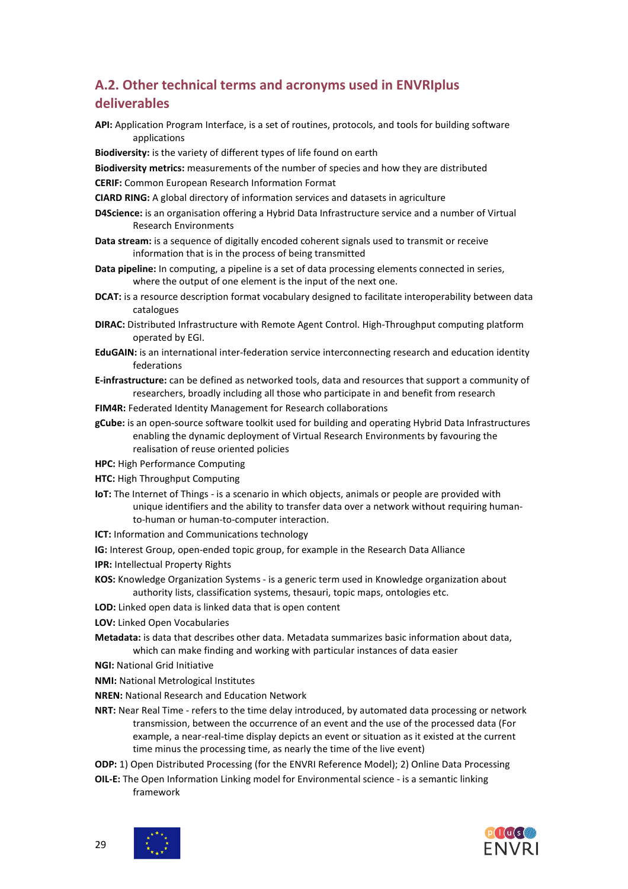## A.2. Other technical terms and acronyms used in ENVRIplus deliverables

**API:** Application Program Interface, is a set of routines, protocols, and tools for building software applications

**Biodiversity:** is the variety of different types of life found on earth

**Biodiversity metrics:** measurements of the number of species and how they are distributed

**CERIF:** Common European Research Information Format

**CIARD RING:** A global directory of information services and datasets in agriculture

**D4Science:** is an organisation offering a Hybrid Data Infrastructure service and a number of Virtual Research Environments

**Data stream:** is a sequence of digitally encoded coherent signals used to transmit or receive information that is in the process of being transmitted

**Data pipeline:** In computing, a pipeline is a set of data processing elements connected in series, where the output of one element is the input of the next one.

**DCAT:** is a resource description format vocabulary designed to facilitate interoperability between data catalogues

**DIRAC:** Distributed Infrastructure with Remote Agent Control. High-Throughput computing platform operated by EGI.

**EduGAIN:** is an international inter-federation service interconnecting research and education identity federations

**E-infrastructure:** can be defined as networked tools, data and resources that support a community of researchers, broadly including all those who participate in and benefit from research

**FIM4R:** Federated Identity Management for Research collaborations

**gCube:** is an open-source software toolkit used for building and operating Hybrid Data Infrastructures enabling the dynamic deployment of Virtual Research Environments by favouring the realisation of reuse oriented policies

**HPC:** High Performance Computing

**HTC:** High Throughput Computing

**IoT:** The Internet of Things - is a scenario in which objects, animals or people are provided with unique identifiers and the ability to transfer data over a network without requiring human-to-human or human-to-computer interaction.

**ICT:** Information and Communications technology

**IG:** Interest Group, open-ended topic group, for example in the Research Data Alliance

**IPR:** Intellectual Property Rights

**KOS:** Knowledge Organization Systems - is a generic term used in Knowledge organization about authority lists, classification systems, thesauri, topic maps, ontologies etc.

**LOD:** Linked open data is linked data that is open content

**LOV:** Linked Open Vocabularies

**Metadata:** is data that describes other data. Metadata summarizes basic information about data, which can make finding and working with particular instances of data easier

**NGI:** National Grid Initiative

**NMI:** National Metrological Institutes

**NREN:** National Research and Education Network

**NRT:** Near Real Time - refers to the time delay introduced, by automated data processing or network transmission, between the occurrence of an event and the use of the processed data (For example, a near-real-time display depicts an event or situation as it existed at the current time minus the processing time, as nearly the time of the live event)

**ODP:** 1) Open Distributed Processing (for the ENVRI Reference Model); 2) Online Data Processing

**OIL-E:** The Open Information Linking model for Environmental science - is a semantic linking framework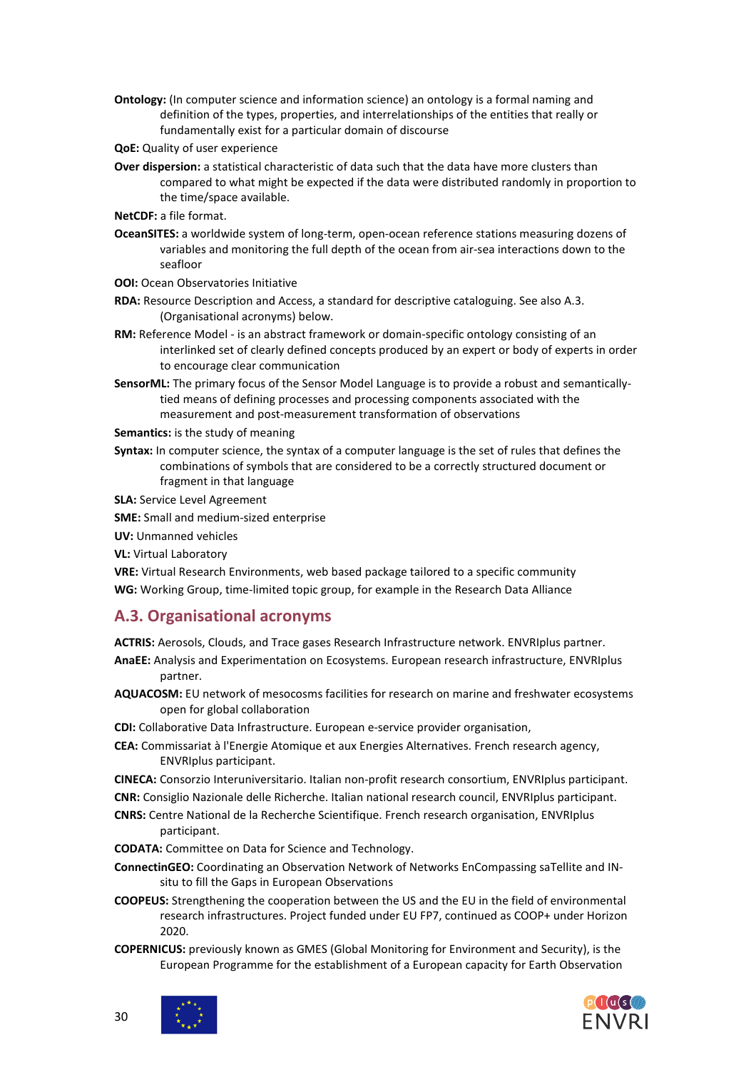**Ontology:** (In computer science and information science) an ontology is a formal naming and definition of the types, properties, and interrelationships of the entities that really or fundamentally exist for a particular domain of discourse

**QoE:** Quality of user experience

**Over dispersion:** a statistical characteristic of data such that the data have more clusters than compared to what might be expected if the data were distributed randomly in proportion to the time/space available.

**NetCDF:** a file format.

**OceanSITES:** a worldwide system of long-term, open-ocean reference stations measuring dozens of variables and monitoring the full depth of the ocean from air-sea interactions down to the seafloor

**OOI:** Ocean Observatories Initiative

**RDA:** Resource Description and Access, a standard for descriptive cataloguing. See also A.3. (Organisational acronyms) below.

**RM:** Reference Model - is an abstract framework or domain-specific ontology consisting of an interlinked set of clearly defined concepts produced by an expert or body of experts in order to encourage clear communication

**SensorML:** The primary focus of the Sensor Model Language is to provide a robust and semantically-tied means of defining processes and processing components associated with the measurement and post-measurement transformation of observations

**Semantics:** is the study of meaning

**Syntax:** In computer science, the syntax of a computer language is the set of rules that defines the combinations of symbols that are considered to be a correctly structured document or fragment in that language

**SLA:** Service Level Agreement

**SME:** Small and medium-sized enterprise

**UV:** Unmanned vehicles

**VL:** Virtual Laboratory

**VRE:** Virtual Research Environments, web based package tailored to a specific community

**WG:** Working Group, time-limited topic group, for example in the Research Data Alliance

## A.3. Organisational acronyms

**ACTRIS:** Aerosols, Clouds, and Trace gases Research Infrastructure network. ENVRIplus partner.

**AnaEE:** Analysis and Experimentation on Ecosystems. European research infrastructure, ENVRIplus partner.

**AQUACOSM:** EU network of mesocosms facilities for research on marine and freshwater ecosystems open for global collaboration

**CDI:** Collaborative Data Infrastructure. European e-service provider organisation,

**CEA:** Commissariat à l'Energie Atomique et aux Energies Alternatives. French research agency, ENVRIplus participant.

**CINECA:** Consorzio Interuniversitario. Italian non-profit research consortium, ENVRIplus participant.

**CNR:** Consiglio Nazionale delle Richerche. Italian national research council, ENVRIplus participant.

**CNRS:** Centre National de la Recherche Scientifique. French research organisation, ENVRIplus participant.

**CODATA:** Committee on Data for Science and Technology.

**ConnectinGEO:** Coordinating an Observation Network of Networks EnCompassing saTellite and IN-situ to fill the Gaps in European Observations

**COOPEUS:** Strengthening the cooperation between the US and the EU in the field of environmental research infrastructures. Project funded under EU FP7, continued as COOP+ under Horizon 2020.

**COPERNICUS:** previously known as GMES (Global Monitoring for Environment and Security), is the European Programme for the establishment of a European capacity for Earth Observation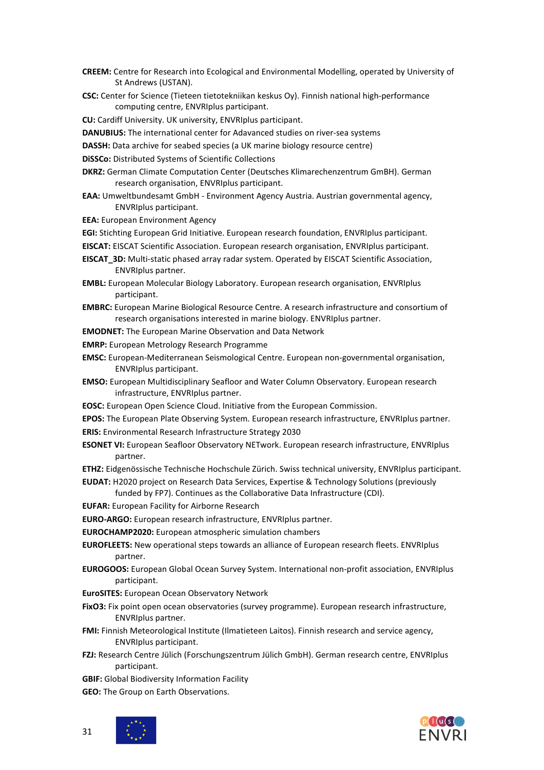**CREEM:** Centre for Research into Ecological and Environmental Modelling, operated by University of St Andrews (USTAN).

**CSC:** Center for Science (Tieteen tietotekniikan keskus Oy). Finnish national high-performance computing centre, ENVRIplus participant.

**CU:** Cardiff University. UK university, ENVRIplus participant.

**DANUBIUS:** The international center for Adavanced studies on river-sea systems

**DASSH:** Data archive for seabed species (a UK marine biology resource centre)

**DiSSCo:** Distributed Systems of Scientific Collections

**DKRZ:** German Climate Computation Center (Deutsches Klimarechenzentrum GmbH). German research organisation, ENVRIplus participant.

**EAA:** Umweltbundesamt GmbH - Environment Agency Austria. Austrian governmental agency, ENVRIplus participant.

**EEA:** European Environment Agency

**EGI:** Stichting European Grid Initiative. European research foundation, ENVRIplus participant.

**EISCAT:** EISCAT Scientific Association. European research organisation, ENVRIplus participant.

**EISCAT_3D:** Multi-static phased array radar system. Operated by EISCAT Scientific Association, ENVRIplus partner.

**EMBL:** European Molecular Biology Laboratory. European research organisation, ENVRIplus participant.

**EMBRC:** European Marine Biological Resource Centre. A research infrastructure and consortium of research organisations interested in marine biology. ENVRIplus partner.

**EMODNET:** The European Marine Observation and Data Network

**EMRP:** European Metrology Research Programme

**EMSC:** European-Mediterranean Seismological Centre. European non-governmental organisation, ENVRIplus participant.

**EMSO:** European Multidisciplinary Seafloor and Water Column Observatory. European research infrastructure, ENVRIplus partner.

**EOSC:** European Open Science Cloud. Initiative from the European Commission.

**EPOS:** The European Plate Observing System. European research infrastructure, ENVRIplus partner.

**ERIS:** Environmental Research Infrastructure Strategy 2030

**ESONET VI:** European Seafloor Observatory NETwork. European research infrastructure, ENVRIplus partner.

**ETHZ:** Eidgenössische Technische Hochschule Zürich. Swiss technical university, ENVRIplus participant.

**EUDAT:** H2020 project on Research Data Services, Expertise & Technology Solutions (previously funded by FP7). Continues as the Collaborative Data Infrastructure (CDI).

**EUFAR:** European Facility for Airborne Research

**EURO-ARGO:** European research infrastructure, ENVRIplus partner.

**EUROCHAMP2020:** European atmospheric simulation chambers

**EUROFLEETS:** New operational steps towards an alliance of European research fleets. ENVRIplus partner.

**EUROGOOS:** European Global Ocean Survey System. International non-profit association, ENVRIplus participant.

**EuroSITES:** European Ocean Observatory Network

**FixO3:** Fix point open ocean observatories (survey programme). European research infrastructure, ENVRIplus partner.

**FMI:** Finnish Meteorological Institute (Ilmatieteen Laitos). Finnish research and service agency, ENVRIplus participant.

**FZJ:** Research Centre Jülich (Forschungszentrum Jülich GmbH). German research centre, ENVRIplus participant.

**GBIF:** Global Biodiversity Information Facility

**GEO:** The Group on Earth Observations.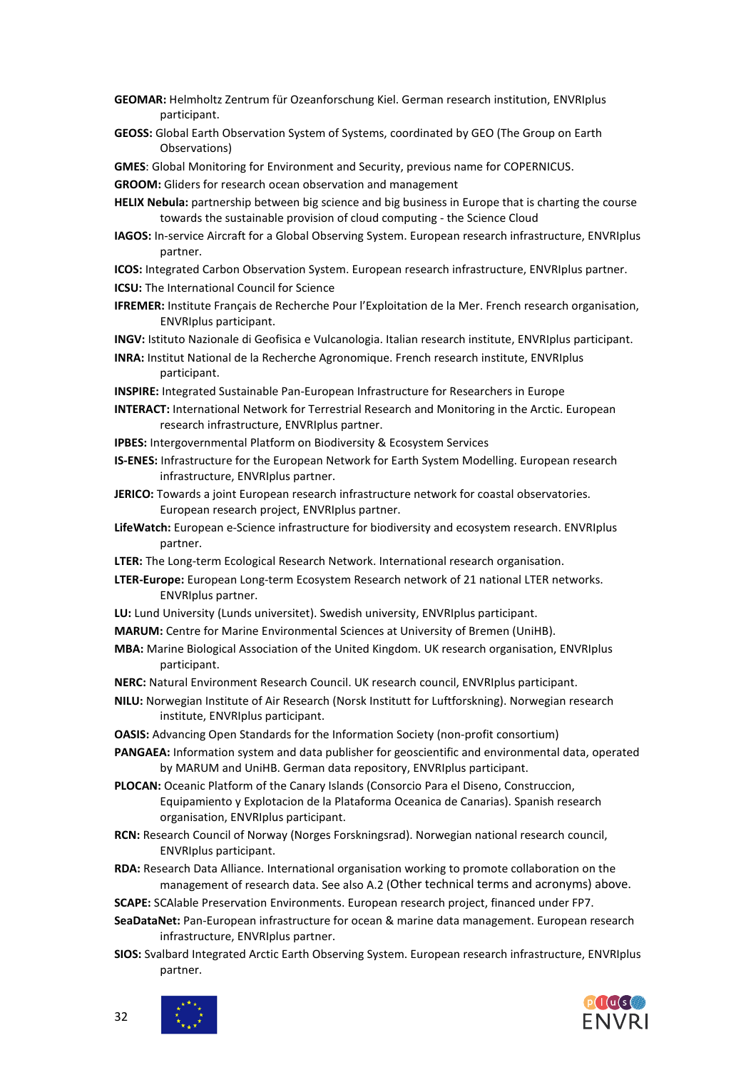**GEOMAR:** Helmholtz Zentrum für Ozeanforschung Kiel. German research institution, ENVRIplus participant.

**GEOSS:** Global Earth Observation System of Systems, coordinated by GEO (The Group on Earth Observations)

**GMES**: Global Monitoring for Environment and Security, previous name for COPERNICUS.

**GROOM:** Gliders for research ocean observation and management

**HELIX Nebula:** partnership between big science and big business in Europe that is charting the course towards the sustainable provision of cloud computing - the Science Cloud

**IAGOS:** In-service Aircraft for a Global Observing System. European research infrastructure, ENVRIplus partner.

**ICOS:** Integrated Carbon Observation System. European research infrastructure, ENVRIplus partner.

**ICSU:** The International Council for Science

**IFREMER:** Institute Français de Recherche Pour l'Exploitation de la Mer. French research organisation, ENVRIplus participant.

**INGV:** Istituto Nazionale di Geofisica e Vulcanologia. Italian research institute, ENVRIplus participant.

**INRA:** Institut National de la Recherche Agronomique. French research institute, ENVRIplus participant.

**INSPIRE:** Integrated Sustainable Pan-European Infrastructure for Researchers in Europe

**INTERACT:** International Network for Terrestrial Research and Monitoring in the Arctic. European research infrastructure, ENVRIplus partner.

**IPBES:** Intergovernmental Platform on Biodiversity & Ecosystem Services

**IS-ENES:** Infrastructure for the European Network for Earth System Modelling. European research infrastructure, ENVRIplus partner.

**JERICO:** Towards a joint European research infrastructure network for coastal observatories. European research project, ENVRIplus partner.

**LifeWatch:** European e-Science infrastructure for biodiversity and ecosystem research. ENVRIplus partner.

**LTER:** The Long-term Ecological Research Network. International research organisation.

**LTER-Europe:** European Long-term Ecosystem Research network of 21 national LTER networks. ENVRIplus partner.

**LU:** Lund University (Lunds universitet). Swedish university, ENVRIplus participant.

**MARUM:** Centre for Marine Environmental Sciences at University of Bremen (UniHB).

**MBA:** Marine Biological Association of the United Kingdom. UK research organisation, ENVRIplus participant.

**NERC:** Natural Environment Research Council. UK research council, ENVRIplus participant.

**NILU:** Norwegian Institute of Air Research (Norsk Institutt for Luftforskning). Norwegian research institute, ENVRIplus participant.

**OASIS:** Advancing Open Standards for the Information Society (non-profit consortium)

**PANGAEA:** Information system and data publisher for geoscientific and environmental data, operated by MARUM and UniHB. German data repository, ENVRIplus participant.

**PLOCAN:** Oceanic Platform of the Canary Islands (Consorcio Para el Diseno, Construccion, Equipamiento y Explotacion de la Plataforma Oceanica de Canarias). Spanish research organisation, ENVRIplus participant.

**RCN:** Research Council of Norway (Norges Forskningsrad). Norwegian national research council, ENVRIplus participant.

**RDA:** Research Data Alliance. International organisation working to promote collaboration on the management of research data. See also A.2 (Other technical terms and acronyms) above.

**SCAPE:** SCAlable Preservation Environments. European research project, financed under FP7.

**SeaDataNet:** Pan-European infrastructure for ocean & marine data management. European research infrastructure, ENVRIplus partner.

**SIOS:** Svalbard Integrated Arctic Earth Observing System. European research infrastructure, ENVRIplus partner.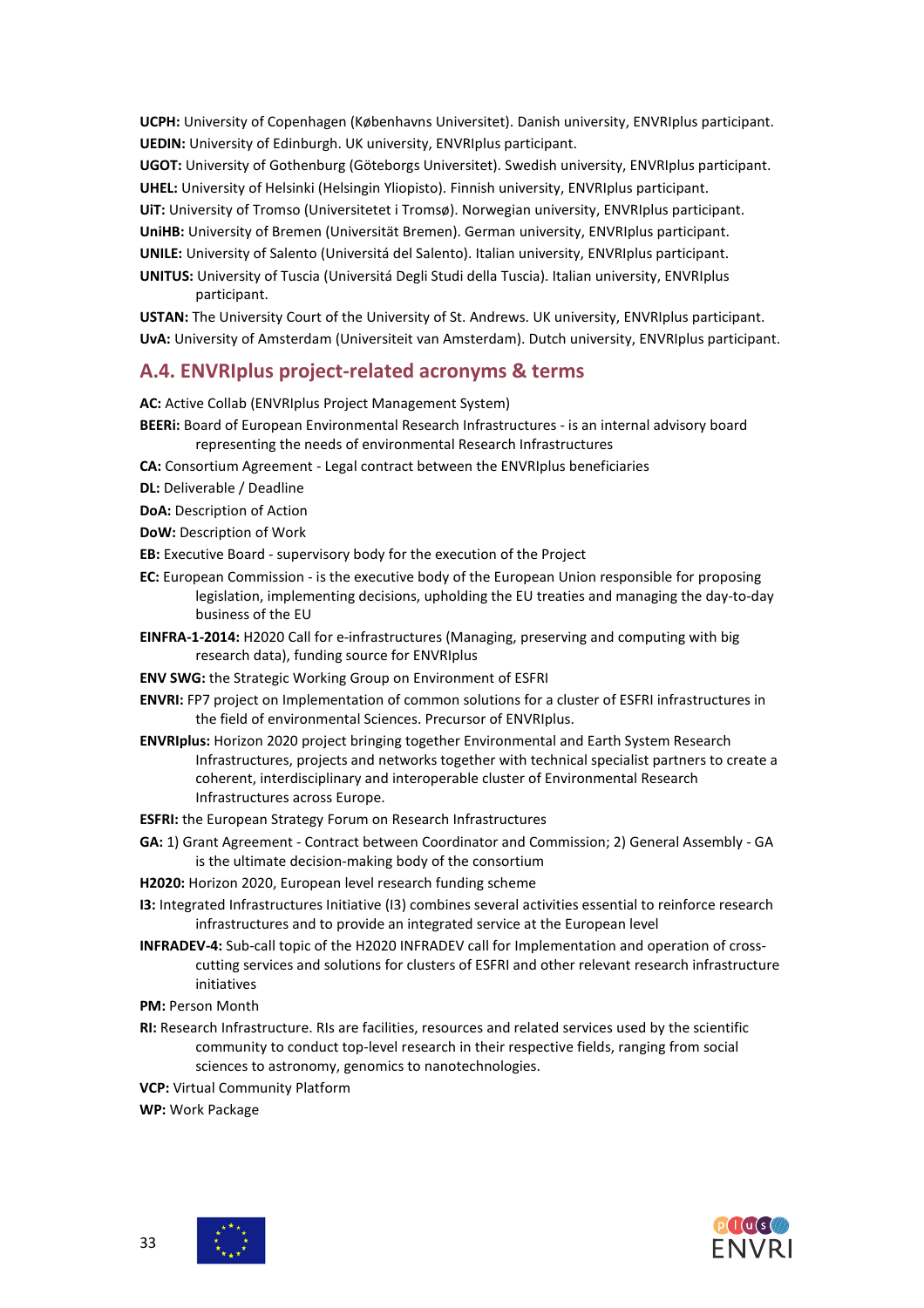**UCPH:** University of Copenhagen (Københavns Universitet). Danish university, ENVRIplus participant.

**UEDIN:** University of Edinburgh. UK university, ENVRIplus participant.

**UGOT:** University of Gothenburg (Göteborgs Universitet). Swedish university, ENVRIplus participant.

**UHEL:** University of Helsinki (Helsingin Yliopisto). Finnish university, ENVRIplus participant.

**UiT:** University of Tromso (Universitetet i Tromsø). Norwegian university, ENVRIplus participant.

**UniHB:** University of Bremen (Universität Bremen). German university, ENVRIplus participant.

**UNILE:** University of Salento (Universitá del Salento). Italian university, ENVRIplus participant.

**UNITUS:** University of Tuscia (Universitá Degli Studi della Tuscia). Italian university, ENVRIplus participant.

**USTAN:** The University Court of the University of St. Andrews. UK university, ENVRIplus participant.

**UvA:** University of Amsterdam (Universiteit van Amsterdam). Dutch university, ENVRIplus participant.

## A.4. ENVRIplus project-related acronyms & terms

**AC:** Active Collab (ENVRIplus Project Management System)

**BEERi:** Board of European Environmental Research Infrastructures - is an internal advisory board representing the needs of environmental Research Infrastructures

**CA:** Consortium Agreement - Legal contract between the ENVRIplus beneficiaries

**DL:** Deliverable / Deadline

**DoA:** Description of Action

**DoW:** Description of Work

**EB:** Executive Board - supervisory body for the execution of the Project

**EC:** European Commission - is the executive body of the European Union responsible for proposing legislation, implementing decisions, upholding the EU treaties and managing the day-to-day business of the EU

**EINFRA-1-2014:** H2020 Call for e-infrastructures (Managing, preserving and computing with big research data), funding source for ENVRIplus

**ENV SWG:** the Strategic Working Group on Environment of ESFRI

**ENVRI:** FP7 project on Implementation of common solutions for a cluster of ESFRI infrastructures in the field of environmental Sciences. Precursor of ENVRIplus.

**ENVRIplus:** Horizon 2020 project bringing together Environmental and Earth System Research Infrastructures, projects and networks together with technical specialist partners to create a coherent, interdisciplinary and interoperable cluster of Environmental Research Infrastructures across Europe.

**ESFRI:** the European Strategy Forum on Research Infrastructures

**GA:** 1) Grant Agreement - Contract between Coordinator and Commission; 2) General Assembly - GA is the ultimate decision-making body of the consortium

**H2020:** Horizon 2020, European level research funding scheme

**I3:** Integrated Infrastructures Initiative (I3) combines several activities essential to reinforce research infrastructures and to provide an integrated service at the European level

**INFRADEV-4:** Sub-call topic of the H2020 INFRADEV call for Implementation and operation of cross-cutting services and solutions for clusters of ESFRI and other relevant research infrastructure initiatives

**PM:** Person Month

**RI:** Research Infrastructure. RIs are facilities, resources and related services used by the scientific community to conduct top-level research in their respective fields, ranging from social sciences to astronomy, genomics to nanotechnologies.

**VCP:** Virtual Community Platform

**WP:** Work Package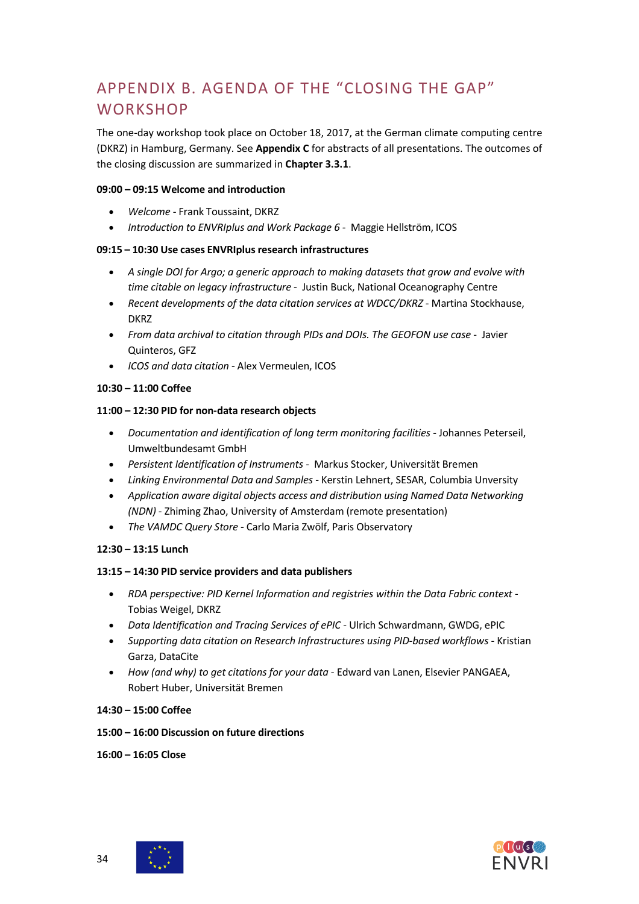# APPENDIX B. AGENDA OF THE "CLOSING THE GAP" WORKSHOP

The one-day workshop took place on October 18, 2017, at the German climate computing centre (DKRZ) in Hamburg, Germany. See **Appendix C** for abstracts of all presentations. The outcomes of the closing discussion are summarized in **Chapter 3.3.1**.

**09:00 – 09:15 Welcome and introduction**

- *Welcome* - Frank Toussaint, DKRZ
- *Introduction to ENVRIplus and Work Package 6* - Maggie Hellström, ICOS

**09:15 – 10:30 Use cases ENVRIplus research infrastructures**

- *A single DOI for Argo; a generic approach to making datasets that grow and evolve with time citable on legacy infrastructure* - Justin Buck, National Oceanography Centre
- *Recent developments of the data citation services at WDCC/DKRZ* - Martina Stockhause, DKRZ
- *From data archival to citation through PIDs and DOIs. The GEOFON use case* - Javier Quinteros, GFZ
- *ICOS and data citation* - Alex Vermeulen, ICOS

**10:30 – 11:00 Coffee**

**11:00 – 12:30 PID for non-data research objects**

- *Documentation and identification of long term monitoring facilities* - Johannes Peterseil, Umweltbundesamt GmbH
- *Persistent Identification of Instruments* - Markus Stocker, Universität Bremen
- *Linking Environmental Data and Samples* - Kerstin Lehnert, SESAR, Columbia Unversity
- *Application aware digital objects access and distribution using Named Data Networking (NDN)* - Zhiming Zhao, University of Amsterdam (remote presentation)
- *The VAMDC Query Store* - Carlo Maria Zwölf, Paris Observatory

**12:30 – 13:15 Lunch**

**13:15 – 14:30 PID service providers and data publishers**

- *RDA perspective: PID Kernel Information and registries within the Data Fabric context* - Tobias Weigel, DKRZ
- *Data Identification and Tracing Services of ePIC* - Ulrich Schwardmann, GWDG, ePIC
- *Supporting data citation on Research Infrastructures using PID-based workflows* - Kristian Garza, DataCite
- *How (and why) to get citations for your data* - Edward van Lanen, Elsevier PANGAEA, Robert Huber, Universität Bremen

**14:30 – 15:00 Coffee**

**15:00 – 16:00 Discussion on future directions**

**16:00 – 16:05 Close**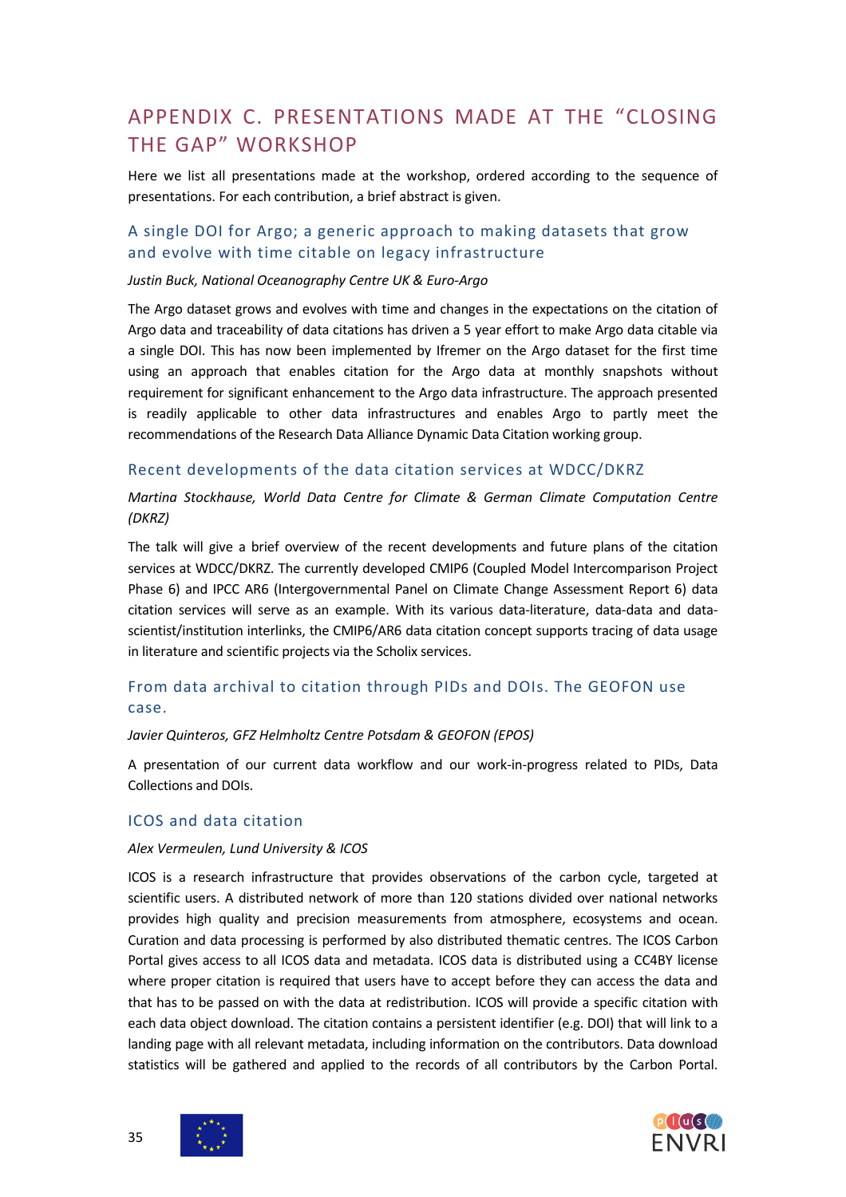# APPENDIX C. PRESENTATIONS MADE AT THE "CLOSING THE GAP" WORKSHOP

Here we list all presentations made at the workshop, ordered according to the sequence of presentations. For each contribution, a brief abstract is given.

## A single DOI for Argo; a generic approach to making datasets that grow and evolve with time citable on legacy infrastructure

*Justin Buck, National Oceanography Centre UK & Euro-Argo*

The Argo dataset grows and evolves with time and changes in the expectations on the citation of Argo data and traceability of data citations has driven a 5 year effort to make Argo data citable via a single DOI. This has now been implemented by Ifremer on the Argo dataset for the first time using an approach that enables citation for the Argo data at monthly snapshots without requirement for significant enhancement to the Argo data infrastructure. The approach presented is readily applicable to other data infrastructures and enables Argo to partly meet the recommendations of the Research Data Alliance Dynamic Data Citation working group.

## Recent developments of the data citation services at WDCC/DKRZ

*Martina Stockhause, World Data Centre for Climate & German Climate Computation Centre (DKRZ)*

The talk will give a brief overview of the recent developments and future plans of the citation services at WDCC/DKRZ. The currently developed CMIP6 (Coupled Model Intercomparison Project Phase 6) and IPCC AR6 (Intergovernmental Panel on Climate Change Assessment Report 6) data citation services will serve as an example. With its various data-literature, data-data and data-scientist/institution interlinks, the CMIP6/AR6 data citation concept supports tracing of data usage in literature and scientific projects via the Scholix services.

## From data archival to citation through PIDs and DOIs. The GEOFON use case.

*Javier Quinteros, GFZ Helmholtz Centre Potsdam & GEOFON (EPOS)*

A presentation of our current data workflow and our work-in-progress related to PIDs, Data Collections and DOIs.

## ICOS and data citation

*Alex Vermeulen, Lund University & ICOS*

ICOS is a research infrastructure that provides observations of the carbon cycle, targeted at scientific users. A distributed network of more than 120 stations divided over national networks provides high quality and precision measurements from atmosphere, ecosystems and ocean. Curation and data processing is performed by also distributed thematic centres. The ICOS Carbon Portal gives access to all ICOS data and metadata. ICOS data is distributed using a CC4BY license where proper citation is required that users have to accept before they can access the data and that has to be passed on with the data at redistribution. ICOS will provide a specific citation with each data object download. The citation contains a persistent identifier (e.g. DOI) that will link to a landing page with all relevant metadata, including information on the contributors. Data download statistics will be gathered and applied to the records of all contributors by the Carbon Portal.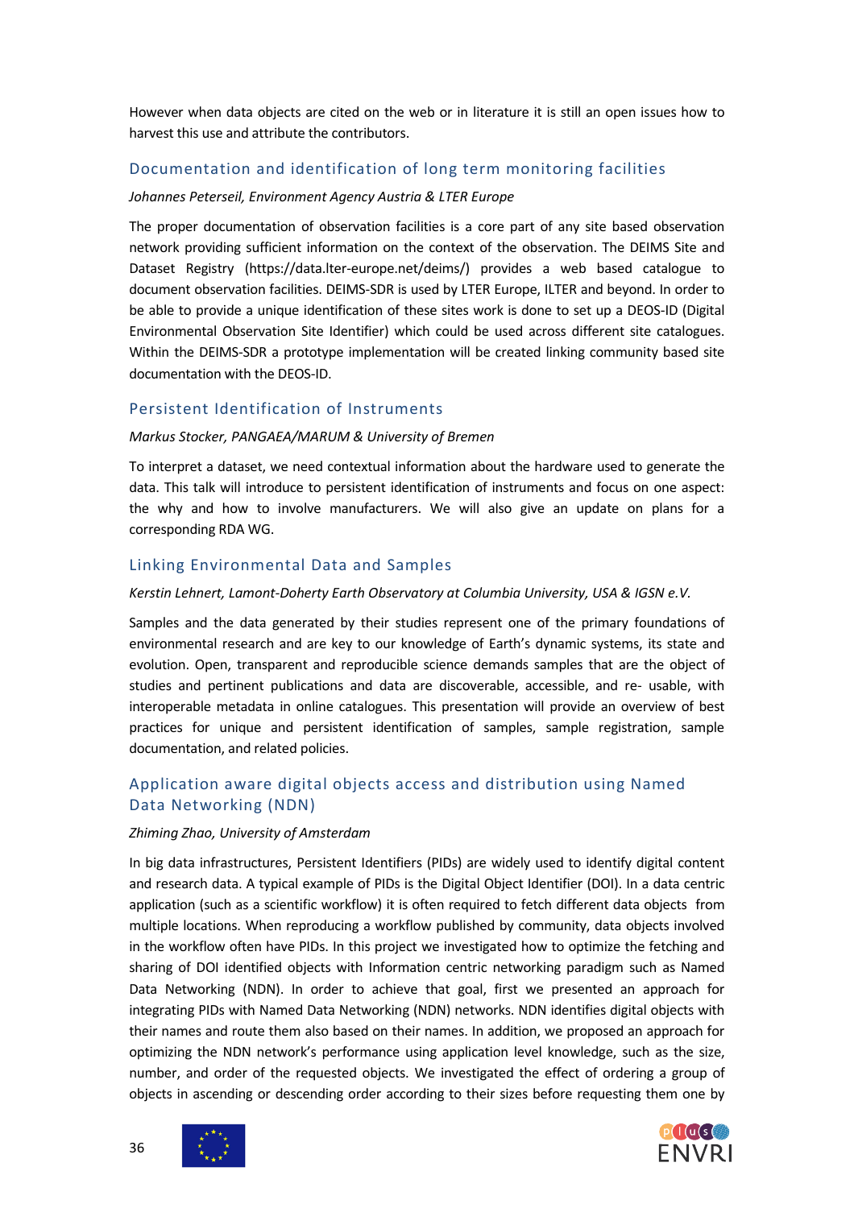However when data objects are cited on the web or in literature it is still an open issues how to harvest this use and attribute the contributors.

### Documentation and identification of long term monitoring facilities

*Johannes Peterseil, Environment Agency Austria & LTER Europe*

The proper documentation of observation facilities is a core part of any site based observation network providing sufficient information on the context of the observation. The DEIMS Site and Dataset Registry (https://data.lter-europe.net/deims/) provides a web based catalogue to document observation facilities. DEIMS-SDR is used by LTER Europe, ILTER and beyond. In order to be able to provide a unique identification of these sites work is done to set up a DEOS-ID (Digital Environmental Observation Site Identifier) which could be used across different site catalogues. Within the DEIMS-SDR a prototype implementation will be created linking community based site documentation with the DEOS-ID.

### Persistent Identification of Instruments

*Markus Stocker, PANGAEA/MARUM & University of Bremen*

To interpret a dataset, we need contextual information about the hardware used to generate the data. This talk will introduce to persistent identification of instruments and focus on one aspect: the why and how to involve manufacturers. We will also give an update on plans for a corresponding RDA WG.

### Linking Environmental Data and Samples

*Kerstin Lehnert, Lamont-Doherty Earth Observatory at Columbia University, USA & IGSN e.V.*

Samples and the data generated by their studies represent one of the primary foundations of environmental research and are key to our knowledge of Earth's dynamic systems, its state and evolution. Open, transparent and reproducible science demands samples that are the object of studies and pertinent publications and data are discoverable, accessible, and re- usable, with interoperable metadata in online catalogues. This presentation will provide an overview of best practices for unique and persistent identification of samples, sample registration, sample documentation, and related policies.

### Application aware digital objects access and distribution using Named Data Networking (NDN)

*Zhiming Zhao, University of Amsterdam*

In big data infrastructures, Persistent Identifiers (PIDs) are widely used to identify digital content and research data. A typical example of PIDs is the Digital Object Identifier (DOI). In a data centric application (such as a scientific workflow) it is often required to fetch different data objects from multiple locations. When reproducing a workflow published by community, data objects involved in the workflow often have PIDs. In this project we investigated how to optimize the fetching and sharing of DOI identified objects with Information centric networking paradigm such as Named Data Networking (NDN). In order to achieve that goal, first we presented an approach for integrating PIDs with Named Data Networking (NDN) networks. NDN identifies digital objects with their names and route them also based on their names. In addition, we proposed an approach for optimizing the NDN network's performance using application level knowledge, such as the size, number, and order of the requested objects. We investigated the effect of ordering a group of objects in ascending or descending order according to their sizes before requesting them one by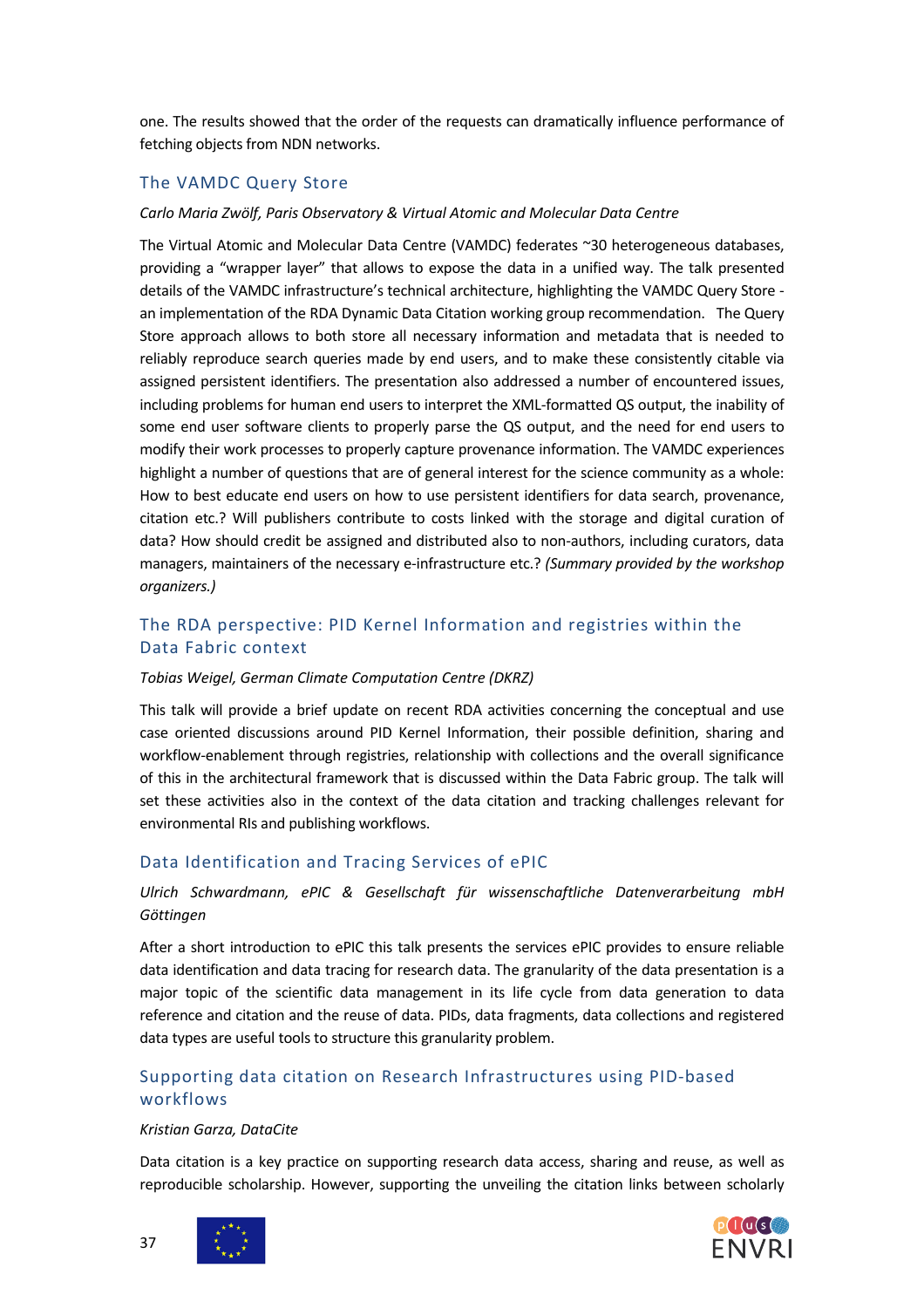one. The results showed that the order of the requests can dramatically influence performance of fetching objects from NDN networks.

### The VAMDC Query Store

*Carlo Maria Zwölf, Paris Observatory & Virtual Atomic and Molecular Data Centre*

The Virtual Atomic and Molecular Data Centre (VAMDC) federates ~30 heterogeneous databases, providing a "wrapper layer" that allows to expose the data in a unified way. The talk presented details of the VAMDC infrastructure's technical architecture, highlighting the VAMDC Query Store - an implementation of the RDA Dynamic Data Citation working group recommendation. The Query Store approach allows to both store all necessary information and metadata that is needed to reliably reproduce search queries made by end users, and to make these consistently citable via assigned persistent identifiers. The presentation also addressed a number of encountered issues, including problems for human end users to interpret the XML-formatted QS output, the inability of some end user software clients to properly parse the QS output, and the need for end users to modify their work processes to properly capture provenance information. The VAMDC experiences highlight a number of questions that are of general interest for the science community as a whole: How to best educate end users on how to use persistent identifiers for data search, provenance, citation etc.? Will publishers contribute to costs linked with the storage and digital curation of data? How should credit be assigned and distributed also to non-authors, including curators, data managers, maintainers of the necessary e-infrastructure etc.? *(Summary provided by the workshop organizers.)*

### The RDA perspective: PID Kernel Information and registries within the Data Fabric context

*Tobias Weigel, German Climate Computation Centre (DKRZ)*

This talk will provide a brief update on recent RDA activities concerning the conceptual and use case oriented discussions around PID Kernel Information, their possible definition, sharing and workflow-enablement through registries, relationship with collections and the overall significance of this in the architectural framework that is discussed within the Data Fabric group. The talk will set these activities also in the context of the data citation and tracking challenges relevant for environmental RIs and publishing workflows.

### Data Identification and Tracing Services of ePIC

*Ulrich Schwardmann, ePIC & Gesellschaft für wissenschaftliche Datenverarbeitung mbH Göttingen*

After a short introduction to ePIC this talk presents the services ePIC provides to ensure reliable data identification and data tracing for research data. The granularity of the data presentation is a major topic of the scientific data management in its life cycle from data generation to data reference and citation and the reuse of data. PIDs, data fragments, data collections and registered data types are useful tools to structure this granularity problem.

### Supporting data citation on Research Infrastructures using PID-based workflows

*Kristian Garza, DataCite*

Data citation is a key practice on supporting research data access, sharing and reuse, as well as reproducible scholarship. However, supporting the unveiling the citation links between scholarly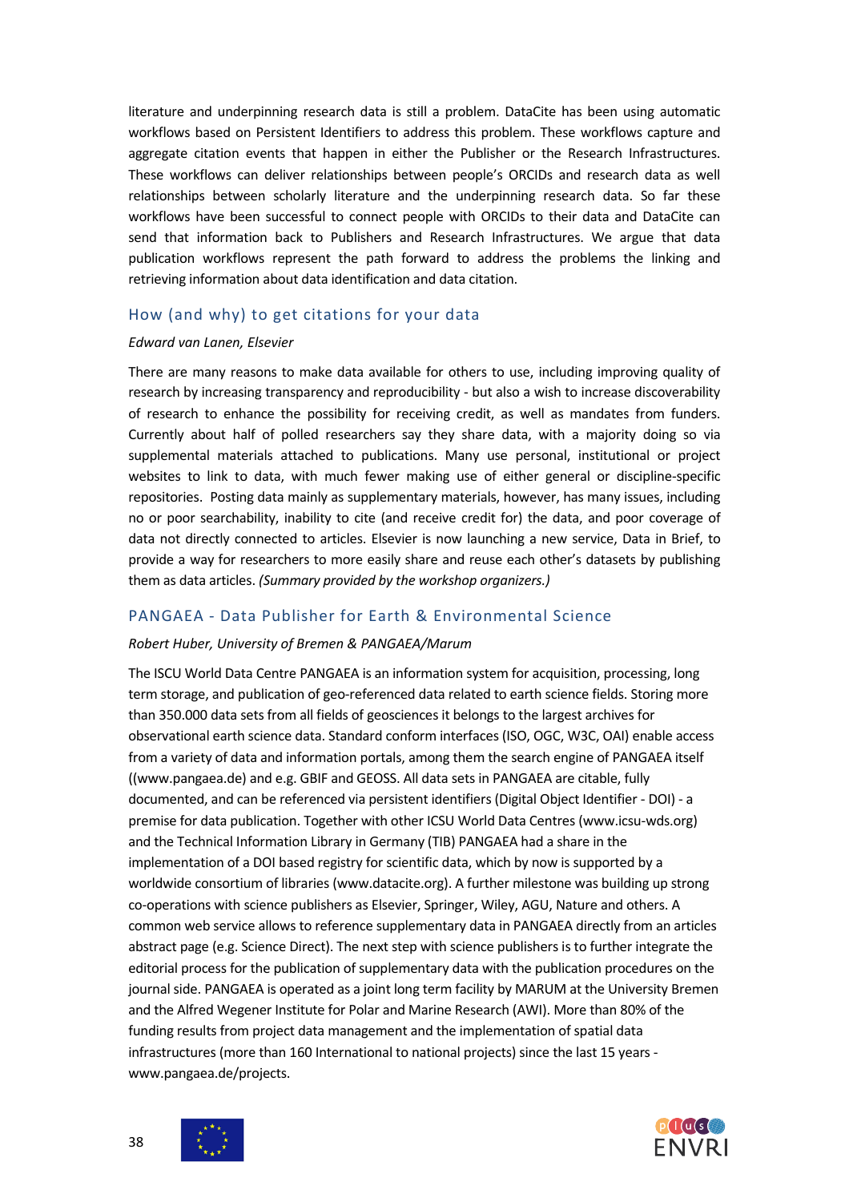literature and underpinning research data is still a problem. DataCite has been using automatic workflows based on Persistent Identifiers to address this problem. These workflows capture and aggregate citation events that happen in either the Publisher or the Research Infrastructures. These workflows can deliver relationships between people's ORCIDs and research data as well relationships between scholarly literature and the underpinning research data. So far these workflows have been successful to connect people with ORCIDs to their data and DataCite can send that information back to Publishers and Research Infrastructures. We argue that data publication workflows represent the path forward to address the problems the linking and retrieving information about data identification and data citation.

## How (and why) to get citations for your data

*Edward van Lanen, Elsevier*

There are many reasons to make data available for others to use, including improving quality of research by increasing transparency and reproducibility - but also a wish to increase discoverability of research to enhance the possibility for receiving credit, as well as mandates from funders. Currently about half of polled researchers say they share data, with a majority doing so via supplemental materials attached to publications. Many use personal, institutional or project websites to link to data, with much fewer making use of either general or discipline-specific repositories. Posting data mainly as supplementary materials, however, has many issues, including no or poor searchability, inability to cite (and receive credit for) the data, and poor coverage of data not directly connected to articles. Elsevier is now launching a new service, Data in Brief, to provide a way for researchers to more easily share and reuse each other's datasets by publishing them as data articles. *(Summary provided by the workshop organizers.)*

## PANGAEA - Data Publisher for Earth & Environmental Science

*Robert Huber, University of Bremen & PANGAEA/Marum*

The ISCU World Data Centre PANGAEA is an information system for acquisition, processing, long term storage, and publication of geo-referenced data related to earth science fields. Storing more than 350.000 data sets from all fields of geosciences it belongs to the largest archives for observational earth science data. Standard conform interfaces (ISO, OGC, W3C, OAI) enable access from a variety of data and information portals, among them the search engine of PANGAEA itself ((www.pangaea.de) and e.g. GBIF and GEOSS. All data sets in PANGAEA are citable, fully documented, and can be referenced via persistent identifiers (Digital Object Identifier - DOI) - a premise for data publication. Together with other ICSU World Data Centres (www.icsu-wds.org) and the Technical Information Library in Germany (TIB) PANGAEA had a share in the implementation of a DOI based registry for scientific data, which by now is supported by a worldwide consortium of libraries (www.datacite.org). A further milestone was building up strong co-operations with science publishers as Elsevier, Springer, Wiley, AGU, Nature and others. A common web service allows to reference supplementary data in PANGAEA directly from an articles abstract page (e.g. Science Direct). The next step with science publishers is to further integrate the editorial process for the publication of supplementary data with the publication procedures on the journal side. PANGAEA is operated as a joint long term facility by MARUM at the University Bremen and the Alfred Wegener Institute for Polar and Marine Research (AWI). More than 80% of the funding results from project data management and the implementation of spatial data infrastructures (more than 160 International to national projects) since the last 15 years - www.pangaea.de/projects.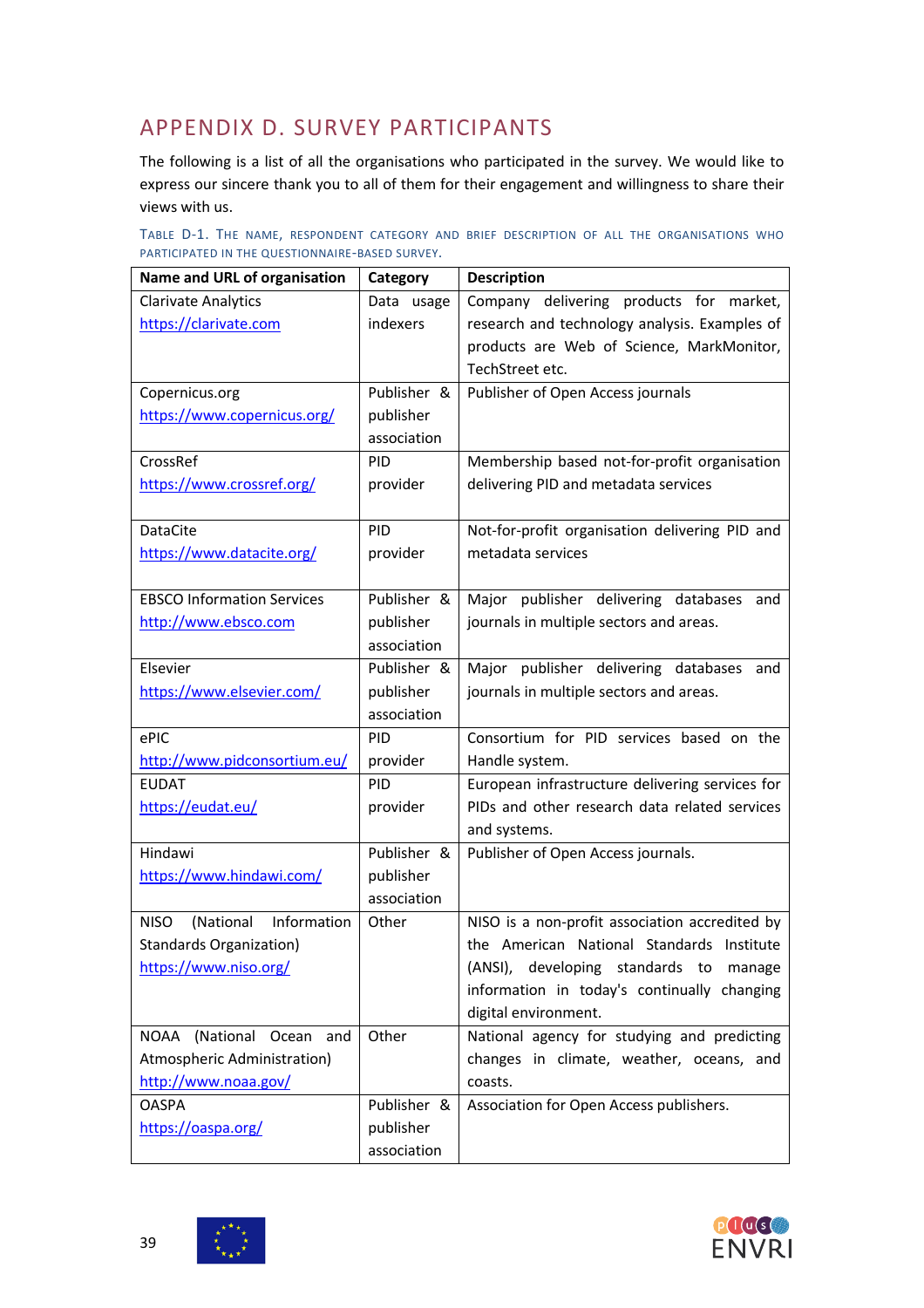# APPENDIX D. SURVEY PARTICIPANTS

The following is a list of all the organisations who participated in the survey. We would like to express our sincere thank you to all of them for their engagement and willingness to share their views with us.

TABLE D-1. THE NAME, RESPONDENT CATEGORY AND BRIEF DESCRIPTION OF ALL THE ORGANISATIONS WHO PARTICIPATED IN THE QUESTIONNAIRE-BASED SURVEY.

| Name and URL of organisation | Category | Description |
|---|---|---|
| Clarivate Analytics https://clarivate.com | Data usage indexers | Company delivering products for market, research and technology analysis. Examples of products are Web of Science, MarkMonitor, TechStreet etc. |
| Copernicus.org https://www.copernicus.org/ | Publisher & publisher association | Publisher of Open Access journals |
| CrossRef https://www.crossref.org/ | PID provider | Membership based not-for-profit organisation delivering PID and metadata services |
| DataCite https://www.datacite.org/ | PID provider | Not-for-profit organisation delivering PID and metadata services |
| EBSCO Information Services http://www.ebsco.com | Publisher & publisher association | Major publisher delivering databases and journals in multiple sectors and areas. |
| Elsevier https://www.elsevier.com/ | Publisher & publisher association | Major publisher delivering databases and journals in multiple sectors and areas. |
| ePIC http://www.pidconsortium.eu/ | PID provider | Consortium for PID services based on the Handle system. |
| EUDAT https://eudat.eu/ | PID provider | European infrastructure delivering services for PIDs and other research data related services and systems. |
| Hindawi https://www.hindawi.com/ | Publisher & publisher association | Publisher of Open Access journals. |
| NISO (National Information Standards Organization) https://www.niso.org/ | Other | NISO is a non-profit association accredited by the American National Standards Institute (ANSI), developing standards to manage information in today's continually changing digital environment. |
| NOAA (National Ocean and Atmospheric Administration) http://www.noaa.gov/ | Other | National agency for studying and predicting changes in climate, weather, oceans, and coasts. |
| OASPA https://oaspa.org/ | Publisher & publisher association | Association for Open Access publishers. |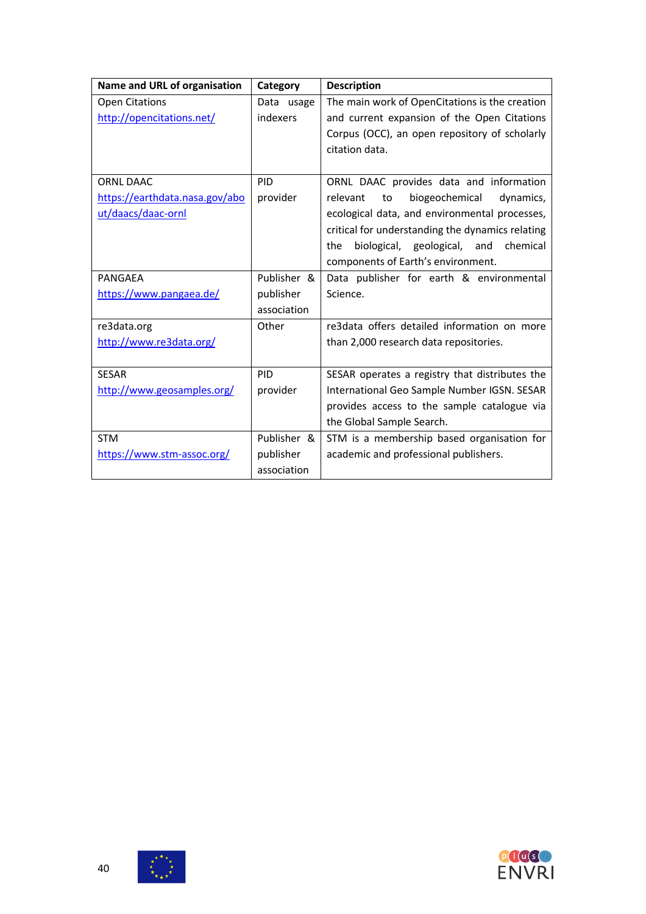| Name and URL of organisation | Category | Description |
|---|---|---|
| Open Citations<br>http://opencitations.net/ | Data usage indexers | The main work of OpenCitations is the creation and current expansion of the Open Citations Corpus (OCC), an open repository of scholarly citation data. |
| ORNL DAAC<br>https://earthdata.nasa.gov/about/daacs/daac-ornl | PID provider | ORNL DAAC provides data and information relevant to biogeochemical dynamics, ecological data, and environmental processes, critical for understanding the dynamics relating the biological, geological, and chemical components of Earth's environment. |
| PANGAEA<br>https://www.pangaea.de/ | Publisher & publisher association | Data publisher for earth & environmental Science. |
| re3data.org<br>http://www.re3data.org/ | Other | re3data offers detailed information on more than 2,000 research data repositories. |
| SESAR<br>http://www.geosamples.org/ | PID provider | SESAR operates a registry that distributes the International Geo Sample Number IGSN. SESAR provides access to the sample catalogue via the Global Sample Search. |
| STM<br>https://www.stm-assoc.org/ | Publisher & publisher association | STM is a membership based organisation for academic and professional publishers. |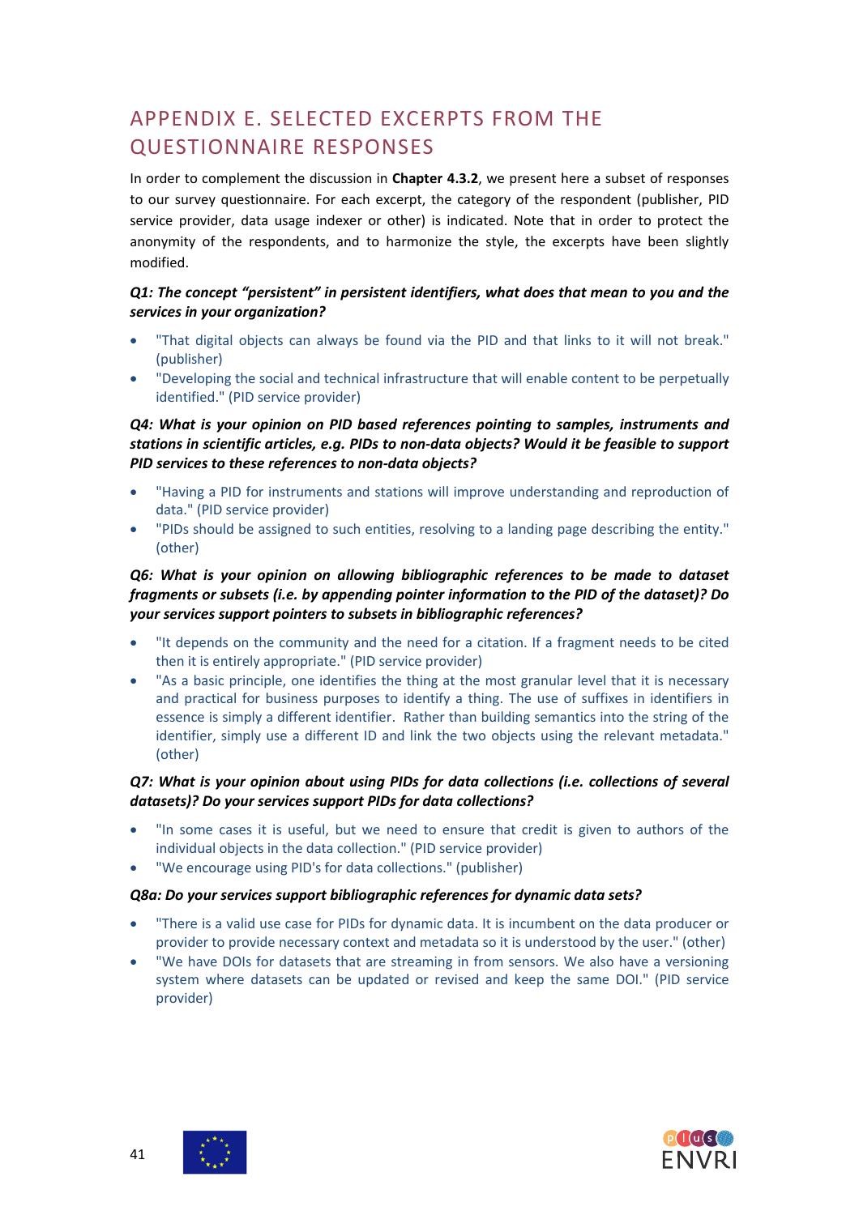# APPENDIX E. SELECTED EXCERPTS FROM THE QUESTIONNAIRE RESPONSES

In order to complement the discussion in **Chapter 4.3.2**, we present here a subset of responses to our survey questionnaire. For each excerpt, the category of the respondent (publisher, PID service provider, data usage indexer or other) is indicated. Note that in order to protect the anonymity of the respondents, and to harmonize the style, the excerpts have been slightly modified.

***Q1: The concept "persistent" in persistent identifiers, what does that mean to you and the services in your organization?***

- "That digital objects can always be found via the PID and that links to it will not break." (publisher)
- "Developing the social and technical infrastructure that will enable content to be perpetually identified." (PID service provider)

***Q4: What is your opinion on PID based references pointing to samples, instruments and stations in scientific articles, e.g. PIDs to non-data objects? Would it be feasible to support PID services to these references to non-data objects?***

- "Having a PID for instruments and stations will improve understanding and reproduction of data." (PID service provider)
- "PIDs should be assigned to such entities, resolving to a landing page describing the entity." (other)

***Q6: What is your opinion on allowing bibliographic references to be made to dataset fragments or subsets (i.e. by appending pointer information to the PID of the dataset)? Do your services support pointers to subsets in bibliographic references?***

- "It depends on the community and the need for a citation. If a fragment needs to be cited then it is entirely appropriate." (PID service provider)
- "As a basic principle, one identifies the thing at the most granular level that it is necessary and practical for business purposes to identify a thing. The use of suffixes in identifiers in essence is simply a different identifier. Rather than building semantics into the string of the identifier, simply use a different ID and link the two objects using the relevant metadata." (other)

***Q7: What is your opinion about using PIDs for data collections (i.e. collections of several datasets)? Do your services support PIDs for data collections?***

- "In some cases it is useful, but we need to ensure that credit is given to authors of the individual objects in the data collection." (PID service provider)
- "We encourage using PID's for data collections." (publisher)

***Q8a: Do your services support bibliographic references for dynamic data sets?***

- "There is a valid use case for PIDs for dynamic data. It is incumbent on the data producer or provider to provide necessary context and metadata so it is understood by the user." (other)
- "We have DOIs for datasets that are streaming in from sensors. We also have a versioning system where datasets can be updated or revised and keep the same DOI." (PID service provider)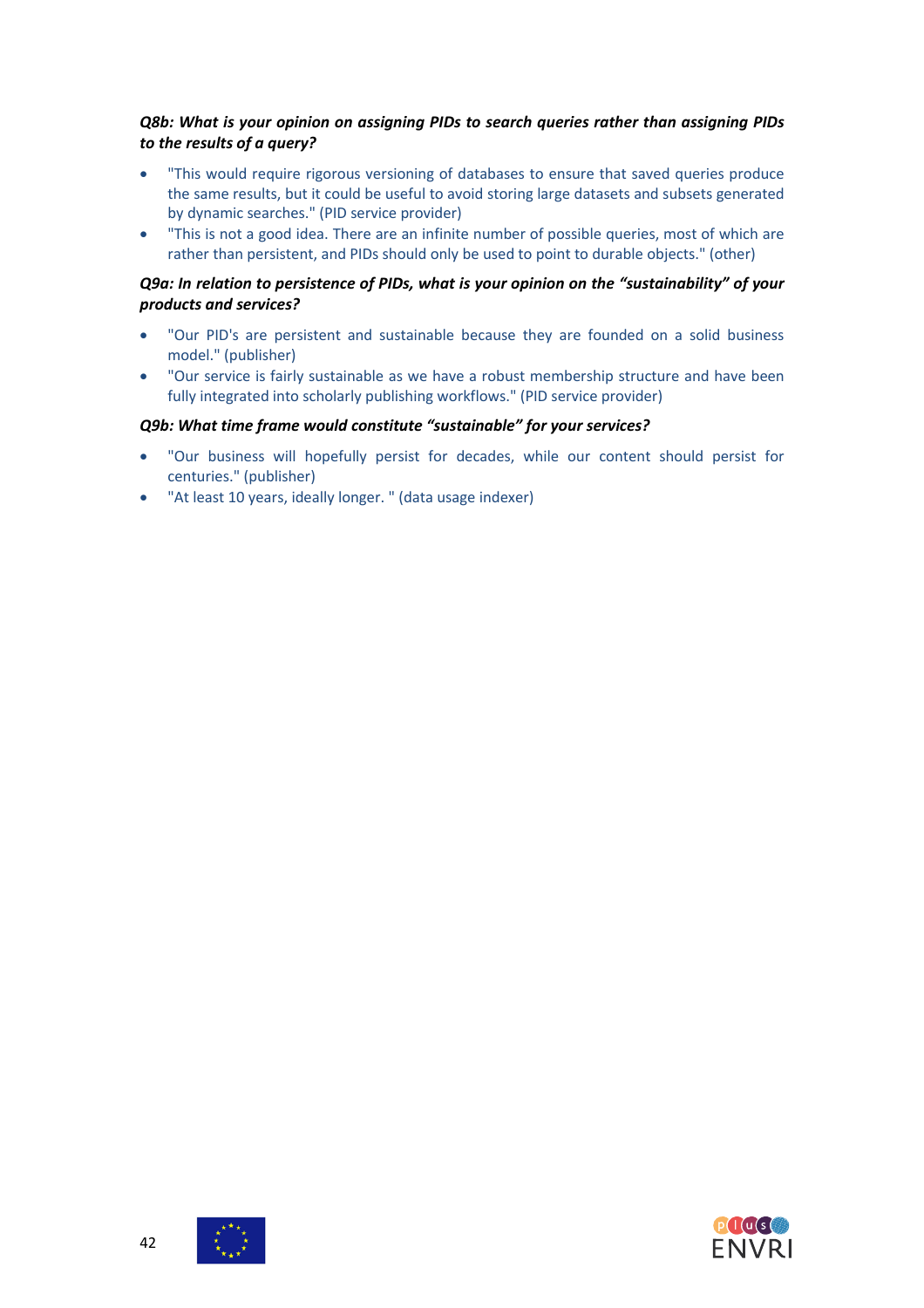***Q8b: What is your opinion on assigning PIDs to search queries rather than assigning PIDs to the results of a query?***

- "This would require rigorous versioning of databases to ensure that saved queries produce the same results, but it could be useful to avoid storing large datasets and subsets generated by dynamic searches." (PID service provider)
- "This is not a good idea. There are an infinite number of possible queries, most of which are rather than persistent, and PIDs should only be used to point to durable objects." (other)

***Q9a: In relation to persistence of PIDs, what is your opinion on the "sustainability" of your products and services?***

- "Our PID's are persistent and sustainable because they are founded on a solid business model." (publisher)
- "Our service is fairly sustainable as we have a robust membership structure and have been fully integrated into scholarly publishing workflows." (PID service provider)

***Q9b: What time frame would constitute "sustainable" for your services?***

- "Our business will hopefully persist for decades, while our content should persist for centuries." (publisher)
- "At least 10 years, ideally longer. " (data usage indexer)